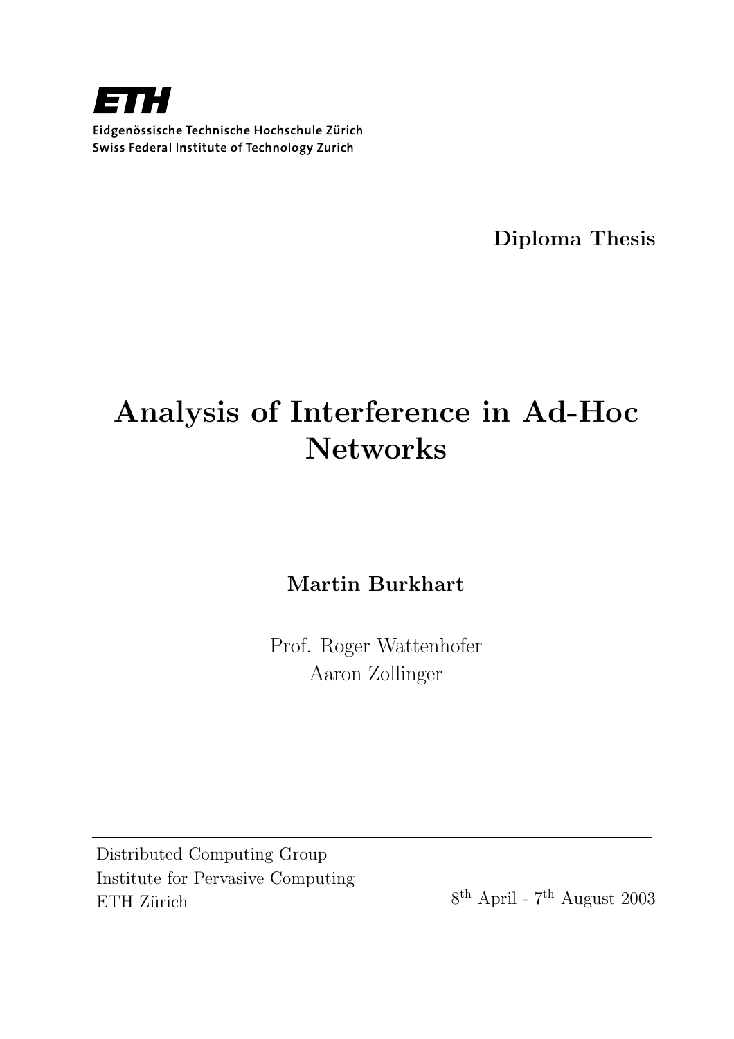**ETH**

Eidgenössische Technische Hochschule Zürich
Swiss Federal Institute of Technology Zurich

**Diploma Thesis**

# Analysis of Interference in Ad-Hoc Networks

**Martin Burkhart**

Prof. Roger Wattenhofer
Aaron Zollinger

Distributed Computing Group
Institute for Pervasive Computing
ETH Zürich

8th April - 7th August 2003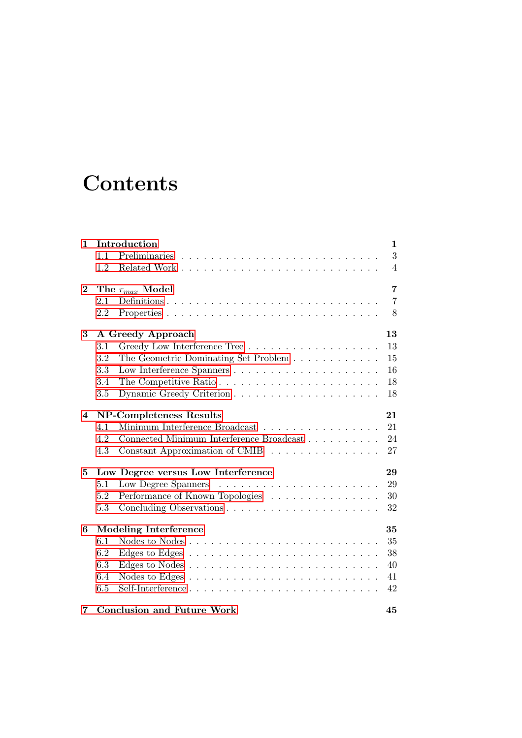# Contents

**1 Introduction** — **1**
- 1.1 Preliminaries — 3
- 1.2 Related Work — 4

**2 The $r_{max}$ Model** — **7**
- 2.1 Definitions — 7
- 2.2 Properties — 8

**3 A Greedy Approach** — **13**
- 3.1 Greedy Low Interference Tree — 13
- 3.2 The Geometric Dominating Set Problem — 15
- 3.3 Low Interference Spanners — 16
- 3.4 The Competitive Ratio — 18
- 3.5 Dynamic Greedy Criterion — 18

**4 NP-Completeness Results** — **21**
- 4.1 Minimum Interference Broadcast — 21
- 4.2 Connected Minimum Interference Broadcast — 24
- 4.3 Constant Approximation of CMIB — 27

**5 Low Degree versus Low Interference** — **29**
- 5.1 Low Degree Spanners — 29
- 5.2 Performance of Known Topologies — 30
- 5.3 Concluding Observations — 32

**6 Modeling Interference** — **35**
- 6.1 Nodes to Nodes — 35
- 6.2 Edges to Edges — 38
- 6.3 Edges to Nodes — 40
- 6.4 Nodes to Edges — 41
- 6.5 Self-Interference — 42

**7 Conclusion and Future Work** — **45**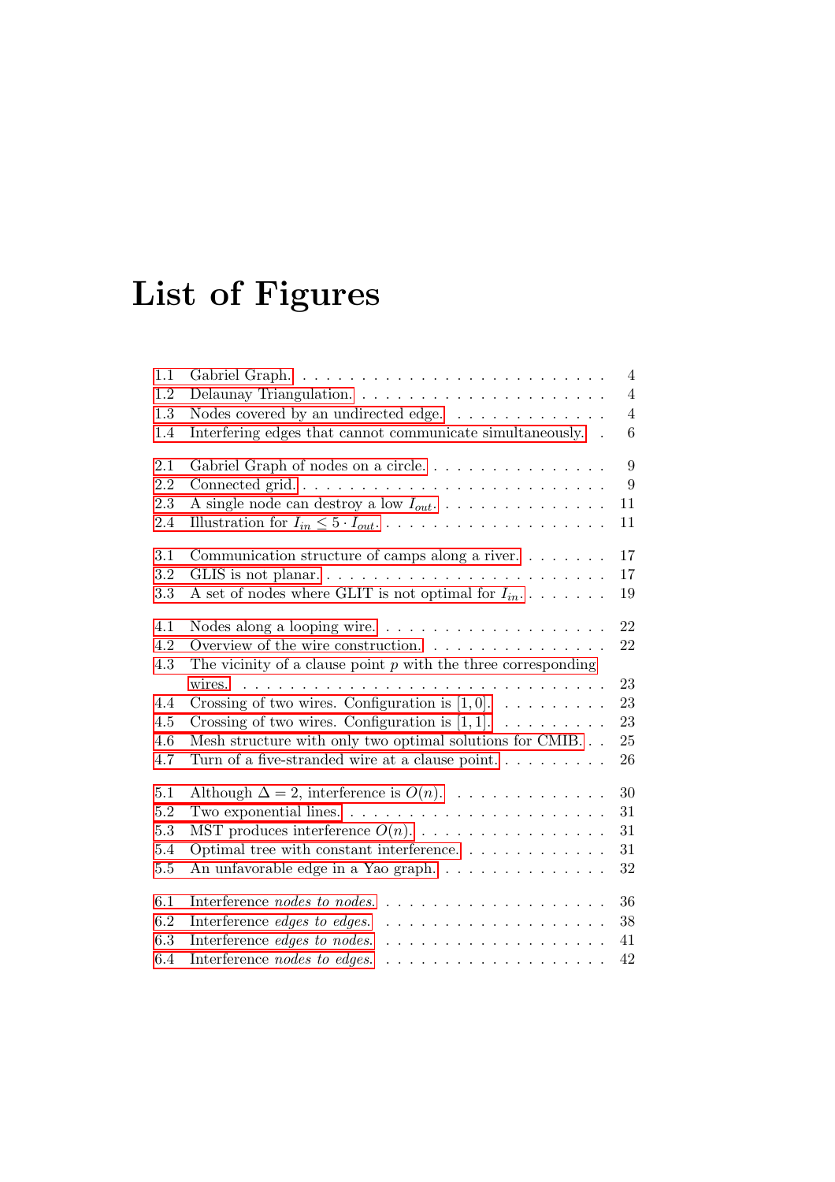# List of Figures

1.1 Gabriel Graph. . . . . . . . . . . . . . . . . . . . . . . . . . 4
1.2 Delaunay Triangulation. . . . . . . . . . . . . . . . . . . . . 4
1.3 Nodes covered by an undirected edge. . . . . . . . . . . . . . 4
1.4 Interfering edges that cannot communicate simultaneously. . 6

2.1 Gabriel Graph of nodes on a circle. . . . . . . . . . . . . . . . 9
2.2 Connected grid. . . . . . . . . . . . . . . . . . . . . . . . . . 9
2.3 A single node can destroy a low $I_{out}$. . . . . . . . . . . . . . . 11
2.4 Illustration for $I_{in} \leq 5 \cdot I_{out}$. . . . . . . . . . . . . . . . . . 11

3.1 Communication structure of camps along a river. . . . . . . 17
3.2 GLIS is not planar. . . . . . . . . . . . . . . . . . . . . . . . 17
3.3 A set of nodes where GLIT is not optimal for $I_{in}$. . . . . . . 19

4.1 Nodes along a looping wire. . . . . . . . . . . . . . . . . . . 22
4.2 Overview of the wire construction. . . . . . . . . . . . . . . . 22
4.3 The vicinity of a clause point $p$ with the three corresponding wires. . . . . . . . . . . . . . . . . . . . . . . . . . . . . . . 23
4.4 Crossing of two wires. Configuration is $[1, 0]$. . . . . . . . . . 23
4.5 Crossing of two wires. Configuration is $[1, 1]$. . . . . . . . . . 23
4.6 Mesh structure with only two optimal solutions for CMIB. . . 25
4.7 Turn of a five-stranded wire at a clause point. . . . . . . . . . 26

5.1 Although $\Delta = 2$, interference is $O(n)$. . . . . . . . . . . . . . 30
5.2 Two exponential lines. . . . . . . . . . . . . . . . . . . . . . . 31
5.3 MST produces interference $O(n)$. . . . . . . . . . . . . . . . . 31
5.4 Optimal tree with constant interference. . . . . . . . . . . . . 31
5.5 An unfavorable edge in a Yao graph. . . . . . . . . . . . . . . 32

6.1 Interference *nodes to nodes*. . . . . . . . . . . . . . . . . . . 36
6.2 Interference *edges to edges*. . . . . . . . . . . . . . . . . . . 38
6.3 Interference *edges to nodes*. . . . . . . . . . . . . . . . . . . 41
6.4 Interference *nodes to edges*. . . . . . . . . . . . . . . . . . . 42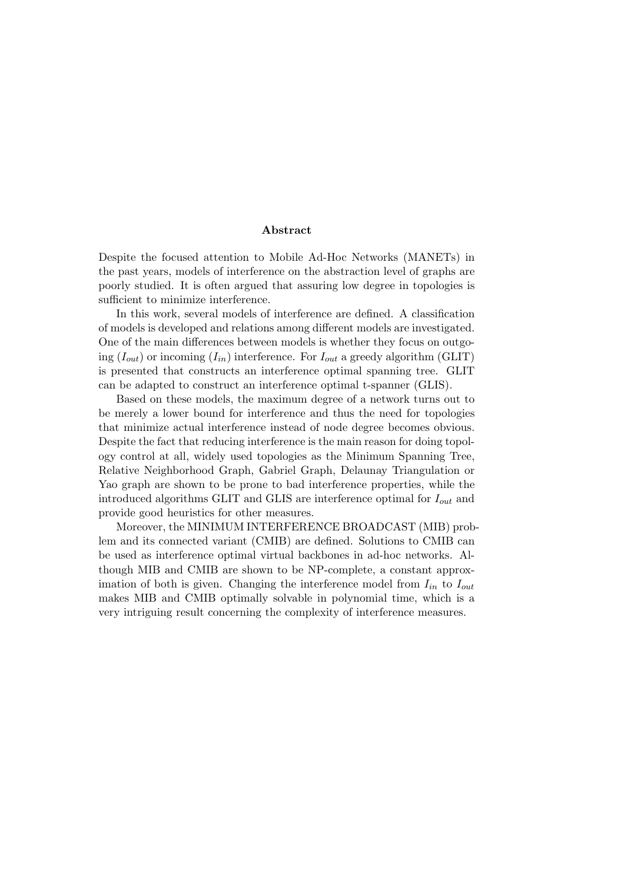## Abstract

Despite the focused attention to Mobile Ad-Hoc Networks (MANETs) in the past years, models of interference on the abstraction level of graphs are poorly studied. It is often argued that assuring low degree in topologies is sufficient to minimize interference.

In this work, several models of interference are defined. A classification of models is developed and relations among different models are investigated. One of the main differences between models is whether they focus on outgoing ($I_{out}$) or incoming ($I_{in}$) interference. For $I_{out}$ a greedy algorithm (GLIT) is presented that constructs an interference optimal spanning tree. GLIT can be adapted to construct an interference optimal t-spanner (GLIS).

Based on these models, the maximum degree of a network turns out to be merely a lower bound for interference and thus the need for topologies that minimize actual interference instead of node degree becomes obvious. Despite the fact that reducing interference is the main reason for doing topology control at all, widely used topologies as the Minimum Spanning Tree, Relative Neighborhood Graph, Gabriel Graph, Delaunay Triangulation or Yao graph are shown to be prone to bad interference properties, while the introduced algorithms GLIT and GLIS are interference optimal for $I_{out}$ and provide good heuristics for other measures.

Moreover, the MINIMUM INTERFERENCE BROADCAST (MIB) problem and its connected variant (CMIB) are defined. Solutions to CMIB can be used as interference optimal virtual backbones in ad-hoc networks. Although MIB and CMIB are shown to be NP-complete, a constant approximation of both is given. Changing the interference model from $I_{in}$ to $I_{out}$ makes MIB and CMIB optimally solvable in polynomial time, which is a very intriguing result concerning the complexity of interference measures.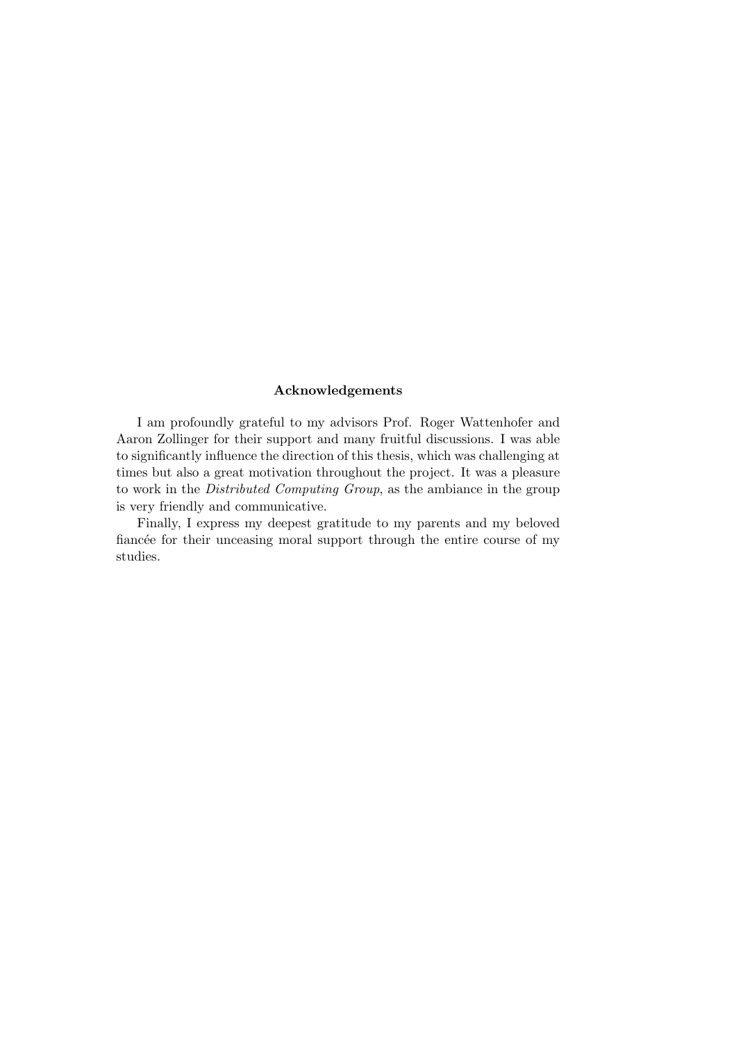## Acknowledgements

I am profoundly grateful to my advisors Prof. Roger Wattenhofer and Aaron Zollinger for their support and many fruitful discussions. I was able to significantly influence the direction of this thesis, which was challenging at times but also a great motivation throughout the project. It was a pleasure to work in the *Distributed Computing Group*, as the ambiance in the group is very friendly and communicative.

Finally, I express my deepest gratitude to my parents and my beloved fiancée for their unceasing moral support through the entire course of my studies.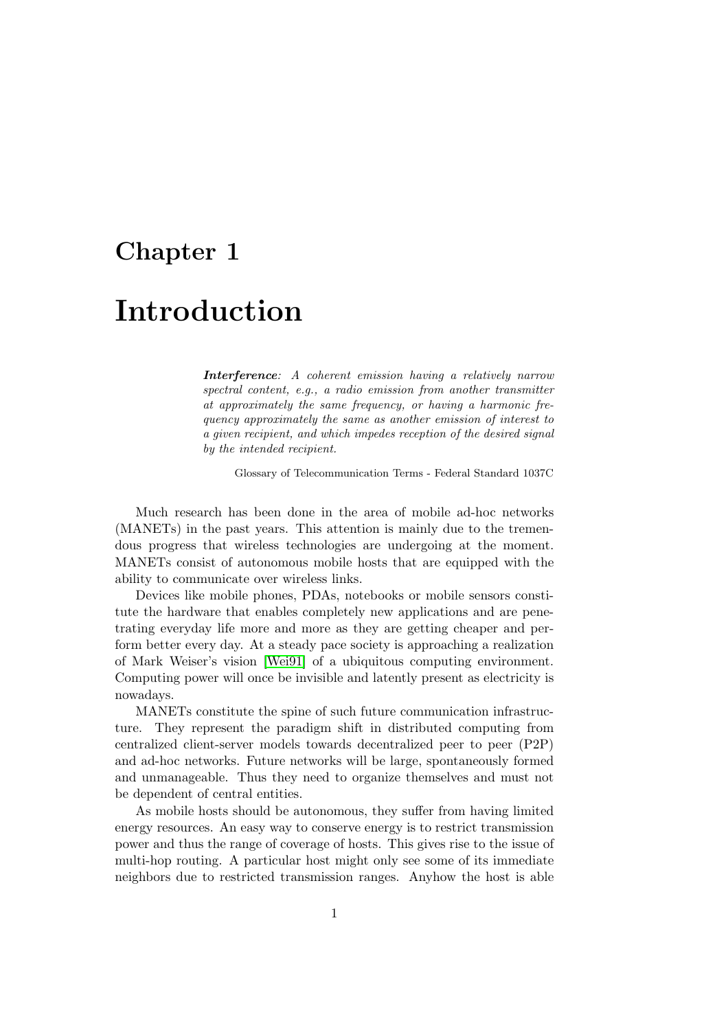# Chapter 1

# Introduction

> ***Interference**: A coherent emission having a relatively narrow spectral content, e.g., a radio emission from another transmitter at approximately the same frequency, or having a harmonic frequency approximately the same as another emission of interest to a given recipient, and which impedes reception of the desired signal by the intended recipient.*
>
> Glossary of Telecommunication Terms - Federal Standard 1037C

Much research has been done in the area of mobile ad-hoc networks (MANETs) in the past years. This attention is mainly due to the tremendous progress that wireless technologies are undergoing at the moment. MANETs consist of autonomous mobile hosts that are equipped with the ability to communicate over wireless links.

Devices like mobile phones, PDAs, notebooks or mobile sensors constitute the hardware that enables completely new applications and are penetrating everyday life more and more as they are getting cheaper and perform better every day. At a steady pace society is approaching a realization of Mark Weiser's vision [Wei91] of a ubiquitous computing environment. Computing power will once be invisible and latently present as electricity is nowadays.

MANETs constitute the spine of such future communication infrastructure. They represent the paradigm shift in distributed computing from centralized client-server models towards decentralized peer to peer (P2P) and ad-hoc networks. Future networks will be large, spontaneously formed and unmanageable. Thus they need to organize themselves and must not be dependent of central entities.

As mobile hosts should be autonomous, they suffer from having limited energy resources. An easy way to conserve energy is to restrict transmission power and thus the range of coverage of hosts. This gives rise to the issue of multi-hop routing. A particular host might only see some of its immediate neighbors due to restricted transmission ranges. Anyhow the host is able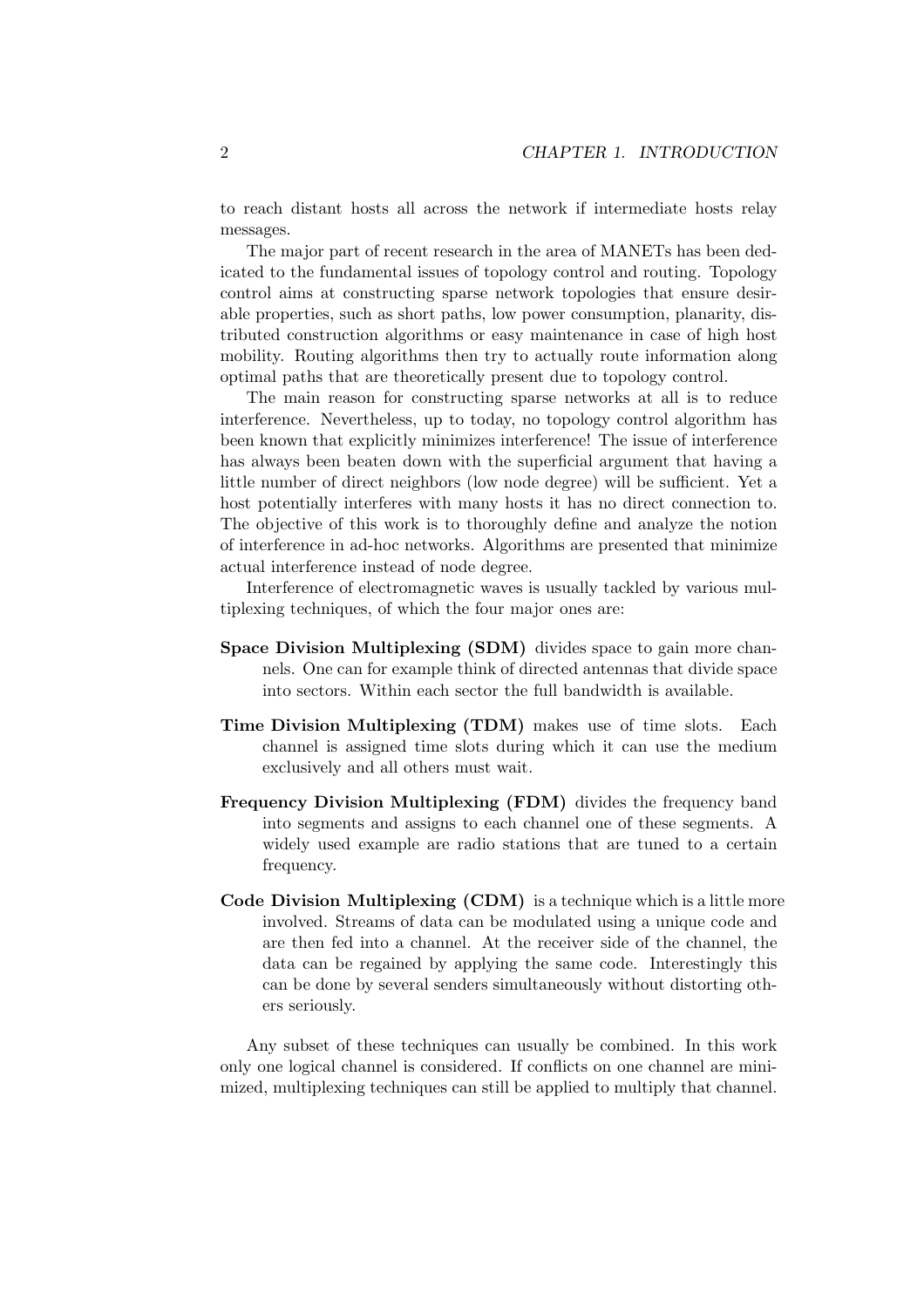to reach distant hosts all across the network if intermediate hosts relay messages.

The major part of recent research in the area of MANETs has been dedicated to the fundamental issues of topology control and routing. Topology control aims at constructing sparse network topologies that ensure desirable properties, such as short paths, low power consumption, planarity, distributed construction algorithms or easy maintenance in case of high host mobility. Routing algorithms then try to actually route information along optimal paths that are theoretically present due to topology control.

The main reason for constructing sparse networks at all is to reduce interference. Nevertheless, up to today, no topology control algorithm has been known that explicitly minimizes interference! The issue of interference has always been beaten down with the superficial argument that having a little number of direct neighbors (low node degree) will be sufficient. Yet a host potentially interferes with many hosts it has no direct connection to. The objective of this work is to thoroughly define and analyze the notion of interference in ad-hoc networks. Algorithms are presented that minimize actual interference instead of node degree.

Interference of electromagnetic waves is usually tackled by various multiplexing techniques, of which the four major ones are:

**Space Division Multiplexing (SDM)** divides space to gain more channels. One can for example think of directed antennas that divide space into sectors. Within each sector the full bandwidth is available.

**Time Division Multiplexing (TDM)** makes use of time slots. Each channel is assigned time slots during which it can use the medium exclusively and all others must wait.

**Frequency Division Multiplexing (FDM)** divides the frequency band into segments and assigns to each channel one of these segments. A widely used example are radio stations that are tuned to a certain frequency.

**Code Division Multiplexing (CDM)** is a technique which is a little more involved. Streams of data can be modulated using a unique code and are then fed into a channel. At the receiver side of the channel, the data can be regained by applying the same code. Interestingly this can be done by several senders simultaneously without distorting others seriously.

Any subset of these techniques can usually be combined. In this work only one logical channel is considered. If conflicts on one channel are minimized, multiplexing techniques can still be applied to multiply that channel.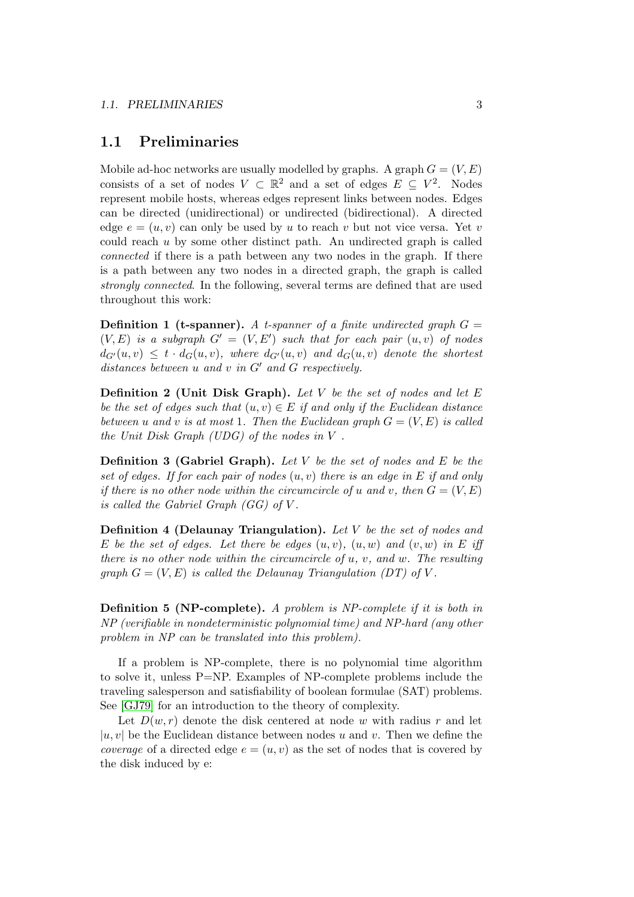## 1.1 Preliminaries

Mobile ad-hoc networks are usually modelled by graphs. A graph $G = (V, E)$ consists of a set of nodes $V \subset \mathbb{R}^2$ and a set of edges $E \subseteq V^2$. Nodes represent mobile hosts, whereas edges represent links between nodes. Edges can be directed (unidirectional) or undirected (bidirectional). A directed edge $e = (u, v)$ can only be used by $u$ to reach $v$ but not vice versa. Yet $v$ could reach $u$ by some other distinct path. An undirected graph is called *connected* if there is a path between any two nodes in the graph. If there is a path between any two nodes in a directed graph, the graph is called *strongly connected*. In the following, several terms are defined that are used throughout this work:

**Definition 1 (t-spanner).** *A t-spanner of a finite undirected graph $G = (V, E)$ is a subgraph $G' = (V, E')$ such that for each pair $(u, v)$ of nodes $d_{G'}(u, v) \leq t \cdot d_G(u, v)$, where $d_{G'}(u, v)$ and $d_G(u, v)$ denote the shortest distances between $u$ and $v$ in $G'$ and $G$ respectively.*

**Definition 2 (Unit Disk Graph).** *Let $V$ be the set of nodes and let $E$ be the set of edges such that $(u, v) \in E$ if and only if the Euclidean distance between $u$ and $v$ is at most 1. Then the Euclidean graph $G = (V, E)$ is called the Unit Disk Graph (UDG) of the nodes in $V$.*

**Definition 3 (Gabriel Graph).** *Let $V$ be the set of nodes and $E$ be the set of edges. If for each pair of nodes $(u, v)$ there is an edge in $E$ if and only if there is no other node within the circumcircle of $u$ and $v$, then $G = (V, E)$ is called the Gabriel Graph (GG) of $V$.*

**Definition 4 (Delaunay Triangulation).** *Let $V$ be the set of nodes and $E$ be the set of edges. Let there be edges $(u, v)$, $(u, w)$ and $(v, w)$ in $E$ iff there is no other node within the circumcircle of $u$, $v$, and $w$. The resulting graph $G = (V, E)$ is called the Delaunay Triangulation (DT) of $V$.*

**Definition 5 (NP-complete).** *A problem is NP-complete if it is both in NP (verifiable in nondeterministic polynomial time) and NP-hard (any other problem in NP can be translated into this problem).*

If a problem is NP-complete, there is no polynomial time algorithm to solve it, unless P=NP. Examples of NP-complete problems include the traveling salesperson and satisfiability of boolean formulae (SAT) problems. See [GJ79] for an introduction to the theory of complexity.

Let $D(w, r)$ denote the disk centered at node $w$ with radius $r$ and let $|u, v|$ be the Euclidean distance between nodes $u$ and $v$. Then we define the *coverage* of a directed edge $e = (u, v)$ as the set of nodes that is covered by the disk induced by e: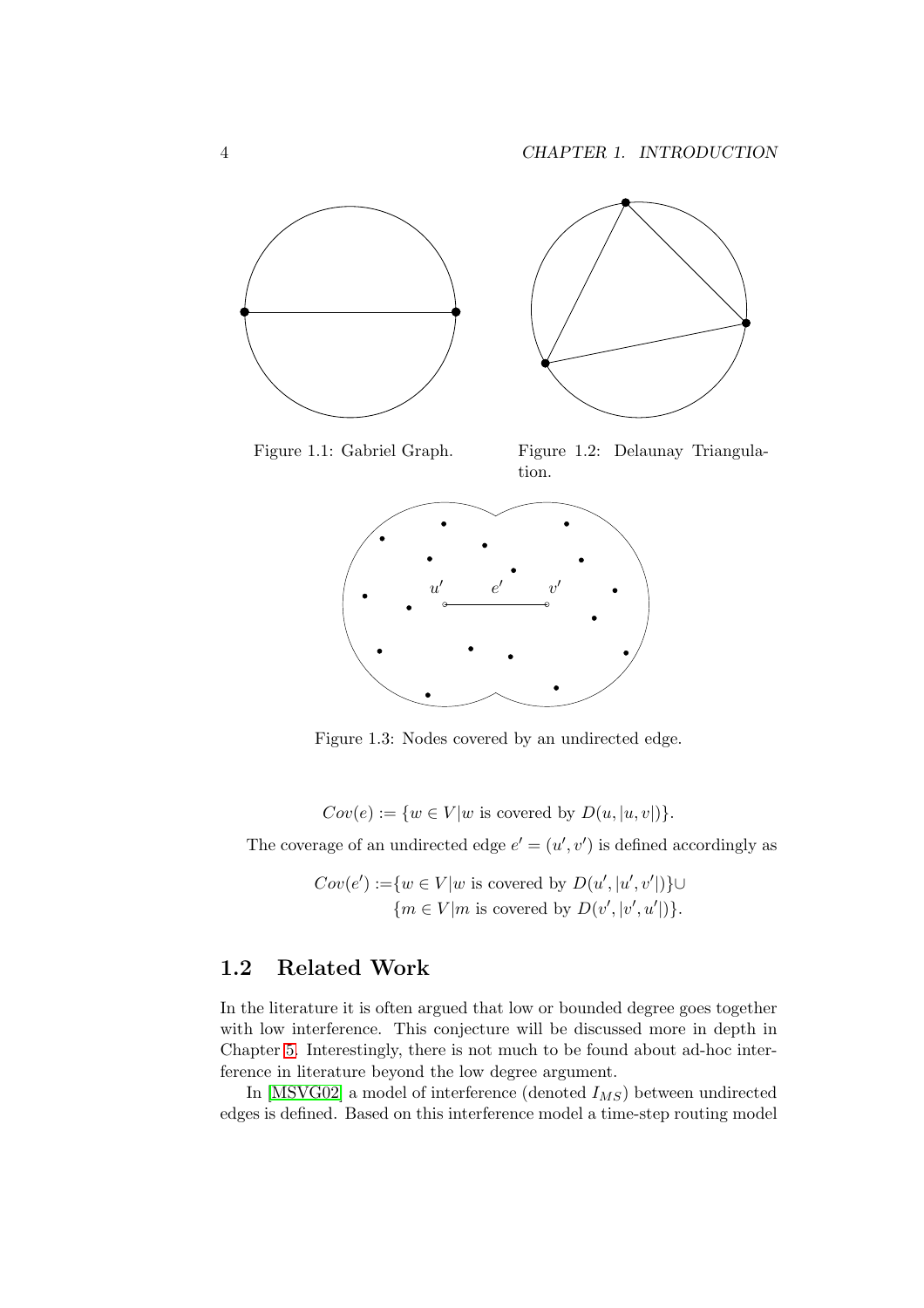Figure 1.1: Gabriel Graph.

Figure 1.2: Delaunay Triangulation.

Figure 1.3: Nodes covered by an undirected edge.

$$Cov(e) := \{w \in V | w \text{ is covered by } D(u, |u, v|)\}.$$

The coverage of an undirected edge $e' = (u', v')$ is defined accordingly as

$$\begin{aligned} Cov(e') := &\{w \in V | w \text{ is covered by } D(u', |u', v'|)\} \cup \\ &\{m \in V | m \text{ is covered by } D(v', |v', u'|)\}. \end{aligned}$$

## 1.2 Related Work

In the literature it is often argued that low or bounded degree goes together with low interference. This conjecture will be discussed more in depth in Chapter 5. Interestingly, there is not much to be found about ad-hoc interference in literature beyond the low degree argument.

In [MSVG02] a model of interference (denoted $I_{MS}$) between undirected edges is defined. Based on this interference model a time-step routing model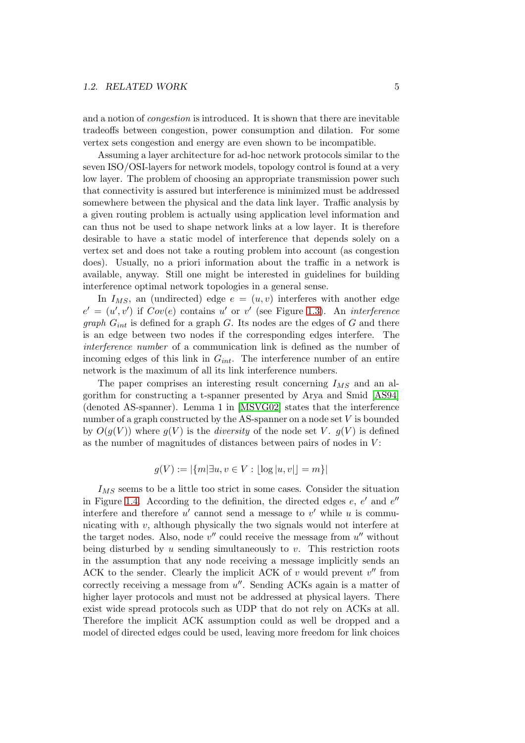and a notion of *congestion* is introduced. It is shown that there are inevitable tradeoffs between congestion, power consumption and dilation. For some vertex sets congestion and energy are even shown to be incompatible.

Assuming a layer architecture for ad-hoc network protocols similar to the seven ISO/OSI-layers for network models, topology control is found at a very low layer. The problem of choosing an appropriate transmission power such that connectivity is assured but interference is minimized must be addressed somewhere between the physical and the data link layer. Traffic analysis by a given routing problem is actually using application level information and can thus not be used to shape network links at a low layer. It is therefore desirable to have a static model of interference that depends solely on a vertex set and does not take a routing problem into account (as congestion does). Usually, no a priori information about the traffic in a network is available, anyway. Still one might be interested in guidelines for building interference optimal network topologies in a general sense.

In $I_{MS}$, an (undirected) edge $e = (u, v)$ interferes with another edge $e' = (u', v')$ if $Cov(e)$ contains $u'$ or $v'$ (see Figure 1.3). An *interference graph* $G_{int}$ is defined for a graph $G$. Its nodes are the edges of $G$ and there is an edge between two nodes if the corresponding edges interfere. The *interference number* of a communication link is defined as the number of incoming edges of this link in $G_{int}$. The interference number of an entire network is the maximum of all its link interference numbers.

The paper comprises an interesting result concerning $I_{MS}$ and an algorithm for constructing a t-spanner presented by Arya and Smid [AS94] (denoted AS-spanner). Lemma 1 in [MSVG02] states that the interference number of a graph constructed by the AS-spanner on a node set $V$ is bounded by $O(g(V))$ where $g(V)$ is the *diversity* of the node set $V$. $g(V)$ is defined as the number of magnitudes of distances between pairs of nodes in $V$:

$$g(V) := |\{m | \exists u, v \in V : \lfloor \log |u, v| \rfloor = m\}|$$

$I_{MS}$ seems to be a little too strict in some cases. Consider the situation in Figure 1.4. According to the definition, the directed edges $e$, $e'$ and $e''$ interfere and therefore $u'$ cannot send a message to $v'$ while $u$ is communicating with $v$, although physically the two signals would not interfere at the target nodes. Also, node $v''$ could receive the message from $u''$ without being disturbed by $u$ sending simultaneously to $v$. This restriction roots in the assumption that any node receiving a message implicitly sends an ACK to the sender. Clearly the implicit ACK of $v$ would prevent $v''$ from correctly receiving a message from $u''$. Sending ACKs again is a matter of higher layer protocols and must not be addressed at physical layers. There exist wide spread protocols such as UDP that do not rely on ACKs at all. Therefore the implicit ACK assumption could as well be dropped and a model of directed edges could be used, leaving more freedom for link choices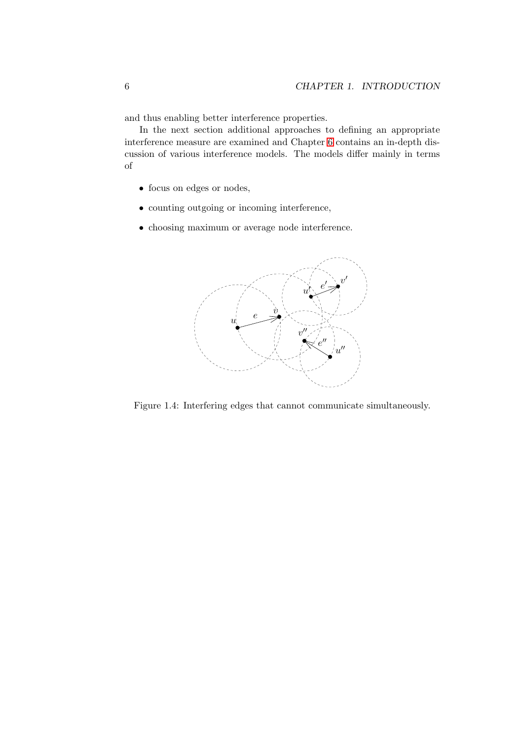and thus enabling better interference properties.

In the next section additional approaches to defining an appropriate interference measure are examined and Chapter 6 contains an in-depth discussion of various interference models. The models differ mainly in terms of

- focus on edges or nodes,
- counting outgoing or incoming interference,
- choosing maximum or average node interference.

Figure 1.4: Interfering edges that cannot communicate simultaneously.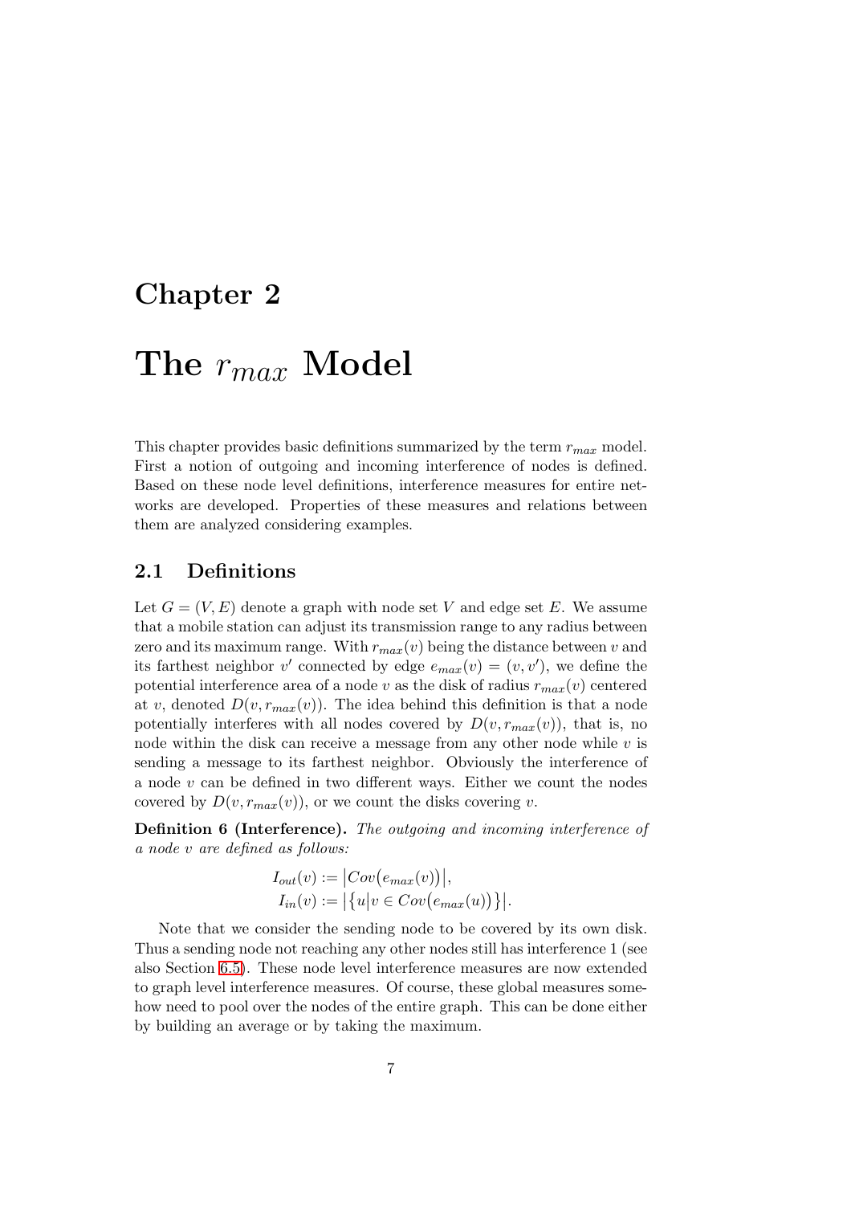# Chapter 2

# The $r_{max}$ Model

This chapter provides basic definitions summarized by the term $r_{max}$ model. First a notion of outgoing and incoming interference of nodes is defined. Based on these node level definitions, interference measures for entire networks are developed. Properties of these measures and relations between them are analyzed considering examples.

## 2.1 Definitions

Let $G = (V, E)$ denote a graph with node set $V$ and edge set $E$. We assume that a mobile station can adjust its transmission range to any radius between zero and its maximum range. With $r_{max}(v)$ being the distance between $v$ and its farthest neighbor $v'$ connected by edge $e_{max}(v) = (v, v')$, we define the potential interference area of a node $v$ as the disk of radius $r_{max}(v)$ centered at $v$, denoted $D(v, r_{max}(v))$. The idea behind this definition is that a node potentially interferes with all nodes covered by $D(v, r_{max}(v))$, that is, no node within the disk can receive a message from any other node while $v$ is sending a message to its farthest neighbor. Obviously the interference of a node $v$ can be defined in two different ways. Either we count the nodes covered by $D(v, r_{max}(v))$, or we count the disks covering $v$.

**Definition 6 (Interference).** *The outgoing and incoming interference of a node $v$ are defined as follows:*

$$
\begin{aligned}
I_{out}(v) &:= \big|Cov\big(e_{max}(v)\big)\big|, \\
I_{in}(v) &:= \big|\big\{u \big| v \in Cov\big(e_{max}(u)\big)\big\}\big|.
\end{aligned}
$$

Note that we consider the sending node to be covered by its own disk. Thus a sending node not reaching any other nodes still has interference 1 (see also Section 6.5). These node level interference measures are now extended to graph level interference measures. Of course, these global measures somehow need to pool over the nodes of the entire graph. This can be done either by building an average or by taking the maximum.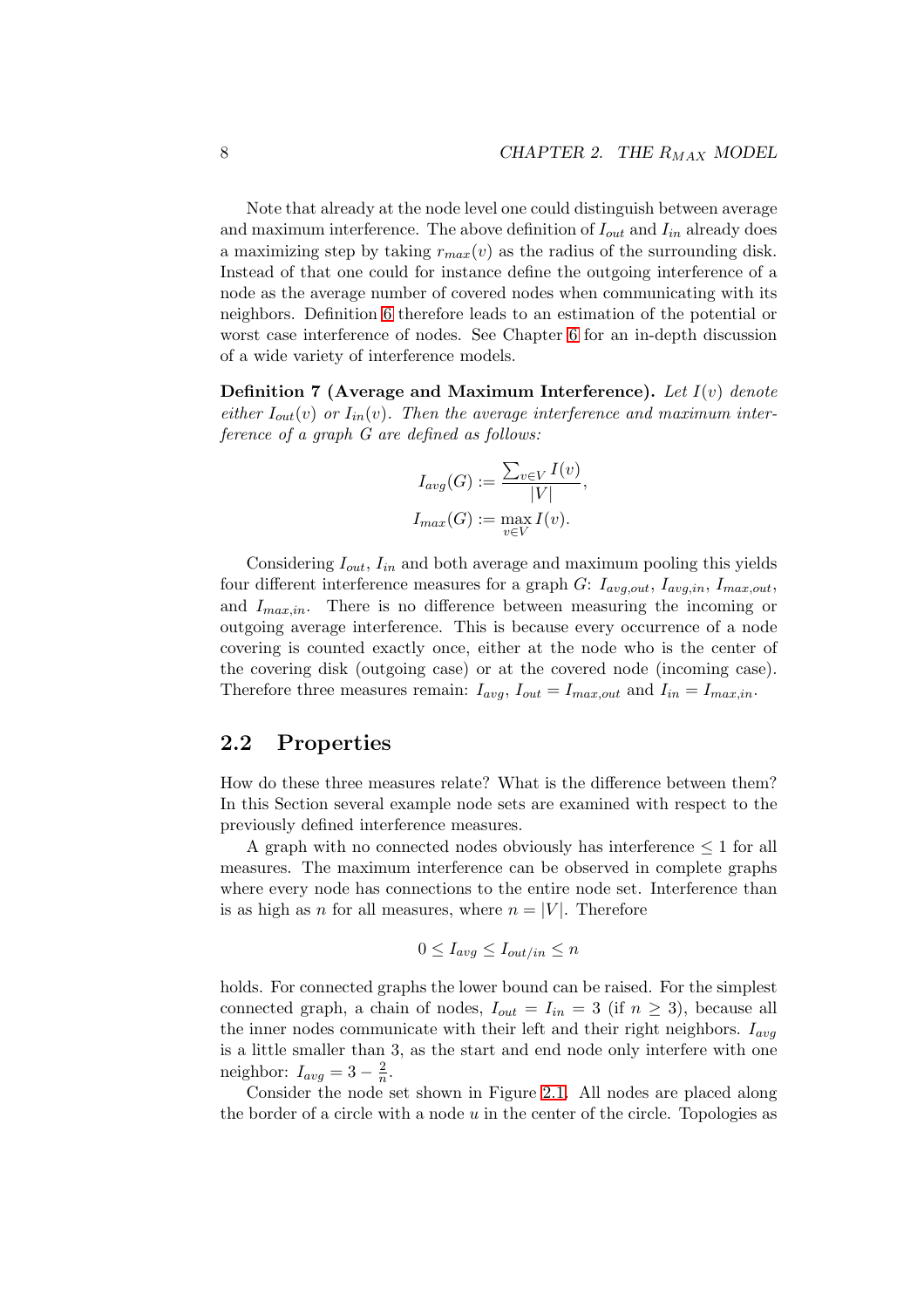Note that already at the node level one could distinguish between average and maximum interference. The above definition of $I_{out}$ and $I_{in}$ already does a maximizing step by taking $r_{max}(v)$ as the radius of the surrounding disk. Instead of that one could for instance define the outgoing interference of a node as the average number of covered nodes when communicating with its neighbors. Definition 6 therefore leads to an estimation of the potential or worst case interference of nodes. See Chapter 6 for an in-depth discussion of a wide variety of interference models.

**Definition 7 (Average and Maximum Interference).** *Let $I(v)$ denote either $I_{out}(v)$ or $I_{in}(v)$. Then the average interference and maximum interference of a graph $G$ are defined as follows:*

$$I_{avg}(G) := \frac{\sum_{v \in V} I(v)}{|V|},$$
$$I_{max}(G) := \max_{v \in V} I(v).$$

Considering $I_{out}$, $I_{in}$ and both average and maximum pooling this yields four different interference measures for a graph $G$: $I_{avg,out}$, $I_{avg,in}$, $I_{max,out}$, and $I_{max,in}$. There is no difference between measuring the incoming or outgoing average interference. This is because every occurrence of a node covering is counted exactly once, either at the node who is the center of the covering disk (outgoing case) or at the covered node (incoming case). Therefore three measures remain: $I_{avg}$, $I_{out} = I_{max,out}$ and $I_{in} = I_{max,in}$.

## 2.2 Properties

How do these three measures relate? What is the difference between them? In this Section several example node sets are examined with respect to the previously defined interference measures.

A graph with no connected nodes obviously has interference $\leq 1$ for all measures. The maximum interference can be observed in complete graphs where every node has connections to the entire node set. Interference than is as high as $n$ for all measures, where $n = |V|$. Therefore

$$0 \leq I_{avg} \leq I_{out/in} \leq n$$

holds. For connected graphs the lower bound can be raised. For the simplest connected graph, a chain of nodes, $I_{out} = I_{in} = 3$ (if $n \geq 3$), because all the inner nodes communicate with their left and their right neighbors. $I_{avg}$ is a little smaller than 3, as the start and end node only interfere with one neighbor: $I_{avg} = 3 - \frac{2}{n}$.

Consider the node set shown in Figure 2.1. All nodes are placed along the border of a circle with a node $u$ in the center of the circle. Topologies as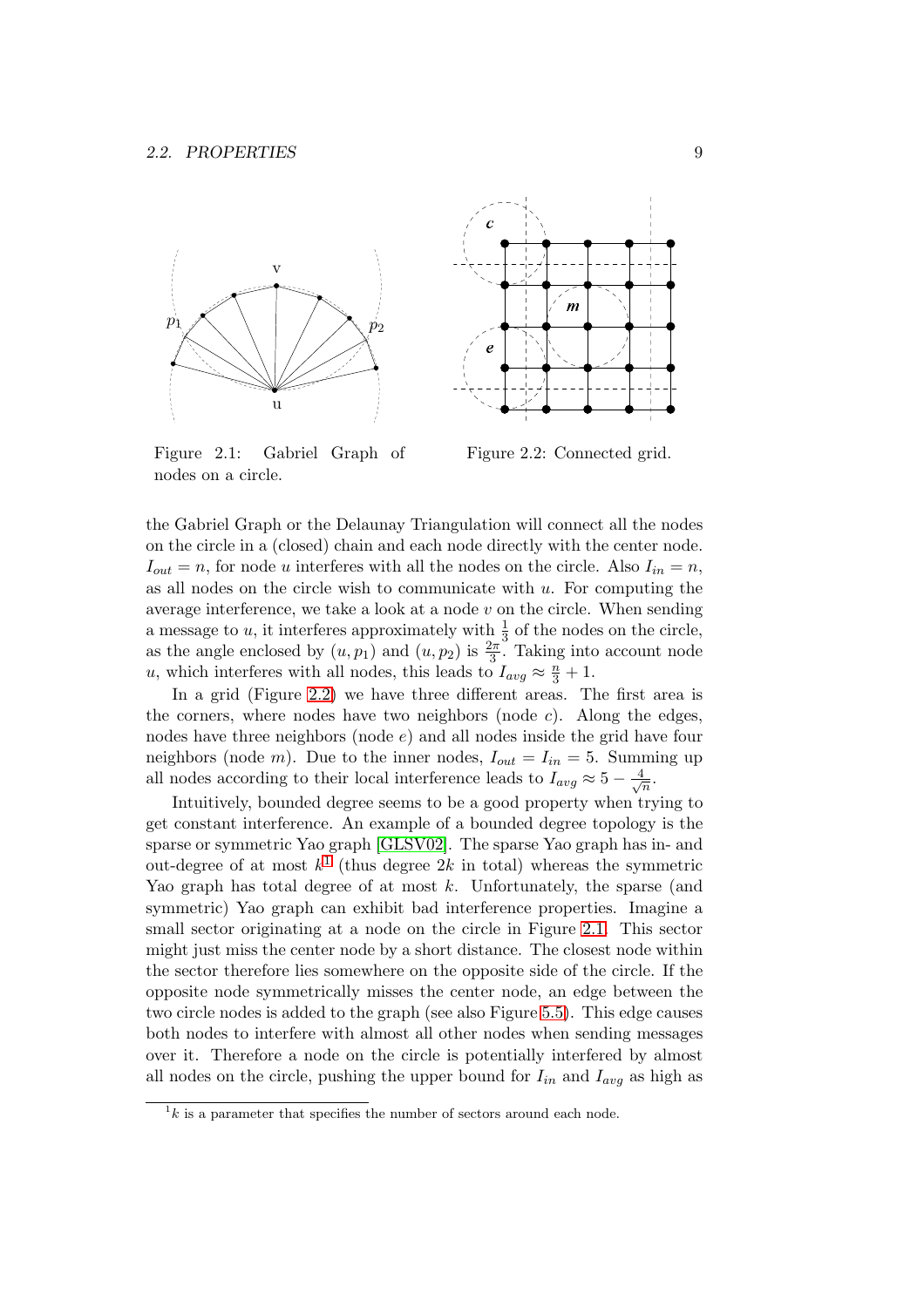Figure 2.1: Gabriel Graph of nodes on a circle.

Figure 2.2: Connected grid.

the Gabriel Graph or the Delaunay Triangulation will connect all the nodes on the circle in a (closed) chain and each node directly with the center node. $I_{out} = n$, for node $u$ interferes with all the nodes on the circle. Also $I_{in} = n$, as all nodes on the circle wish to communicate with $u$. For computing the average interference, we take a look at a node $v$ on the circle. When sending a message to $u$, it interferes approximately with $\frac{1}{3}$ of the nodes on the circle, as the angle enclosed by $(u, p_1)$ and $(u, p_2)$ is $\frac{2\pi}{3}$. Taking into account node $u$, which interferes with all nodes, this leads to $I_{avg} \approx \frac{n}{3} + 1$.

In a grid (Figure 2.2) we have three different areas. The first area is the corners, where nodes have two neighbors (node $c$). Along the edges, nodes have three neighbors (node $e$) and all nodes inside the grid have four neighbors (node $m$). Due to the inner nodes, $I_{out} = I_{in} = 5$. Summing up all nodes according to their local interference leads to $I_{avg} \approx 5 - \frac{4}{\sqrt{n}}$.

Intuitively, bounded degree seems to be a good property when trying to get constant interference. An example of a bounded degree topology is the sparse or symmetric Yao graph [GLSV02]. The sparse Yao graph has in- and out-degree of at most $k$[1] (thus degree $2k$ in total) whereas the symmetric Yao graph has total degree of at most $k$. Unfortunately, the sparse (and symmetric) Yao graph can exhibit bad interference properties. Imagine a small sector originating at a node on the circle in Figure 2.1. This sector might just miss the center node by a short distance. The closest node within the sector therefore lies somewhere on the opposite side of the circle. If the opposite node symmetrically misses the center node, an edge between the two circle nodes is added to the graph (see also Figure 5.5). This edge causes both nodes to interfere with almost all other nodes when sending messages over it. Therefore a node on the circle is potentially interfered by almost all nodes on the circle, pushing the upper bound for $I_{in}$ and $I_{avg}$ as high as

[1] $k$ is a parameter that specifies the number of sectors around each node.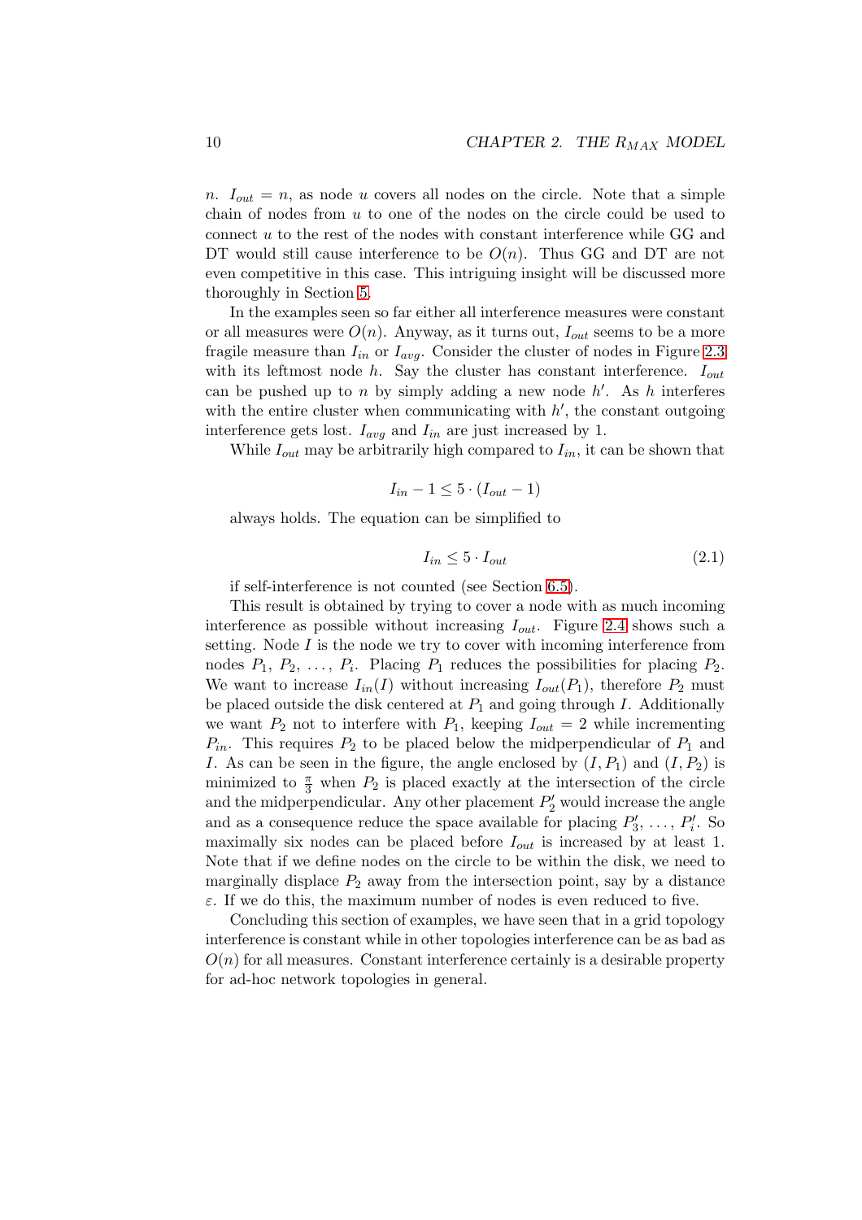$n$. $I_{out} = n$, as node $u$ covers all nodes on the circle. Note that a simple chain of nodes from $u$ to one of the nodes on the circle could be used to connect $u$ to the rest of the nodes with constant interference while GG and DT would still cause interference to be $O(n)$. Thus GG and DT are not even competitive in this case. This intriguing insight will be discussed more thoroughly in Section 5.

In the examples seen so far either all interference measures were constant or all measures were $O(n)$. Anyway, as it turns out, $I_{out}$ seems to be a more fragile measure than $I_{in}$ or $I_{avg}$. Consider the cluster of nodes in Figure 2.3 with its leftmost node $h$. Say the cluster has constant interference. $I_{out}$ can be pushed up to $n$ by simply adding a new node $h'$. As $h$ interferes with the entire cluster when communicating with $h'$, the constant outgoing interference gets lost. $I_{avg}$ and $I_{in}$ are just increased by 1.

While $I_{out}$ may be arbitrarily high compared to $I_{in}$, it can be shown that

$$I_{in} - 1 \leq 5 \cdot (I_{out} - 1)$$

always holds. The equation can be simplified to

$$I_{in} \leq 5 \cdot I_{out} \tag{2.1}$$

if self-interference is not counted (see Section 6.5).

This result is obtained by trying to cover a node with as much incoming interference as possible without increasing $I_{out}$. Figure 2.4 shows such a setting. Node $I$ is the node we try to cover with incoming interference from nodes $P_1$, $P_2$, $\ldots$, $P_i$. Placing $P_1$ reduces the possibilities for placing $P_2$. We want to increase $I_{in}(I)$ without increasing $I_{out}(P_1)$, therefore $P_2$ must be placed outside the disk centered at $P_1$ and going through $I$. Additionally we want $P_2$ not to interfere with $P_1$, keeping $I_{out} = 2$ while incrementing $P_{in}$. This requires $P_2$ to be placed below the midperpendicular of $P_1$ and $I$. As can be seen in the figure, the angle enclosed by $(I, P_1)$ and $(I, P_2)$ is minimized to $\frac{\pi}{3}$ when $P_2$ is placed exactly at the intersection of the circle and the midperpendicular. Any other placement $P_2'$ would increase the angle and as a consequence reduce the space available for placing $P_3'$, $\ldots$, $P_i'$. So maximally six nodes can be placed before $I_{out}$ is increased by at least 1. Note that if we define nodes on the circle to be within the disk, we need to marginally displace $P_2$ away from the intersection point, say by a distance $\varepsilon$. If we do this, the maximum number of nodes is even reduced to five.

Concluding this section of examples, we have seen that in a grid topology interference is constant while in other topologies interference can be as bad as $O(n)$ for all measures. Constant interference certainly is a desirable property for ad-hoc network topologies in general.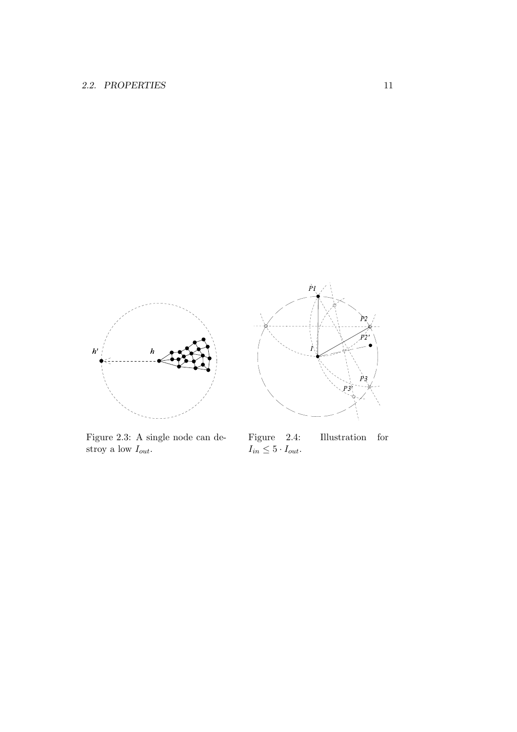Figure 2.3: A single node can destroy a low $I_{out}$.

Figure 2.4: Illustration for $I_{in} \leq 5 \cdot I_{out}$.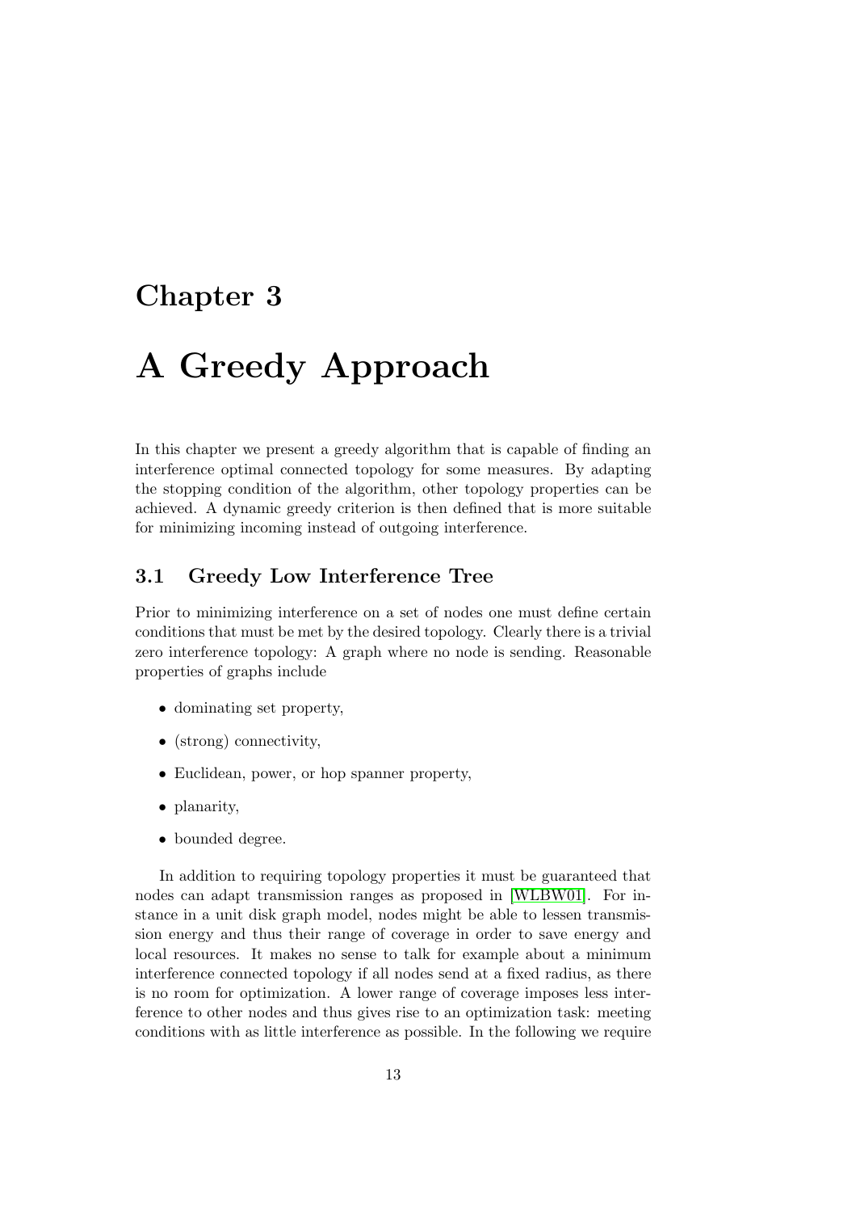# Chapter 3

# A Greedy Approach

In this chapter we present a greedy algorithm that is capable of finding an interference optimal connected topology for some measures. By adapting the stopping condition of the algorithm, other topology properties can be achieved. A dynamic greedy criterion is then defined that is more suitable for minimizing incoming instead of outgoing interference.

## 3.1 Greedy Low Interference Tree

Prior to minimizing interference on a set of nodes one must define certain conditions that must be met by the desired topology. Clearly there is a trivial zero interference topology: A graph where no node is sending. Reasonable properties of graphs include

- dominating set property,
- (strong) connectivity,
- Euclidean, power, or hop spanner property,
- planarity,
- bounded degree.

In addition to requiring topology properties it must be guaranteed that nodes can adapt transmission ranges as proposed in [WLBW01]. For instance in a unit disk graph model, nodes might be able to lessen transmission energy and thus their range of coverage in order to save energy and local resources. It makes no sense to talk for example about a minimum interference connected topology if all nodes send at a fixed radius, as there is no room for optimization. A lower range of coverage imposes less interference to other nodes and thus gives rise to an optimization task: meeting conditions with as little interference as possible. In the following we require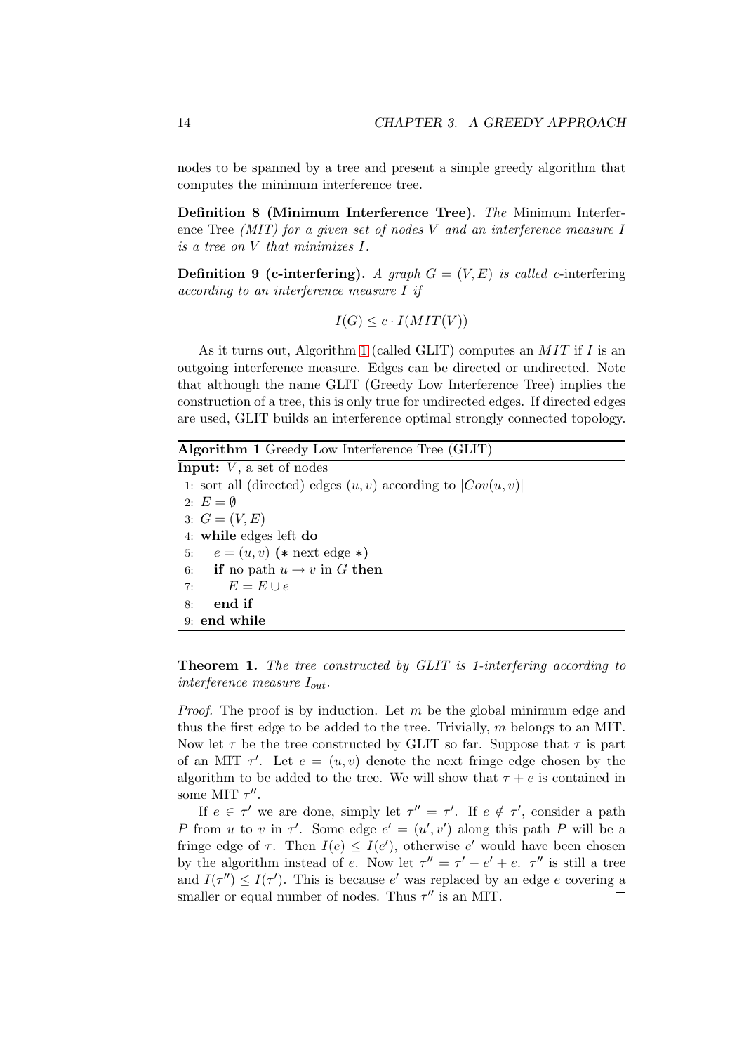nodes to be spanned by a tree and present a simple greedy algorithm that computes the minimum interference tree.

**Definition 8 (Minimum Interference Tree).** *The* Minimum Interference Tree *(MIT) for a given set of nodes $V$ and an interference measure $I$ is a tree on $V$ that minimizes $I$.*

**Definition 9 (c-interfering).** *A graph $G = (V, E)$ is called $c$-interfering according to an interference measure $I$ if*

$$I(G) \leq c \cdot I(MIT(V))$$

As it turns out, Algorithm 1 (called GLIT) computes an $MIT$ if $I$ is an outgoing interference measure. Edges can be directed or undirected. Note that although the name GLIT (Greedy Low Interference Tree) implies the construction of a tree, this is only true for undirected edges. If directed edges are used, GLIT builds an interference optimal strongly connected topology.

**Algorithm 1** Greedy Low Interference Tree (GLIT)

```
Input: V, a set of nodes
1: sort all (directed) edges (u, v) according to |Cov(u, v)|
2: E = ∅
3: G = (V, E)
4: while edges left do
5:    e = (u, v) (* next edge *)
6:    if no path u → v in G then
7:       E = E ∪ e
8:    end if
9: end while
```

**Theorem 1.** *The tree constructed by GLIT is 1-interfering according to interference measure $I_{out}$.*

*Proof.* The proof is by induction. Let $m$ be the global minimum edge and thus the first edge to be added to the tree. Trivially, $m$ belongs to an MIT. Now let $\tau$ be the tree constructed by GLIT so far. Suppose that $\tau$ is part of an MIT $\tau'$. Let $e = (u, v)$ denote the next fringe edge chosen by the algorithm to be added to the tree. We will show that $\tau + e$ is contained in some MIT $\tau''$.

If $e \in \tau'$ we are done, simply let $\tau'' = \tau'$. If $e \notin \tau'$, consider a path $P$ from $u$ to $v$ in $\tau'$. Some edge $e' = (u', v')$ along this path $P$ will be a fringe edge of $\tau$. Then $I(e) \leq I(e')$, otherwise $e'$ would have been chosen by the algorithm instead of $e$. Now let $\tau'' = \tau' - e' + e$. $\tau''$ is still a tree and $I(\tau'') \leq I(\tau')$. This is because $e'$ was replaced by an edge $e$ covering a smaller or equal number of nodes. Thus $\tau''$ is an MIT. □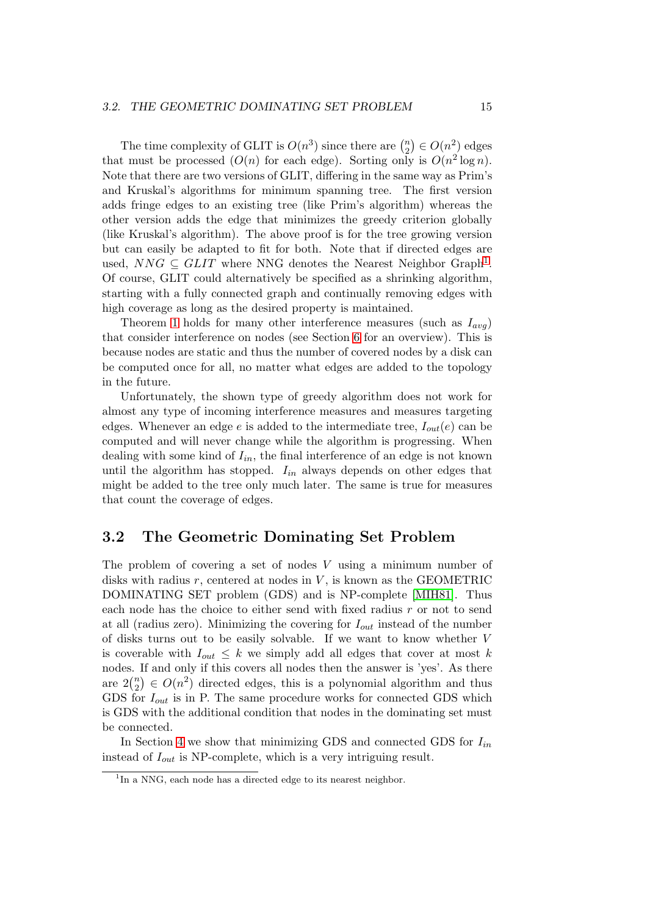The time complexity of GLIT is $O(n^3)$ since there are $\binom{n}{2} \in O(n^2)$ edges that must be processed ($O(n)$ for each edge). Sorting only is $O(n^2 \log n)$. Note that there are two versions of GLIT, differing in the same way as Prim's and Kruskal's algorithms for minimum spanning tree. The first version adds fringe edges to an existing tree (like Prim's algorithm) whereas the other version adds the edge that minimizes the greedy criterion globally (like Kruskal's algorithm). The above proof is for the tree growing version but can easily be adapted to fit for both. Note that if directed edges are used, $NNG \subseteq GLIT$ where NNG denotes the Nearest Neighbor Graph[1]. Of course, GLIT could alternatively be specified as a shrinking algorithm, starting with a fully connected graph and continually removing edges with high coverage as long as the desired property is maintained.

Theorem 1 holds for many other interference measures (such as $I_{avg}$) that consider interference on nodes (see Section 6 for an overview). This is because nodes are static and thus the number of covered nodes by a disk can be computed once for all, no matter what edges are added to the topology in the future.

Unfortunately, the shown type of greedy algorithm does not work for almost any type of incoming interference measures and measures targeting edges. Whenever an edge $e$ is added to the intermediate tree, $I_{out}(e)$ can be computed and will never change while the algorithm is progressing. When dealing with some kind of $I_{in}$, the final interference of an edge is not known until the algorithm has stopped. $I_{in}$ always depends on other edges that might be added to the tree only much later. The same is true for measures that count the coverage of edges.

## 3.2 The Geometric Dominating Set Problem

The problem of covering a set of nodes $V$ using a minimum number of disks with radius $r$, centered at nodes in $V$, is known as the GEOMETRIC DOMINATING SET problem (GDS) and is NP-complete [MIH81]. Thus each node has the choice to either send with fixed radius $r$ or not to send at all (radius zero). Minimizing the covering for $I_{out}$ instead of the number of disks turns out to be easily solvable. If we want to know whether $V$ is coverable with $I_{out} \leq k$ we simply add all edges that cover at most $k$ nodes. If and only if this covers all nodes then the answer is 'yes'. As there are $2\binom{n}{2} \in O(n^2)$ directed edges, this is a polynomial algorithm and thus GDS for $I_{out}$ is in P. The same procedure works for connected GDS which is GDS with the additional condition that nodes in the dominating set must be connected.

In Section 4 we show that minimizing GDS and connected GDS for $I_{in}$ instead of $I_{out}$ is NP-complete, which is a very intriguing result.

[1] In a NNG, each node has a directed edge to its nearest neighbor.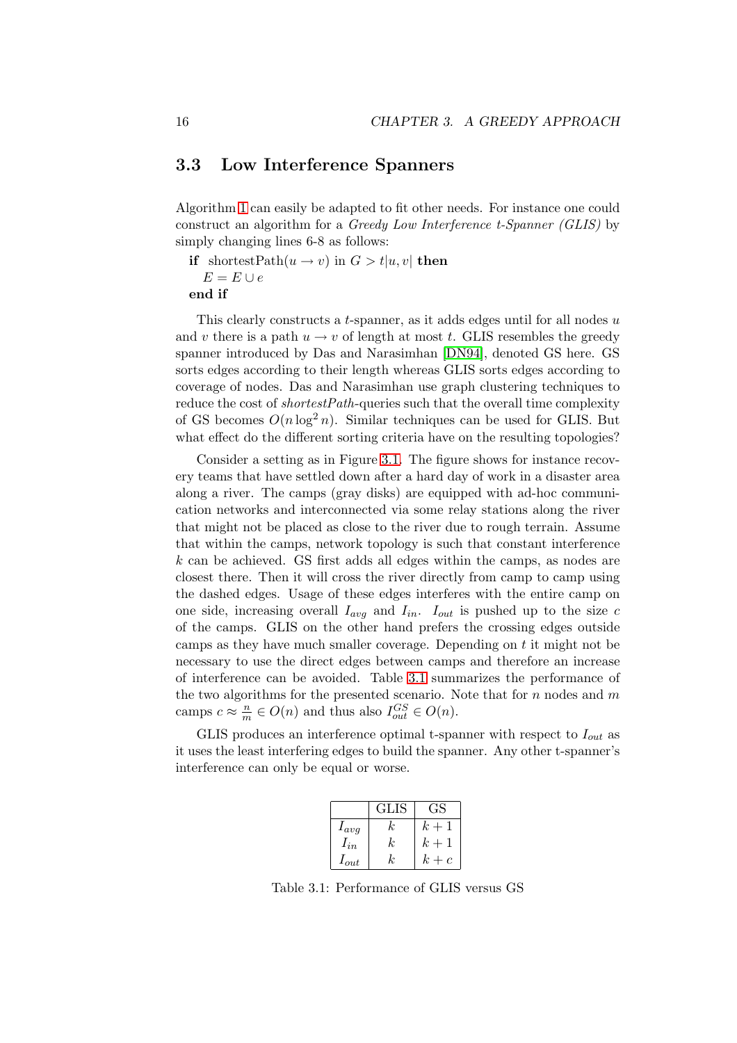## 3.3 Low Interference Spanners

Algorithm 1 can easily be adapted to fit other needs. For instance one could construct an algorithm for a *Greedy Low Interference t-Spanner (GLIS)* by simply changing lines 6-8 as follows:

**if** shortestPath($u \rightarrow v$) in $G > t|u, v|$ **then**
$E = E \cup e$
**end if**

This clearly constructs a $t$-spanner, as it adds edges until for all nodes $u$ and $v$ there is a path $u \rightarrow v$ of length at most $t$. GLIS resembles the greedy spanner introduced by Das and Narasimhan [DN94], denoted GS here. GS sorts edges according to their length whereas GLIS sorts edges according to coverage of nodes. Das and Narasimhan use graph clustering techniques to reduce the cost of *shortestPath*-queries such that the overall time complexity of GS becomes $O(n \log^2 n)$. Similar techniques can be used for GLIS. But what effect do the different sorting criteria have on the resulting topologies?

Consider a setting as in Figure 3.1. The figure shows for instance recovery teams that have settled down after a hard day of work in a disaster area along a river. The camps (gray disks) are equipped with ad-hoc communication networks and interconnected via some relay stations along the river that might not be placed as close to the river due to rough terrain. Assume that within the camps, network topology is such that constant interference $k$ can be achieved. GS first adds all edges within the camps, as nodes are closest there. Then it will cross the river directly from camp to camp using the dashed edges. Usage of these edges interferes with the entire camp on one side, increasing overall $I_{avg}$ and $I_{in}$. $I_{out}$ is pushed up to the size $c$ of the camps. GLIS on the other hand prefers the crossing edges outside camps as they have much smaller coverage. Depending on $t$ it might not be necessary to use the direct edges between camps and therefore an increase of interference can be avoided. Table 3.1 summarizes the performance of the two algorithms for the presented scenario. Note that for $n$ nodes and $m$ camps $c \approx \frac{n}{m} \in O(n)$ and thus also $I_{out}^{GS} \in O(n)$.

GLIS produces an interference optimal t-spanner with respect to $I_{out}$ as it uses the least interfering edges to build the spanner. Any other t-spanner's interference can only be equal or worse.

| | GLIS | GS |
|---|---|---|
| $I_{avg}$ | $k$ | $k+1$ |
| $I_{in}$ | $k$ | $k+1$ |
| $I_{out}$ | $k$ | $k+c$ |

Table 3.1: Performance of GLIS versus GS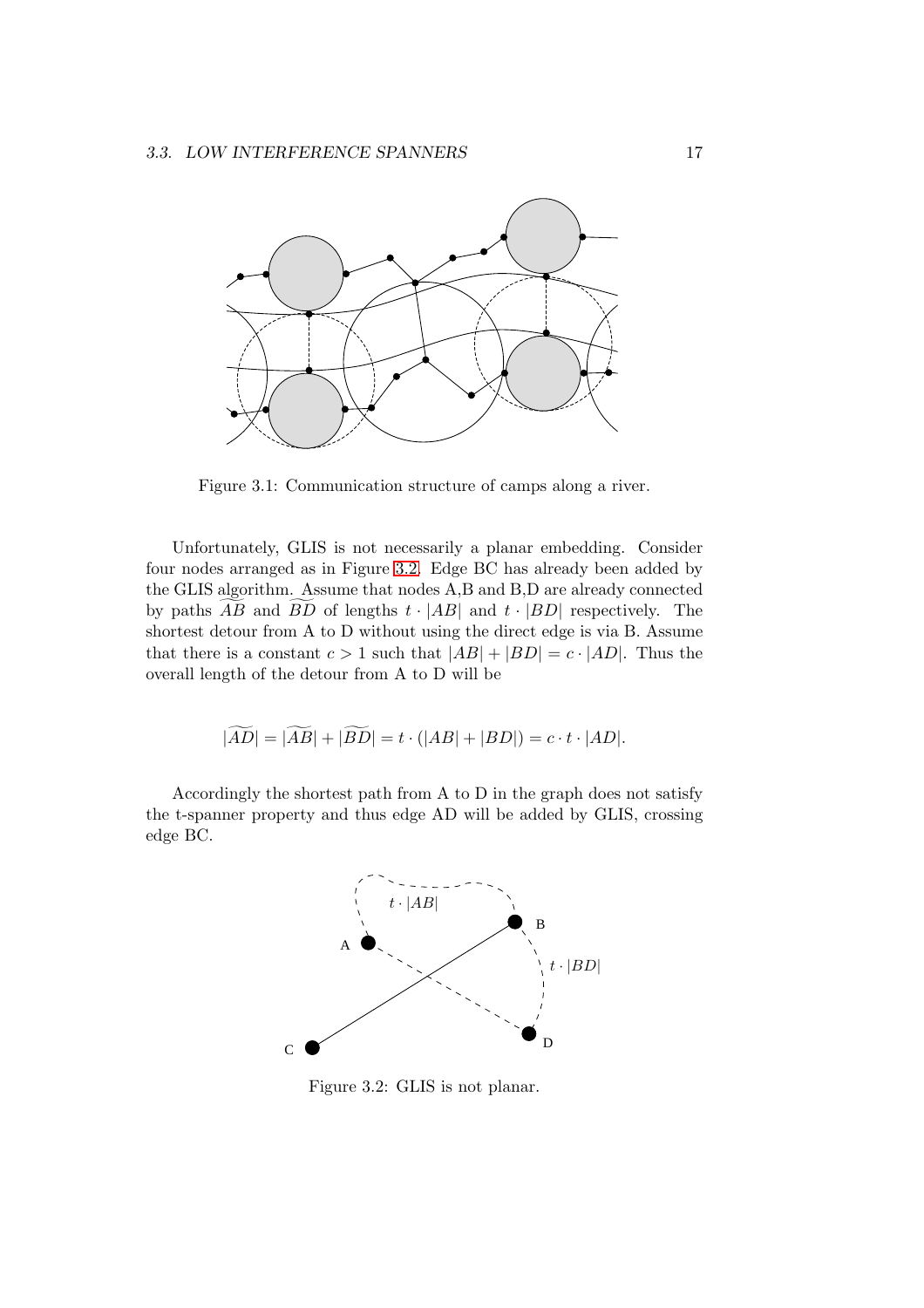Figure 3.1: Communication structure of camps along a river.

Unfortunately, GLIS is not necessarily a planar embedding. Consider four nodes arranged as in Figure 3.2. Edge BC has already been added by the GLIS algorithm. Assume that nodes A,B and B,D are already connected by paths $\widetilde{AB}$ and $\widetilde{BD}$ of lengths $t \cdot |AB|$ and $t \cdot |BD|$ respectively. The shortest detour from A to D without using the direct edge is via B. Assume that there is a constant $c > 1$ such that $|AB| + |BD| = c \cdot |AD|$. Thus the overall length of the detour from A to D will be

$$|\widetilde{AD}| = |\widetilde{AB}| + |\widetilde{BD}| = t \cdot (|AB| + |BD|) = c \cdot t \cdot |AD|.$$

Accordingly the shortest path from A to D in the graph does not satisfy the t-spanner property and thus edge AD will be added by GLIS, crossing edge BC.

Figure 3.2: GLIS is not planar.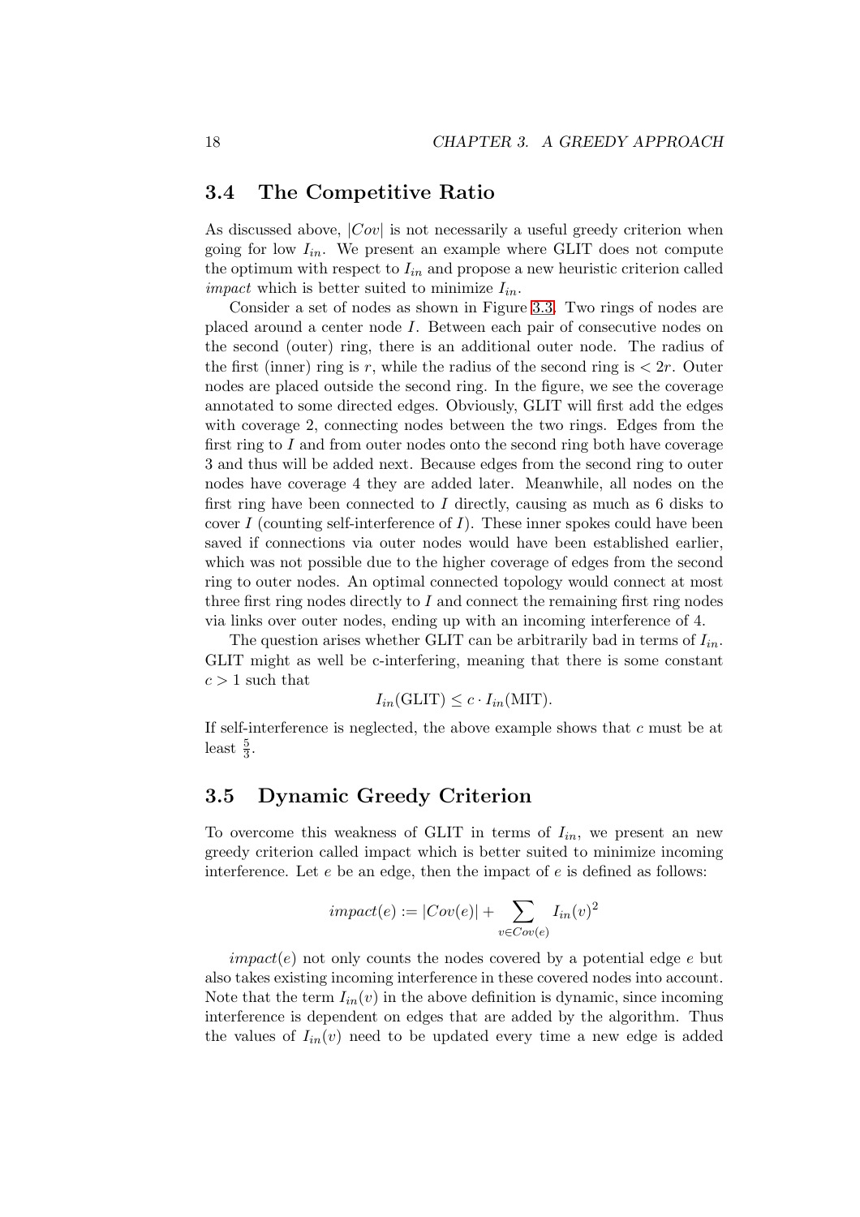## 3.4 The Competitive Ratio

As discussed above, $|Cov|$ is not necessarily a useful greedy criterion when going for low $I_{in}$. We present an example where GLIT does not compute the optimum with respect to $I_{in}$ and propose a new heuristic criterion called *impact* which is better suited to minimize $I_{in}$.

Consider a set of nodes as shown in Figure 3.3. Two rings of nodes are placed around a center node $I$. Between each pair of consecutive nodes on the second (outer) ring, there is an additional outer node. The radius of the first (inner) ring is $r$, while the radius of the second ring is $< 2r$. Outer nodes are placed outside the second ring. In the figure, we see the coverage annotated to some directed edges. Obviously, GLIT will first add the edges with coverage 2, connecting nodes between the two rings. Edges from the first ring to $I$ and from outer nodes onto the second ring both have coverage 3 and thus will be added next. Because edges from the second ring to outer nodes have coverage 4 they are added later. Meanwhile, all nodes on the first ring have been connected to $I$ directly, causing as much as 6 disks to cover $I$ (counting self-interference of $I$). These inner spokes could have been saved if connections via outer nodes would have been established earlier, which was not possible due to the higher coverage of edges from the second ring to outer nodes. An optimal connected topology would connect at most three first ring nodes directly to $I$ and connect the remaining first ring nodes via links over outer nodes, ending up with an incoming interference of 4.

The question arises whether GLIT can be arbitrarily bad in terms of $I_{in}$. GLIT might as well be c-interfering, meaning that there is some constant $c > 1$ such that

$$I_{in}(\text{GLIT}) \leq c \cdot I_{in}(\text{MIT}).$$

If self-interference is neglected, the above example shows that $c$ must be at least $\frac{5}{3}$.

## 3.5 Dynamic Greedy Criterion

To overcome this weakness of GLIT in terms of $I_{in}$, we present an new greedy criterion called impact which is better suited to minimize incoming interference. Let $e$ be an edge, then the impact of $e$ is defined as follows:

$$impact(e) := |Cov(e)| + \sum_{v \in Cov(e)} I_{in}(v)^2$$

$impact(e)$ not only counts the nodes covered by a potential edge $e$ but also takes existing incoming interference in these covered nodes into account. Note that the term $I_{in}(v)$ in the above definition is dynamic, since incoming interference is dependent on edges that are added by the algorithm. Thus the values of $I_{in}(v)$ need to be updated every time a new edge is added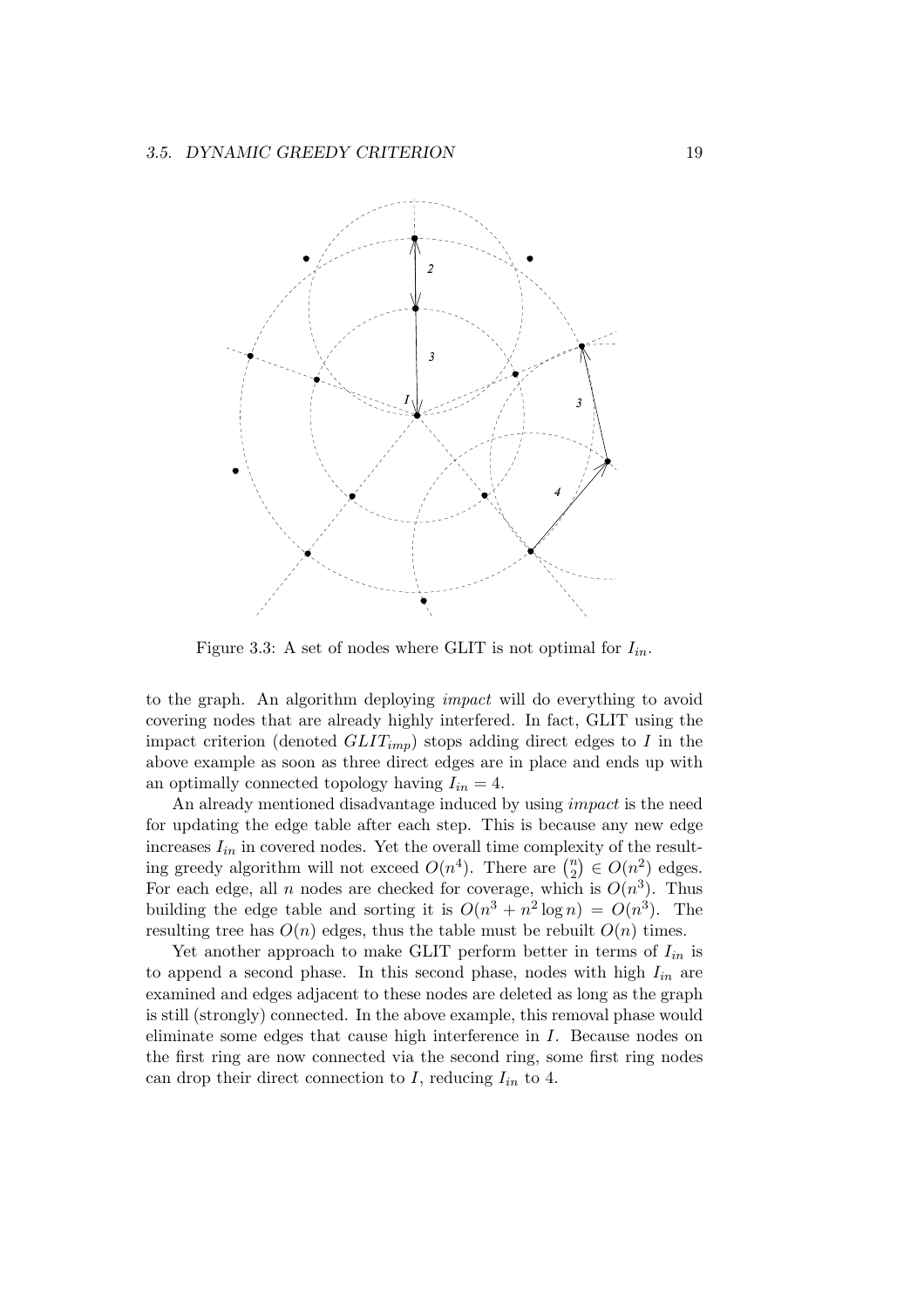Figure 3.3: A set of nodes where GLIT is not optimal for $I_{in}$.

to the graph. An algorithm deploying *impact* will do everything to avoid covering nodes that are already highly interfered. In fact, GLIT using the impact criterion (denoted $GLIT_{imp}$) stops adding direct edges to $I$ in the above example as soon as three direct edges are in place and ends up with an optimally connected topology having $I_{in} = 4$.

An already mentioned disadvantage induced by using *impact* is the need for updating the edge table after each step. This is because any new edge increases $I_{in}$ in covered nodes. Yet the overall time complexity of the resulting greedy algorithm will not exceed $O(n^4)$. There are $\binom{n}{2} \in O(n^2)$ edges. For each edge, all $n$ nodes are checked for coverage, which is $O(n^3)$. Thus building the edge table and sorting it is $O(n^3 + n^2 \log n) = O(n^3)$. The resulting tree has $O(n)$ edges, thus the table must be rebuilt $O(n)$ times.

Yet another approach to make GLIT perform better in terms of $I_{in}$ is to append a second phase. In this second phase, nodes with high $I_{in}$ are examined and edges adjacent to these nodes are deleted as long as the graph is still (strongly) connected. In the above example, this removal phase would eliminate some edges that cause high interference in $I$. Because nodes on the first ring are now connected via the second ring, some first ring nodes can drop their direct connection to $I$, reducing $I_{in}$ to 4.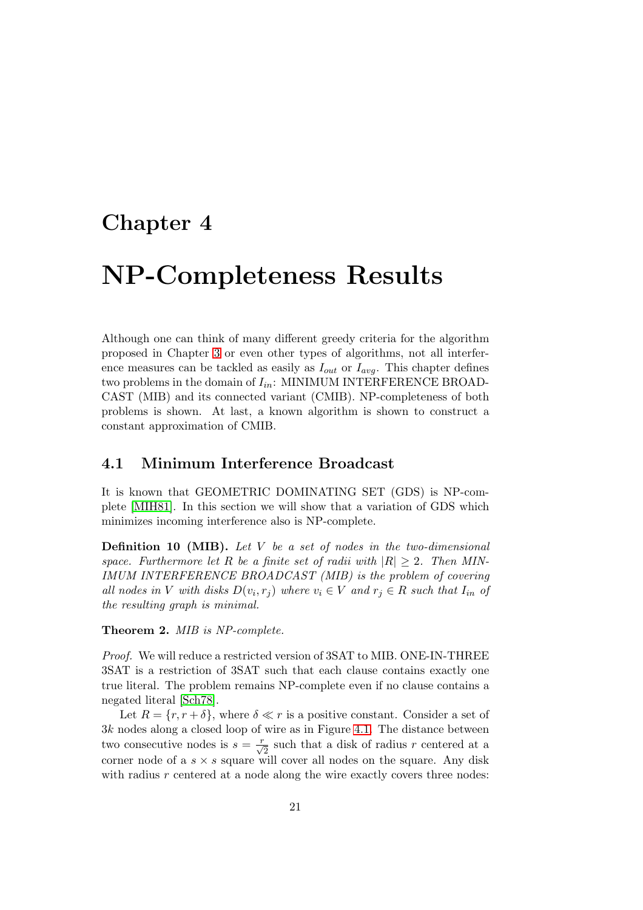# Chapter 4

# NP-Completeness Results

Although one can think of many different greedy criteria for the algorithm proposed in Chapter 3 or even other types of algorithms, not all interference measures can be tackled as easily as $I_{out}$ or $I_{avg}$. This chapter defines two problems in the domain of $I_{in}$: MINIMUM INTERFERENCE BROADCAST (MIB) and its connected variant (CMIB). NP-completeness of both problems is shown. At last, a known algorithm is shown to construct a constant approximation of CMIB.

## 4.1 Minimum Interference Broadcast

It is known that GEOMETRIC DOMINATING SET (GDS) is NP-complete [MIH81]. In this section we will show that a variation of GDS which minimizes incoming interference also is NP-complete.

**Definition 10 (MIB).** *Let $V$ be a set of nodes in the two-dimensional space. Furthermore let $R$ be a finite set of radii with $|R| \geq 2$. Then MINIMUM INTERFERENCE BROADCAST (MIB) is the problem of covering all nodes in $V$ with disks $D(v_i, r_j)$ where $v_i \in V$ and $r_j \in R$ such that $I_{in}$ of the resulting graph is minimal.*

**Theorem 2.** *MIB is NP-complete.*

*Proof.* We will reduce a restricted version of 3SAT to MIB. ONE-IN-THREE 3SAT is a restriction of 3SAT such that each clause contains exactly one true literal. The problem remains NP-complete even if no clause contains a negated literal [Sch78].

Let $R = \{r, r + \delta\}$, where $\delta \ll r$ is a positive constant. Consider a set of $3k$ nodes along a closed loop of wire as in Figure 4.1. The distance between two consecutive nodes is $s = \frac{r}{\sqrt{2}}$ such that a disk of radius $r$ centered at a corner node of a $s \times s$ square will cover all nodes on the square. Any disk with radius $r$ centered at a node along the wire exactly covers three nodes: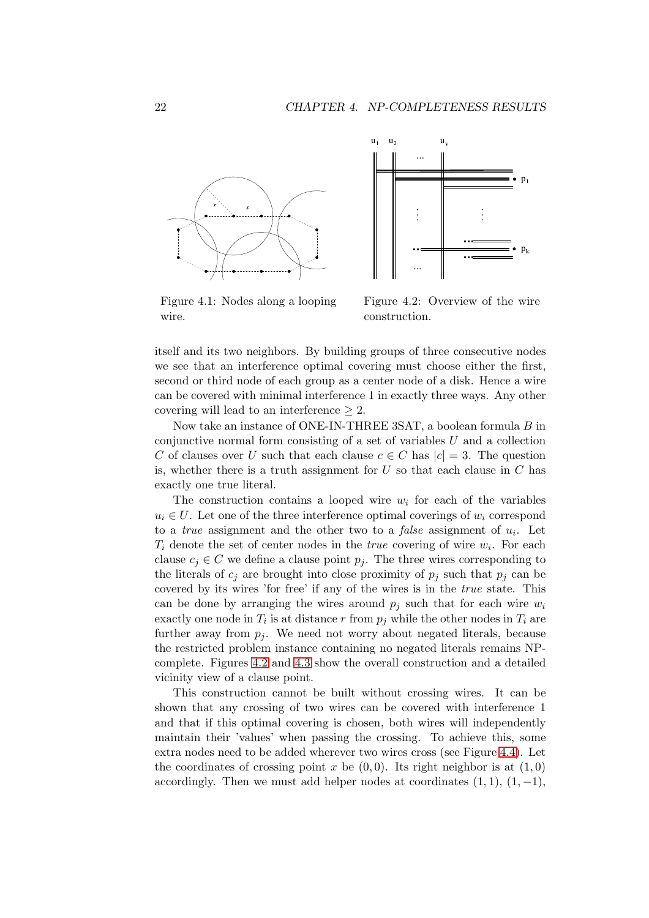Figure 4.1: Nodes along a looping wire.

Figure 4.2: Overview of the wire construction.

itself and its two neighbors. By building groups of three consecutive nodes we see that an interference optimal covering must choose either the first, second or third node of each group as a center node of a disk. Hence a wire can be covered with minimal interference 1 in exactly three ways. Any other covering will lead to an interference $\geq 2$.

Now take an instance of ONE-IN-THREE 3SAT, a boolean formula $B$ in conjunctive normal form consisting of a set of variables $U$ and a collection $C$ of clauses over $U$ such that each clause $c \in C$ has $|c| = 3$. The question is, whether there is a truth assignment for $U$ so that each clause in $C$ has exactly one true literal.

The construction contains a looped wire $w_i$ for each of the variables $u_i \in U$. Let one of the three interference optimal coverings of $w_i$ correspond to a *true* assignment and the other two to a *false* assignment of $u_i$. Let $T_i$ denote the set of center nodes in the *true* covering of wire $w_i$. For each clause $c_j \in C$ we define a clause point $p_j$. The three wires corresponding to the literals of $c_j$ are brought into close proximity of $p_j$ such that $p_j$ can be covered by its wires 'for free' if any of the wires is in the *true* state. This can be done by arranging the wires around $p_j$ such that for each wire $w_i$ exactly one node in $T_i$ is at distance $r$ from $p_j$ while the other nodes in $T_i$ are further away from $p_j$. We need not worry about negated literals, because the restricted problem instance containing no negated literals remains NP-complete. Figures 4.2 and 4.3 show the overall construction and a detailed vicinity view of a clause point.

This construction cannot be built without crossing wires. It can be shown that any crossing of two wires can be covered with interference 1 and that if this optimal covering is chosen, both wires will independently maintain their 'values' when passing the crossing. To achieve this, some extra nodes need to be added wherever two wires cross (see Figure 4.4). Let the coordinates of crossing point $x$ be $(0, 0)$. Its right neighbor is at $(1, 0)$ accordingly. Then we must add helper nodes at coordinates $(1, 1)$, $(1, -1)$,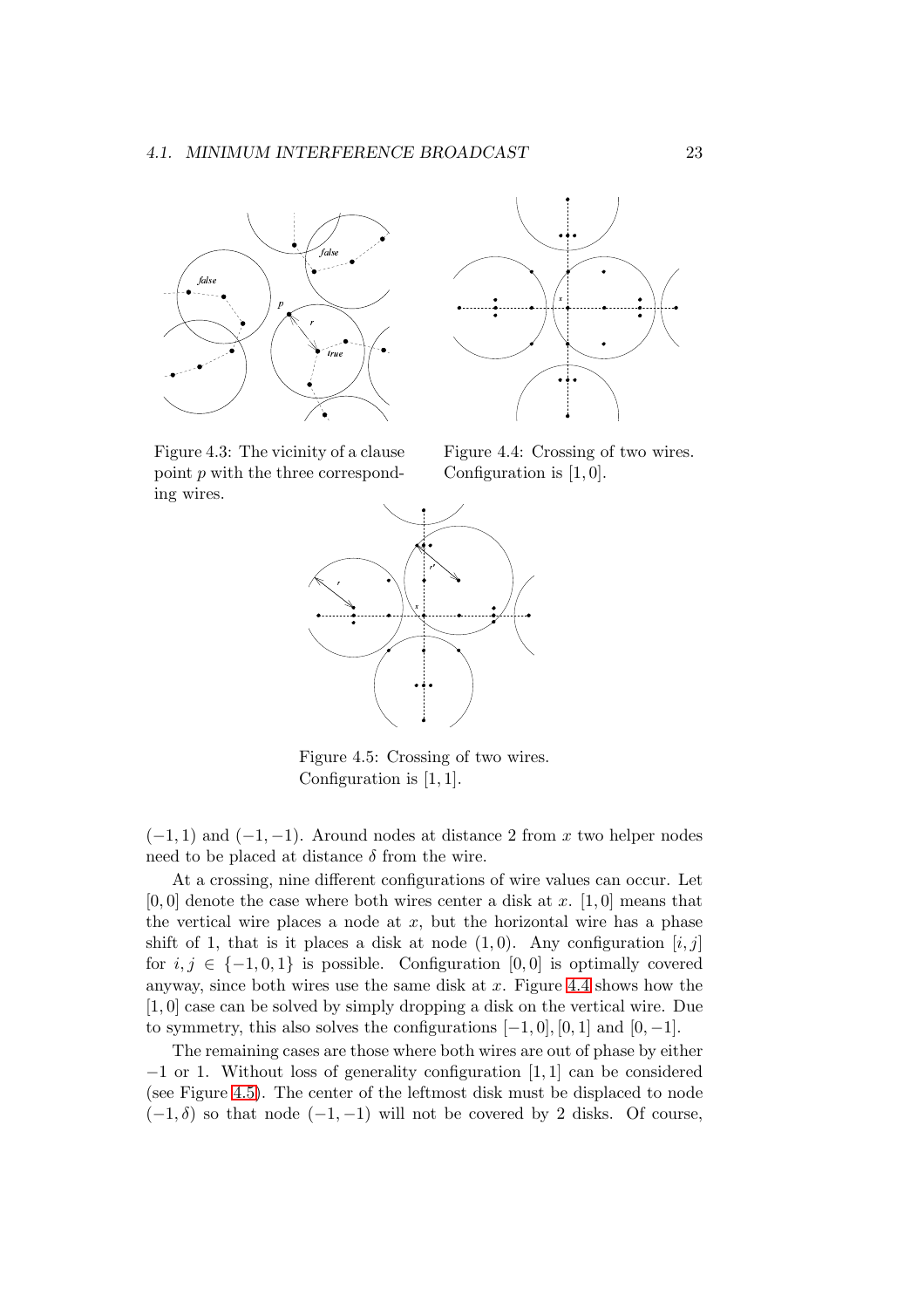Figure 4.3: The vicinity of a clause point $p$ with the three corresponding wires.

Figure 4.4: Crossing of two wires. Configuration is $[1, 0]$.

Figure 4.5: Crossing of two wires. Configuration is $[1, 1]$.

$(-1, 1)$ and $(-1, -1)$. Around nodes at distance 2 from $x$ two helper nodes need to be placed at distance $\delta$ from the wire.

At a crossing, nine different configurations of wire values can occur. Let $[0, 0]$ denote the case where both wires center a disk at $x$. $[1, 0]$ means that the vertical wire places a node at $x$, but the horizontal wire has a phase shift of 1, that is it places a disk at node $(1, 0)$. Any configuration $[i, j]$ for $i, j \in \{-1, 0, 1\}$ is possible. Configuration $[0, 0]$ is optimally covered anyway, since both wires use the same disk at $x$. Figure 4.4 shows how the $[1, 0]$ case can be solved by simply dropping a disk on the vertical wire. Due to symmetry, this also solves the configurations $[-1, 0], [0, 1]$ and $[0, -1]$.

The remaining cases are those where both wires are out of phase by either $-1$ or 1. Without loss of generality configuration $[1, 1]$ can be considered (see Figure 4.5). The center of the leftmost disk must be displaced to node $(-1, \delta)$ so that node $(-1, -1)$ will not be covered by 2 disks. Of course,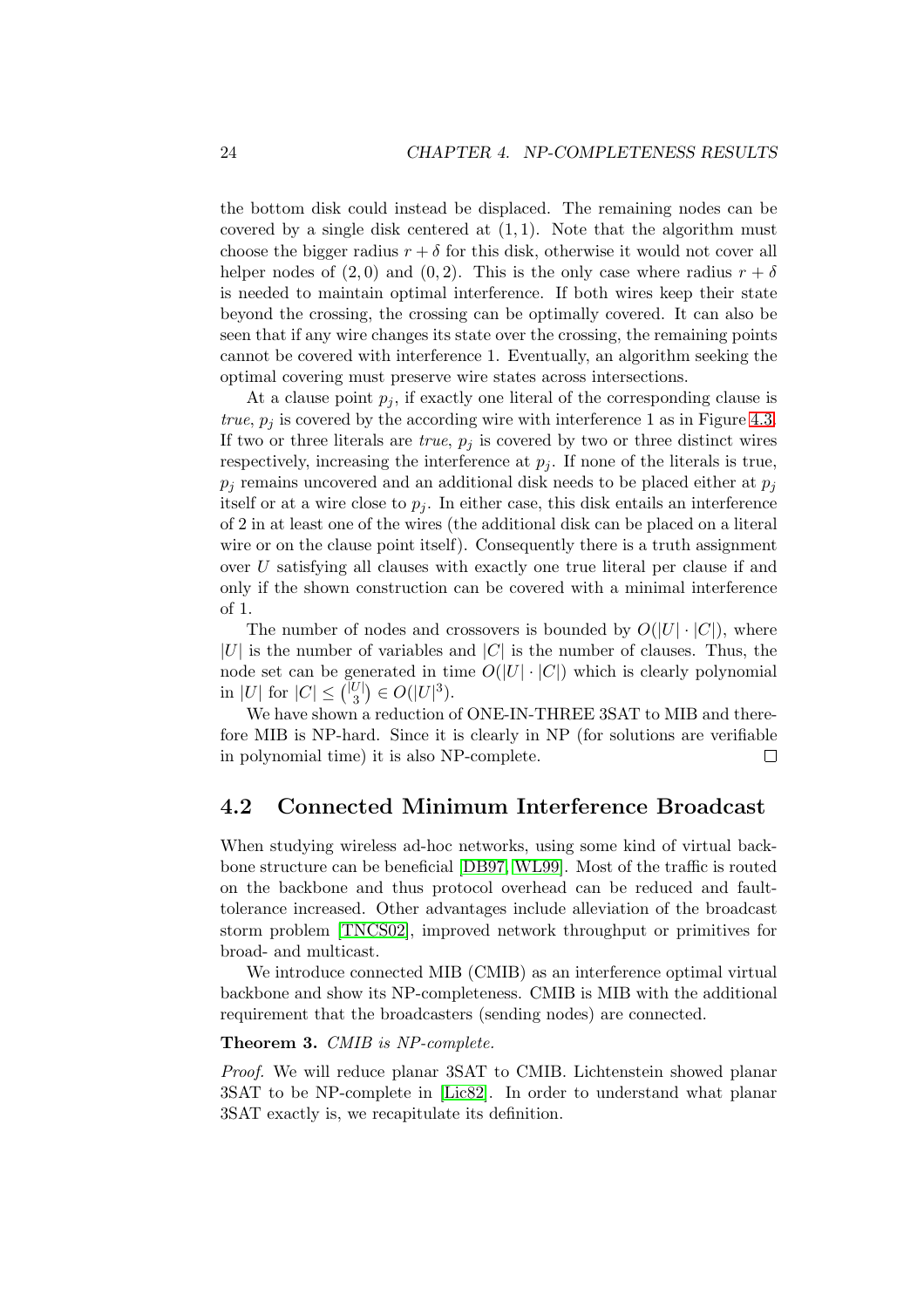the bottom disk could instead be displaced. The remaining nodes can be covered by a single disk centered at $(1, 1)$. Note that the algorithm must choose the bigger radius $r + \delta$ for this disk, otherwise it would not cover all helper nodes of $(2, 0)$ and $(0, 2)$. This is the only case where radius $r + \delta$ is needed to maintain optimal interference. If both wires keep their state beyond the crossing, the crossing can be optimally covered. It can also be seen that if any wire changes its state over the crossing, the remaining points cannot be covered with interference 1. Eventually, an algorithm seeking the optimal covering must preserve wire states across intersections.

At a clause point $p_j$, if exactly one literal of the corresponding clause is *true*, $p_j$ is covered by the according wire with interference 1 as in Figure 4.3. If two or three literals are *true*, $p_j$ is covered by two or three distinct wires respectively, increasing the interference at $p_j$. If none of the literals is true, $p_j$ remains uncovered and an additional disk needs to be placed either at $p_j$ itself or at a wire close to $p_j$. In either case, this disk entails an interference of 2 in at least one of the wires (the additional disk can be placed on a literal wire or on the clause point itself). Consequently there is a truth assignment over $U$ satisfying all clauses with exactly one true literal per clause if and only if the shown construction can be covered with a minimal interference of 1.

The number of nodes and crossovers is bounded by $O(|U| \cdot |C|)$, where $|U|$ is the number of variables and $|C|$ is the number of clauses. Thus, the node set can be generated in time $O(|U| \cdot |C|)$ which is clearly polynomial in $|U|$ for $|C| \leq \binom{|U|}{3} \in O(|U|^3)$.

We have shown a reduction of ONE-IN-THREE 3SAT to MIB and therefore MIB is NP-hard. Since it is clearly in NP (for solutions are verifiable in polynomial time) it is also NP-complete. □

## 4.2 Connected Minimum Interference Broadcast

When studying wireless ad-hoc networks, using some kind of virtual backbone structure can be beneficial [DB97, WL99]. Most of the traffic is routed on the backbone and thus protocol overhead can be reduced and fault-tolerance increased. Other advantages include alleviation of the broadcast storm problem [TNCS02], improved network throughput or primitives for broad- and multicast.

We introduce connected MIB (CMIB) as an interference optimal virtual backbone and show its NP-completeness. CMIB is MIB with the additional requirement that the broadcasters (sending nodes) are connected.

**Theorem 3.** *CMIB is NP-complete.*

*Proof.* We will reduce planar 3SAT to CMIB. Lichtenstein showed planar 3SAT to be NP-complete in [Lic82]. In order to understand what planar 3SAT exactly is, we recapitulate its definition.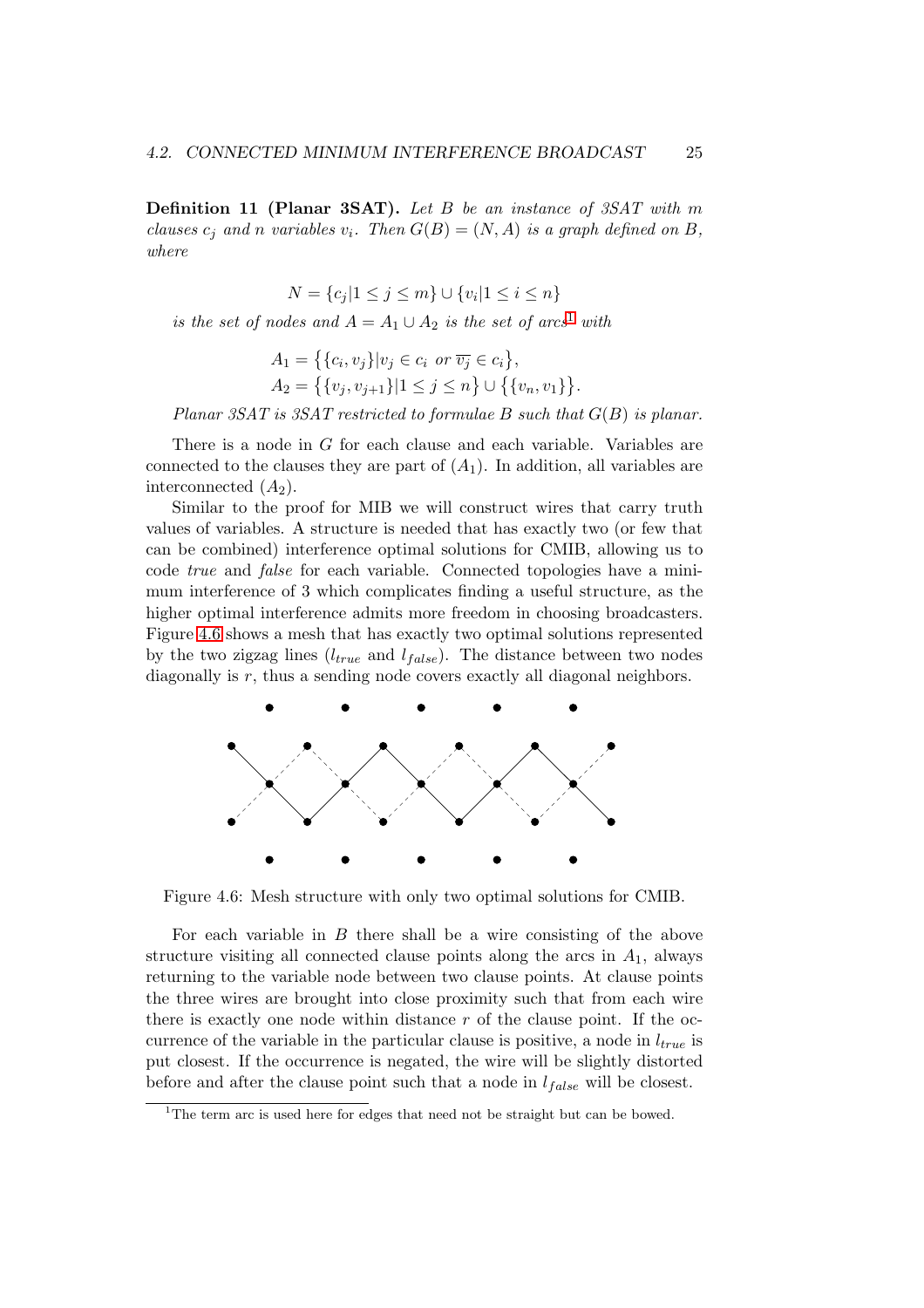**Definition 11 (Planar 3SAT).** *Let $B$ be an instance of 3SAT with $m$ clauses $c_j$ and $n$ variables $v_i$. Then $G(B) = (N, A)$ is a graph defined on $B$, where*

$$N = \{c_j | 1 \le j \le m\} \cup \{v_i | 1 \le i \le n\}$$

*is the set of nodes and $A = A_1 \cup A_2$ is the set of arcs*[1] *with*

$$A_1 = \big\{\{c_i, v_j\} | v_j \in c_i \text{ or } \overline{v_j} \in c_i\big\},$$
$$A_2 = \big\{\{v_j, v_{j+1}\} | 1 \le j \le n\big\} \cup \big\{\{v_n, v_1\}\big\}.$$

*Planar 3SAT is 3SAT restricted to formulae $B$ such that $G(B)$ is planar.*

There is a node in $G$ for each clause and each variable. Variables are connected to the clauses they are part of ($A_1$). In addition, all variables are interconnected ($A_2$).

Similar to the proof for MIB we will construct wires that carry truth values of variables. A structure is needed that has exactly two (or few that can be combined) interference optimal solutions for CMIB, allowing us to code *true* and *false* for each variable. Connected topologies have a minimum interference of 3 which complicates finding a useful structure, as the higher optimal interference admits more freedom in choosing broadcasters. Figure 4.6 shows a mesh that has exactly two optimal solutions represented by the two zigzag lines ($l_{true}$ and $l_{false}$). The distance between two nodes diagonally is $r$, thus a sending node covers exactly all diagonal neighbors.

Figure 4.6: Mesh structure with only two optimal solutions for CMIB.

For each variable in $B$ there shall be a wire consisting of the above structure visiting all connected clause points along the arcs in $A_1$, always returning to the variable node between two clause points. At clause points the three wires are brought into close proximity such that from each wire there is exactly one node within distance $r$ of the clause point. If the occurrence of the variable in the particular clause is positive, a node in $l_{true}$ is put closest. If the occurrence is negated, the wire will be slightly distorted before and after the clause point such that a node in $l_{false}$ will be closest.

[1] The term arc is used here for edges that need not be straight but can be bowed.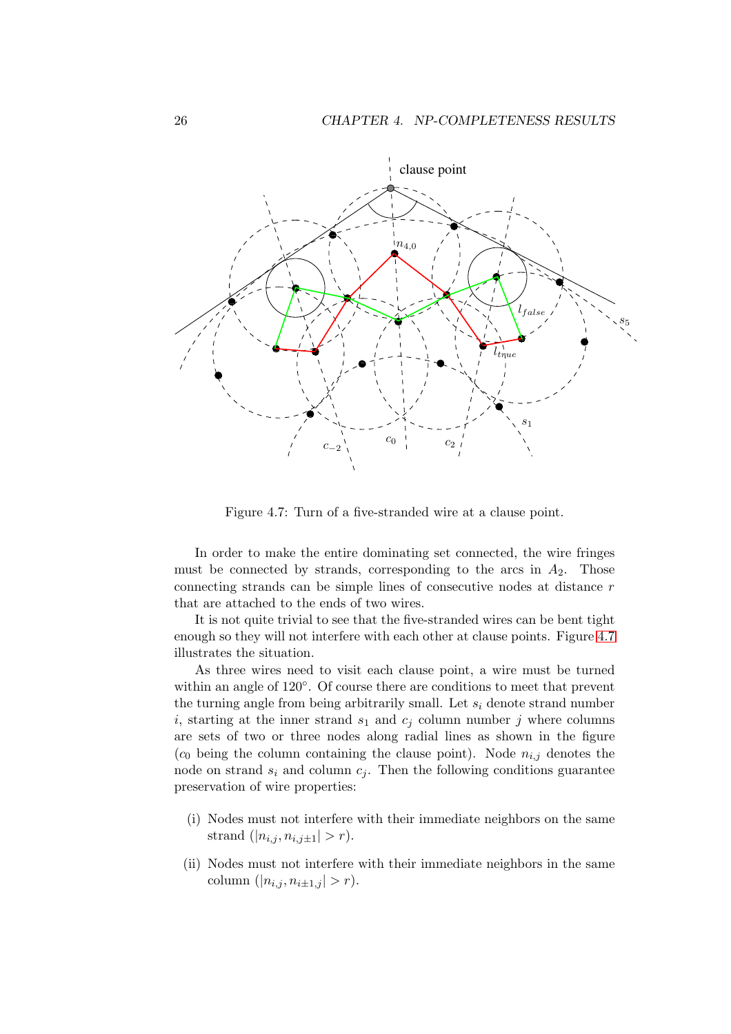Figure 4.7: Turn of a five-stranded wire at a clause point.

In order to make the entire dominating set connected, the wire fringes must be connected by strands, corresponding to the arcs in $A_2$. Those connecting strands can be simple lines of consecutive nodes at distance $r$ that are attached to the ends of two wires.

It is not quite trivial to see that the five-stranded wires can be bent tight enough so they will not interfere with each other at clause points. Figure 4.7 illustrates the situation.

As three wires need to visit each clause point, a wire must be turned within an angle of 120°. Of course there are conditions to meet that prevent the turning angle from being arbitrarily small. Let $s_i$ denote strand number $i$, starting at the inner strand $s_1$ and $c_j$ column number $j$ where columns are sets of two or three nodes along radial lines as shown in the figure ($c_0$ being the column containing the clause point). Node $n_{i,j}$ denotes the node on strand $s_i$ and column $c_j$. Then the following conditions guarantee preservation of wire properties:

(i) Nodes must not interfere with their immediate neighbors on the same strand ($|n_{i,j}, n_{i,j\pm1}| > r$).

(ii) Nodes must not interfere with their immediate neighbors in the same column ($|n_{i,j}, n_{i\pm1,j}| > r$).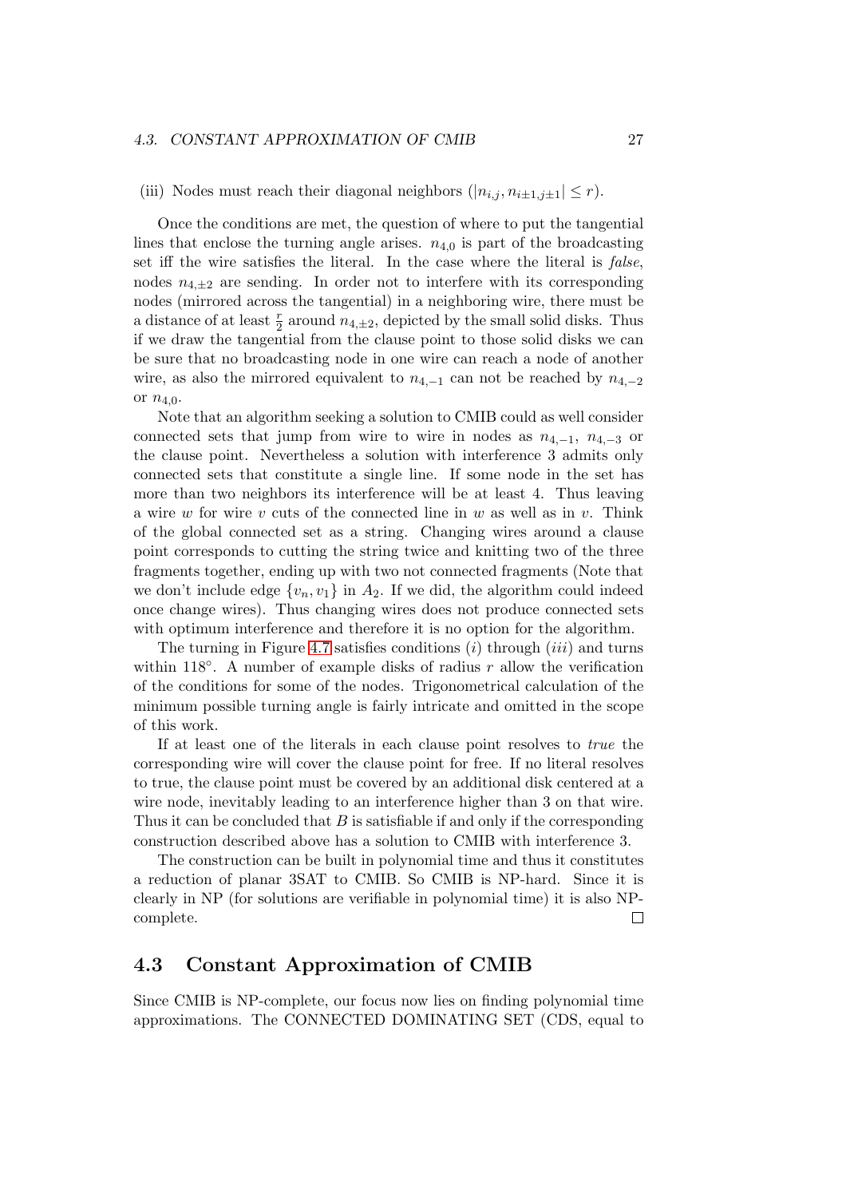(iii) Nodes must reach their diagonal neighbors ($|n_{i,j}, n_{i\pm1,j\pm1}| \leq r$).

Once the conditions are met, the question of where to put the tangential lines that enclose the turning angle arises. $n_{4,0}$ is part of the broadcasting set iff the wire satisfies the literal. In the case where the literal is *false*, nodes $n_{4,\pm2}$ are sending. In order not to interfere with its corresponding nodes (mirrored across the tangential) in a neighboring wire, there must be a distance of at least $\frac{r}{2}$ around $n_{4,\pm2}$, depicted by the small solid disks. Thus if we draw the tangential from the clause point to those solid disks we can be sure that no broadcasting node in one wire can reach a node of another wire, as also the mirrored equivalent to $n_{4,-1}$ can not be reached by $n_{4,-2}$ or $n_{4,0}$.

Note that an algorithm seeking a solution to CMIB could as well consider connected sets that jump from wire to wire in nodes as $n_{4,-1}$, $n_{4,-3}$ or the clause point. Nevertheless a solution with interference 3 admits only connected sets that constitute a single line. If some node in the set has more than two neighbors its interference will be at least 4. Thus leaving a wire $w$ for wire $v$ cuts of the connected line in $w$ as well as in $v$. Think of the global connected set as a string. Changing wires around a clause point corresponds to cutting the string twice and knitting two of the three fragments together, ending up with two not connected fragments (Note that we don't include edge $\{v_n, v_1\}$ in $A_2$. If we did, the algorithm could indeed once change wires). Thus changing wires does not produce connected sets with optimum interference and therefore it is no option for the algorithm.

The turning in Figure 4.7 satisfies conditions $(i)$ through $(iii)$ and turns within 118°. A number of example disks of radius $r$ allow the verification of the conditions for some of the nodes. Trigonometrical calculation of the minimum possible turning angle is fairly intricate and omitted in the scope of this work.

If at least one of the literals in each clause point resolves to *true* the corresponding wire will cover the clause point for free. If no literal resolves to true, the clause point must be covered by an additional disk centered at a wire node, inevitably leading to an interference higher than 3 on that wire. Thus it can be concluded that $B$ is satisfiable if and only if the corresponding construction described above has a solution to CMIB with interference 3.

The construction can be built in polynomial time and thus it constitutes a reduction of planar 3SAT to CMIB. So CMIB is NP-hard. Since it is clearly in NP (for solutions are verifiable in polynomial time) it is also NP-complete. □

## 4.3 Constant Approximation of CMIB

Since CMIB is NP-complete, our focus now lies on finding polynomial time approximations. The CONNECTED DOMINATING SET (CDS, equal to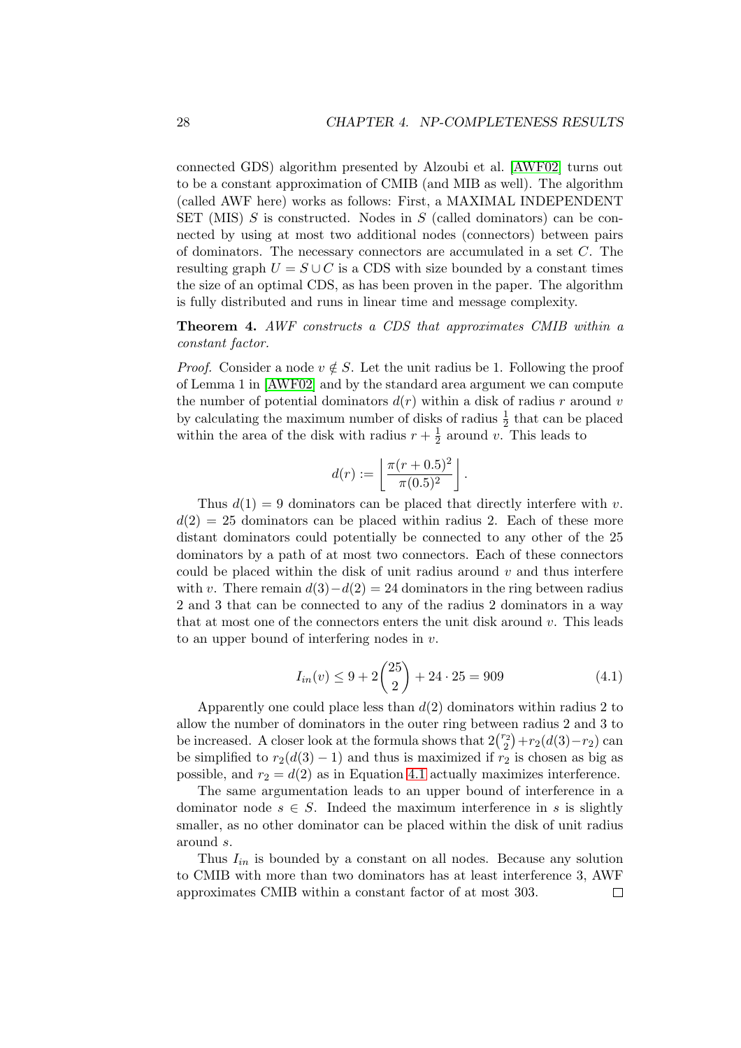connected GDS) algorithm presented by Alzoubi et al. [AWF02] turns out to be a constant approximation of CMIB (and MIB as well). The algorithm (called AWF here) works as follows: First, a MAXIMAL INDEPENDENT SET (MIS) $S$ is constructed. Nodes in $S$ (called dominators) can be connected by using at most two additional nodes (connectors) between pairs of dominators. The necessary connectors are accumulated in a set $C$. The resulting graph $U = S \cup C$ is a CDS with size bounded by a constant times the size of an optimal CDS, as has been proven in the paper. The algorithm is fully distributed and runs in linear time and message complexity.

**Theorem 4.** *AWF constructs a CDS that approximates CMIB within a constant factor.*

*Proof.* Consider a node $v \notin S$. Let the unit radius be 1. Following the proof of Lemma 1 in [AWF02] and by the standard area argument we can compute the number of potential dominators $d(r)$ within a disk of radius $r$ around $v$ by calculating the maximum number of disks of radius $\frac{1}{2}$ that can be placed within the area of the disk with radius $r + \frac{1}{2}$ around $v$. This leads to

$$d(r) := \left\lfloor \frac{\pi(r + 0.5)^2}{\pi(0.5)^2} \right\rfloor.$$

Thus $d(1) = 9$ dominators can be placed that directly interfere with $v$. $d(2) = 25$ dominators can be placed within radius 2. Each of these more distant dominators could potentially be connected to any other of the 25 dominators by a path of at most two connectors. Each of these connectors could be placed within the disk of unit radius around $v$ and thus interfere with $v$. There remain $d(3) - d(2) = 24$ dominators in the ring between radius 2 and 3 that can be connected to any of the radius 2 dominators in a way that at most one of the connectors enters the unit disk around $v$. This leads to an upper bound of interfering nodes in $v$.

$$I_{in}(v) \leq 9 + 2\binom{25}{2} + 24 \cdot 25 = 909 \tag{4.1}$$

Apparently one could place less than $d(2)$ dominators within radius 2 to allow the number of dominators in the outer ring between radius 2 and 3 to be increased. A closer look at the formula shows that $2\binom{r_2}{2} + r_2(d(3) - r_2)$ can be simplified to $r_2(d(3) - 1)$ and thus is maximized if $r_2$ is chosen as big as possible, and $r_2 = d(2)$ as in Equation 4.1 actually maximizes interference.

The same argumentation leads to an upper bound of interference in a dominator node $s \in S$. Indeed the maximum interference in $s$ is slightly smaller, as no other dominator can be placed within the disk of unit radius around $s$.

Thus $I_{in}$ is bounded by a constant on all nodes. Because any solution to CMIB with more than two dominators has at least interference 3, AWF approximates CMIB within a constant factor of at most 303. ∎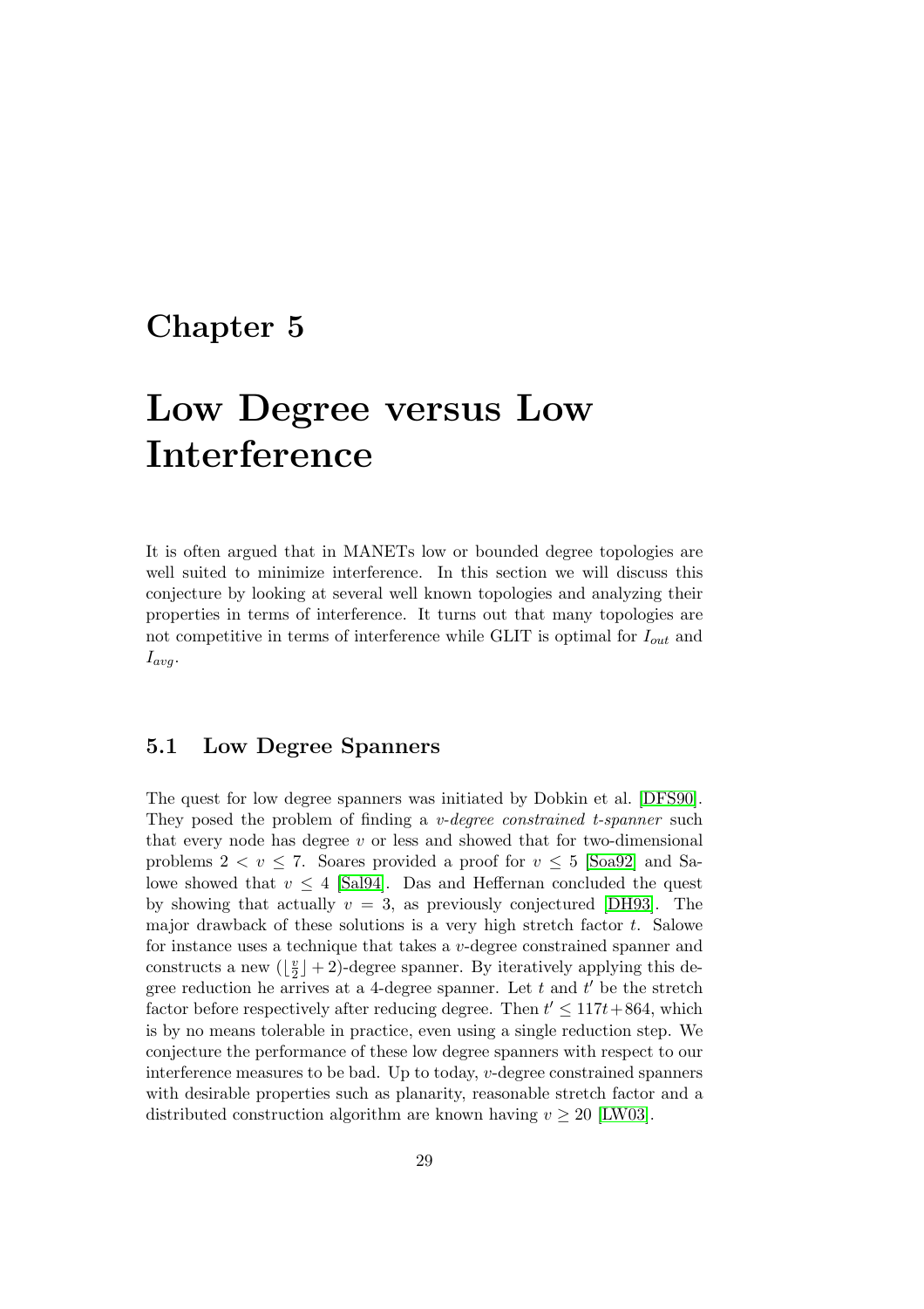# Chapter 5

# Low Degree versus Low Interference

It is often argued that in MANETs low or bounded degree topologies are well suited to minimize interference. In this section we will discuss this conjecture by looking at several well known topologies and analyzing their properties in terms of interference. It turns out that many topologies are not competitive in terms of interference while GLIT is optimal for $I_{out}$ and $I_{avg}$.

## 5.1 Low Degree Spanners

The quest for low degree spanners was initiated by Dobkin et al. [DFS90]. They posed the problem of finding a *v-degree constrained t-spanner* such that every node has degree $v$ or less and showed that for two-dimensional problems $2 < v \leq 7$. Soares provided a proof for $v \leq 5$ [Soa92] and Salowe showed that $v \leq 4$ [Sal94]. Das and Heffernan concluded the quest by showing that actually $v = 3$, as previously conjectured [DH93]. The major drawback of these solutions is a very high stretch factor $t$. Salowe for instance uses a technique that takes a $v$-degree constrained spanner and constructs a new $(\lfloor \frac{v}{2} \rfloor + 2)$-degree spanner. By iteratively applying this degree reduction he arrives at a 4-degree spanner. Let $t$ and $t'$ be the stretch factor before respectively after reducing degree. Then $t' \leq 117t + 864$, which is by no means tolerable in practice, even using a single reduction step. We conjecture the performance of these low degree spanners with respect to our interference measures to be bad. Up to today, $v$-degree constrained spanners with desirable properties such as planarity, reasonable stretch factor and a distributed construction algorithm are known having $v \geq 20$ [LW03].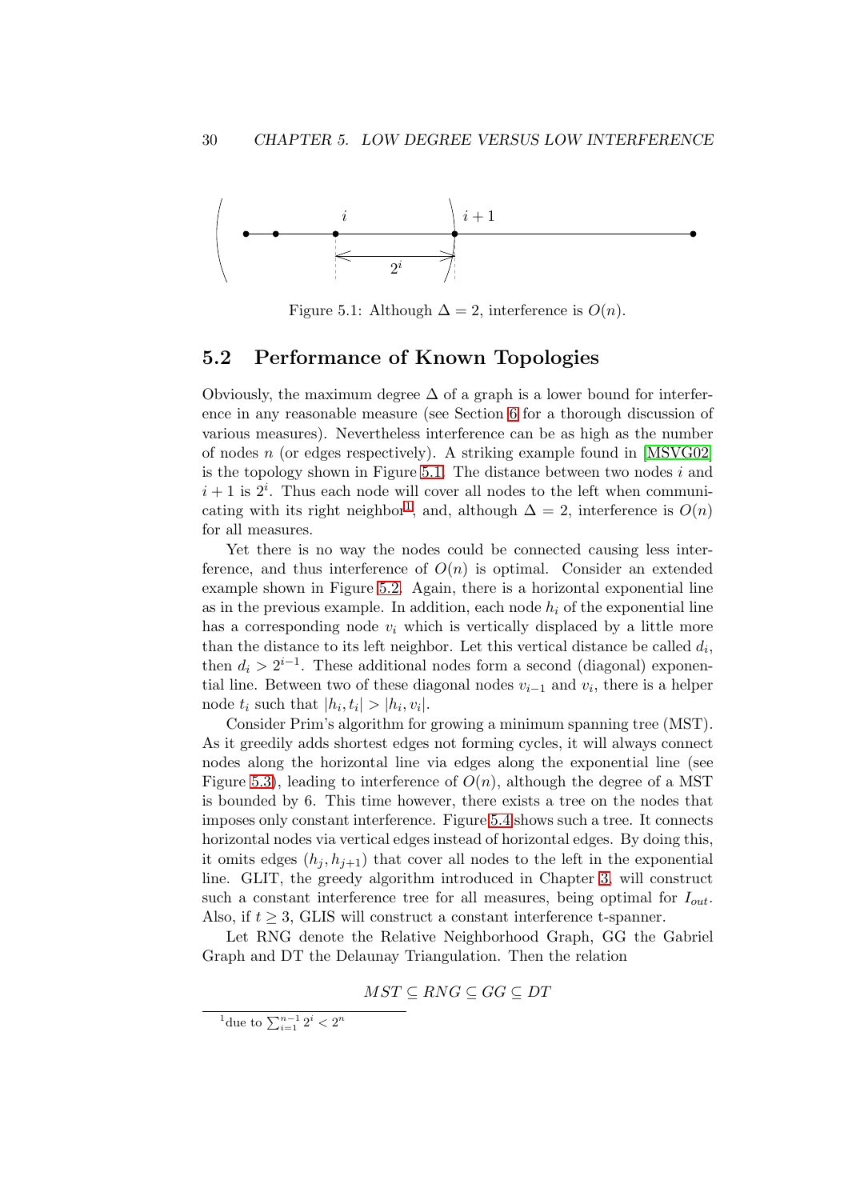Figure 5.1: Although $\Delta = 2$, interference is $O(n)$.

## 5.2 Performance of Known Topologies

Obviously, the maximum degree $\Delta$ of a graph is a lower bound for interference in any reasonable measure (see Section 6 for a thorough discussion of various measures). Nevertheless interference can be as high as the number of nodes $n$ (or edges respectively). A striking example found in [MSVG02] is the topology shown in Figure 5.1. The distance between two nodes $i$ and $i+1$ is $2^i$. Thus each node will cover all nodes to the left when communicating with its right neighbor[1], and, although $\Delta = 2$, interference is $O(n)$ for all measures.

Yet there is no way the nodes could be connected causing less interference, and thus interference of $O(n)$ is optimal. Consider an extended example shown in Figure 5.2. Again, there is a horizontal exponential line as in the previous example. In addition, each node $h_i$ of the exponential line has a corresponding node $v_i$ which is vertically displaced by a little more than the distance to its left neighbor. Let this vertical distance be called $d_i$, then $d_i > 2^{i-1}$. These additional nodes form a second (diagonal) exponential line. Between two of these diagonal nodes $v_{i-1}$ and $v_i$, there is a helper node $t_i$ such that $|h_i, t_i| > |h_i, v_i|$.

Consider Prim's algorithm for growing a minimum spanning tree (MST). As it greedily adds shortest edges not forming cycles, it will always connect nodes along the horizontal line via edges along the exponential line (see Figure 5.3), leading to interference of $O(n)$, although the degree of a MST is bounded by 6. This time however, there exists a tree on the nodes that imposes only constant interference. Figure 5.4 shows such a tree. It connects horizontal nodes via vertical edges instead of horizontal edges. By doing this, it omits edges $(h_j, h_{j+1})$ that cover all nodes to the left in the exponential line. GLIT, the greedy algorithm introduced in Chapter 3, will construct such a constant interference tree for all measures, being optimal for $I_{out}$. Also, if $t \geq 3$, GLIS will construct a constant interference t-spanner.

Let RNG denote the Relative Neighborhood Graph, GG the Gabriel Graph and DT the Delaunay Triangulation. Then the relation

$$MST \subseteq RNG \subseteq GG \subseteq DT$$

[1] due to $\sum_{i=1}^{n-1} 2^i < 2^n$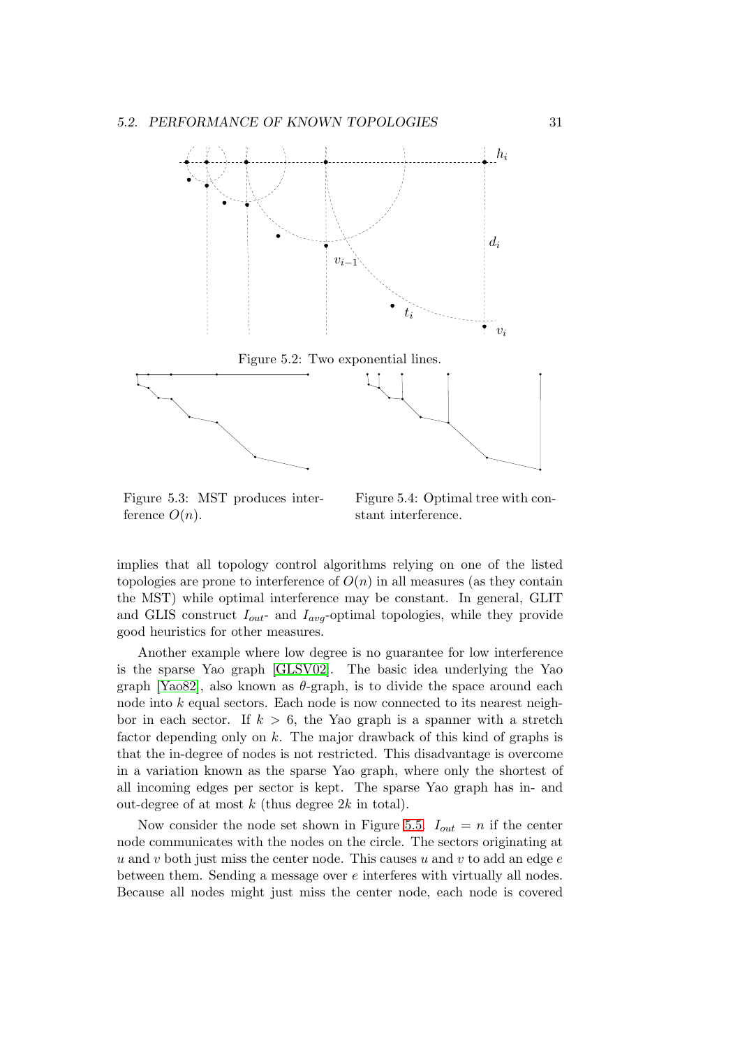Figure 5.2: Two exponential lines.

Figure 5.3: MST produces interference $O(n)$.

Figure 5.4: Optimal tree with constant interference.

implies that all topology control algorithms relying on one of the listed topologies are prone to interference of $O(n)$ in all measures (as they contain the MST) while optimal interference may be constant. In general, GLIT and GLIS construct $I_{out}$- and $I_{avg}$-optimal topologies, while they provide good heuristics for other measures.

Another example where low degree is no guarantee for low interference is the sparse Yao graph [GLSV02]. The basic idea underlying the Yao graph [Yao82], also known as $\theta$-graph, is to divide the space around each node into $k$ equal sectors. Each node is now connected to its nearest neighbor in each sector. If $k > 6$, the Yao graph is a spanner with a stretch factor depending only on $k$. The major drawback of this kind of graphs is that the in-degree of nodes is not restricted. This disadvantage is overcome in a variation known as the sparse Yao graph, where only the shortest of all incoming edges per sector is kept. The sparse Yao graph has in- and out-degree of at most $k$ (thus degree $2k$ in total).

Now consider the node set shown in Figure 5.5. $I_{out} = n$ if the center node communicates with the nodes on the circle. The sectors originating at $u$ and $v$ both just miss the center node. This causes $u$ and $v$ to add an edge $e$ between them. Sending a message over $e$ interferes with virtually all nodes. Because all nodes might just miss the center node, each node is covered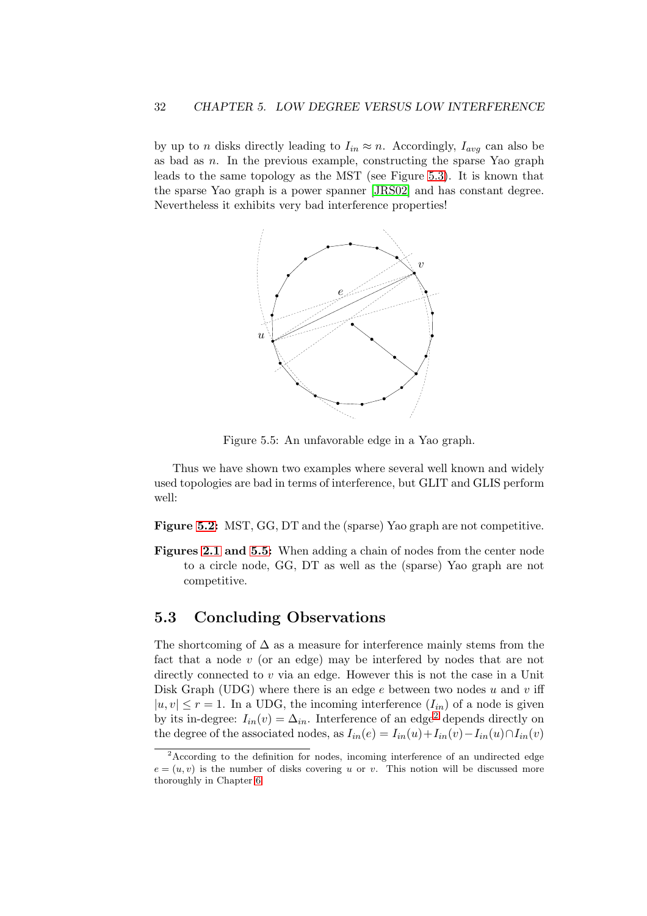by up to $n$ disks directly leading to $I_{in} \approx n$. Accordingly, $I_{avg}$ can also be as bad as $n$. In the previous example, constructing the sparse Yao graph leads to the same topology as the MST (see Figure 5.3). It is known that the sparse Yao graph is a power spanner [JRS02] and has constant degree. Nevertheless it exhibits very bad interference properties!

Figure 5.5: An unfavorable edge in a Yao graph.

Thus we have shown two examples where several well known and widely used topologies are bad in terms of interference, but GLIT and GLIS perform well:

**Figure 5.2:** MST, GG, DT and the (sparse) Yao graph are not competitive.

**Figures 2.1 and 5.5:** When adding a chain of nodes from the center node to a circle node, GG, DT as well as the (sparse) Yao graph are not competitive.

## 5.3 Concluding Observations

The shortcoming of $\Delta$ as a measure for interference mainly stems from the fact that a node $v$ (or an edge) may be interfered by nodes that are not directly connected to $v$ via an edge. However this is not the case in a Unit Disk Graph (UDG) where there is an edge $e$ between two nodes $u$ and $v$ iff $|u, v| \leq r = 1$. In a UDG, the incoming interference ($I_{in}$) of a node is given by its in-degree: $I_{in}(v) = \Delta_{in}$. Interference of an edge[2] depends directly on the degree of the associated nodes, as $I_{in}(e) = I_{in}(u) + I_{in}(v) - I_{in}(u) \cap I_{in}(v)$

[2] According to the definition for nodes, incoming interference of an undirected edge $e = (u, v)$ is the number of disks covering $u$ or $v$. This notion will be discussed more thoroughly in Chapter 6.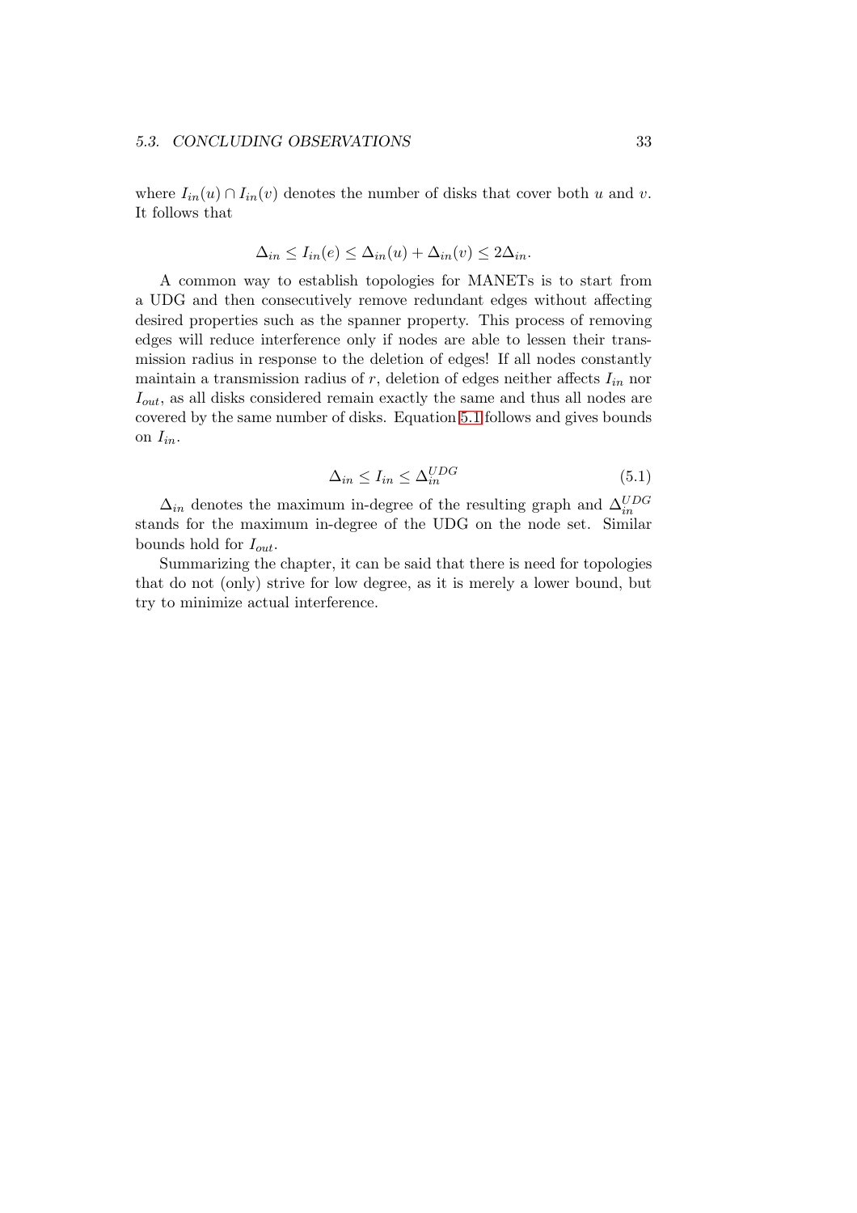where $I_{in}(u) \cap I_{in}(v)$ denotes the number of disks that cover both $u$ and $v$. It follows that

$$\Delta_{in} \leq I_{in}(e) \leq \Delta_{in}(u) + \Delta_{in}(v) \leq 2\Delta_{in}.$$

A common way to establish topologies for MANETs is to start from a UDG and then consecutively remove redundant edges without affecting desired properties such as the spanner property. This process of removing edges will reduce interference only if nodes are able to lessen their transmission radius in response to the deletion of edges! If all nodes constantly maintain a transmission radius of $r$, deletion of edges neither affects $I_{in}$ nor $I_{out}$, as all disks considered remain exactly the same and thus all nodes are covered by the same number of disks. Equation 5.1 follows and gives bounds on $I_{in}$.

$$\Delta_{in} \leq I_{in} \leq \Delta_{in}^{UDG} \tag{5.1}$$

$\Delta_{in}$ denotes the maximum in-degree of the resulting graph and $\Delta_{in}^{UDG}$ stands for the maximum in-degree of the UDG on the node set. Similar bounds hold for $I_{out}$.

Summarizing the chapter, it can be said that there is need for topologies that do not (only) strive for low degree, as it is merely a lower bound, but try to minimize actual interference.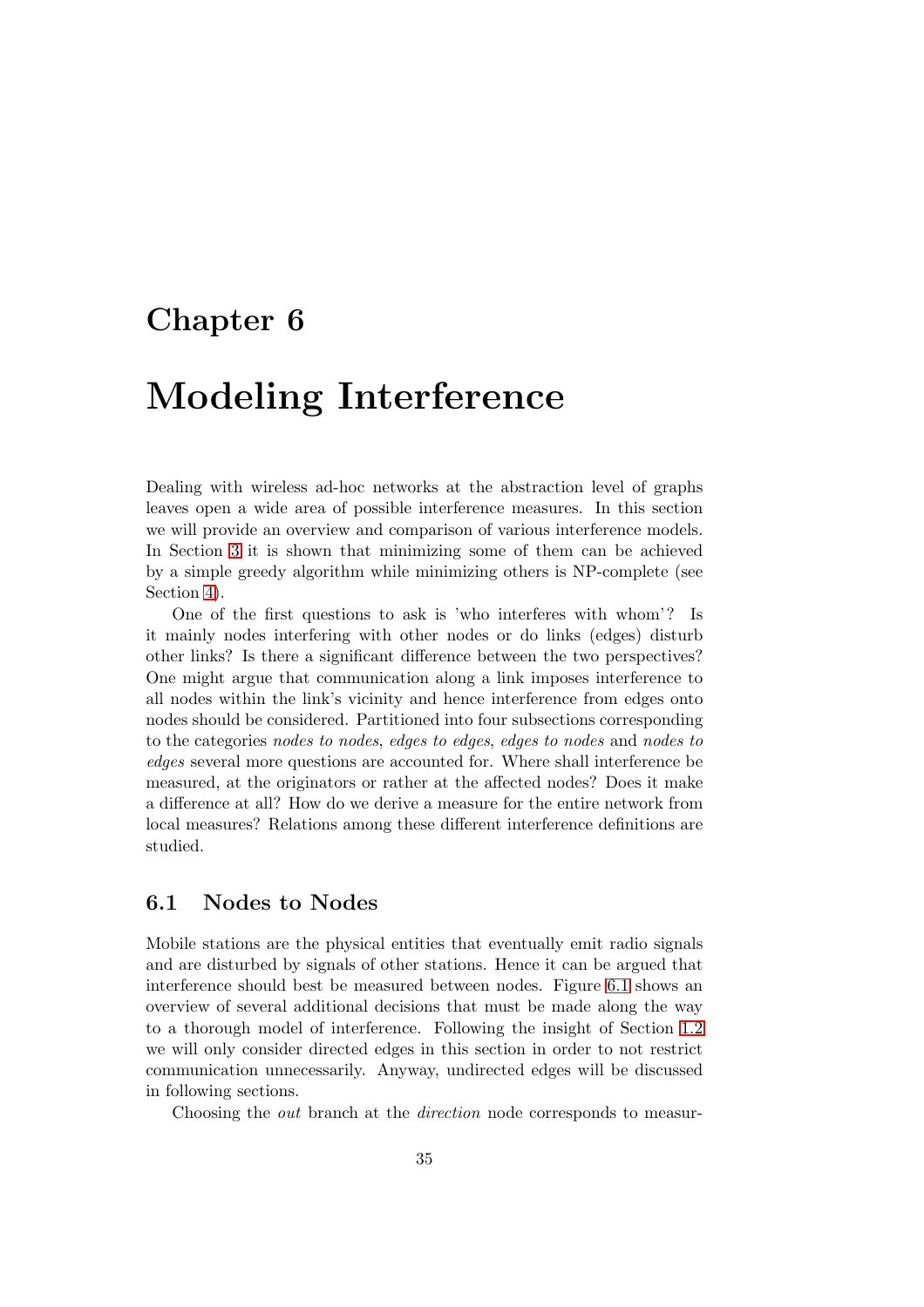# Chapter 6

# Modeling Interference

Dealing with wireless ad-hoc networks at the abstraction level of graphs leaves open a wide area of possible interference measures. In this section we will provide an overview and comparison of various interference models. In Section 3 it is shown that minimizing some of them can be achieved by a simple greedy algorithm while minimizing others is NP-complete (see Section 4).

One of the first questions to ask is 'who interferes with whom'? Is it mainly nodes interfering with other nodes or do links (edges) disturb other links? Is there a significant difference between the two perspectives? One might argue that communication along a link imposes interference to all nodes within the link's vicinity and hence interference from edges onto nodes should be considered. Partitioned into four subsections corresponding to the categories *nodes to nodes*, *edges to edges*, *edges to nodes* and *nodes to edges* several more questions are accounted for. Where shall interference be measured, at the originators or rather at the affected nodes? Does it make a difference at all? How do we derive a measure for the entire network from local measures? Relations among these different interference definitions are studied.

## 6.1 Nodes to Nodes

Mobile stations are the physical entities that eventually emit radio signals and are disturbed by signals of other stations. Hence it can be argued that interference should best be measured between nodes. Figure 6.1 shows an overview of several additional decisions that must be made along the way to a thorough model of interference. Following the insight of Section 1.2 we will only consider directed edges in this section in order to not restrict communication unnecessarily. Anyway, undirected edges will be discussed in following sections.

Choosing the *out* branch at the *direction* node corresponds to measur-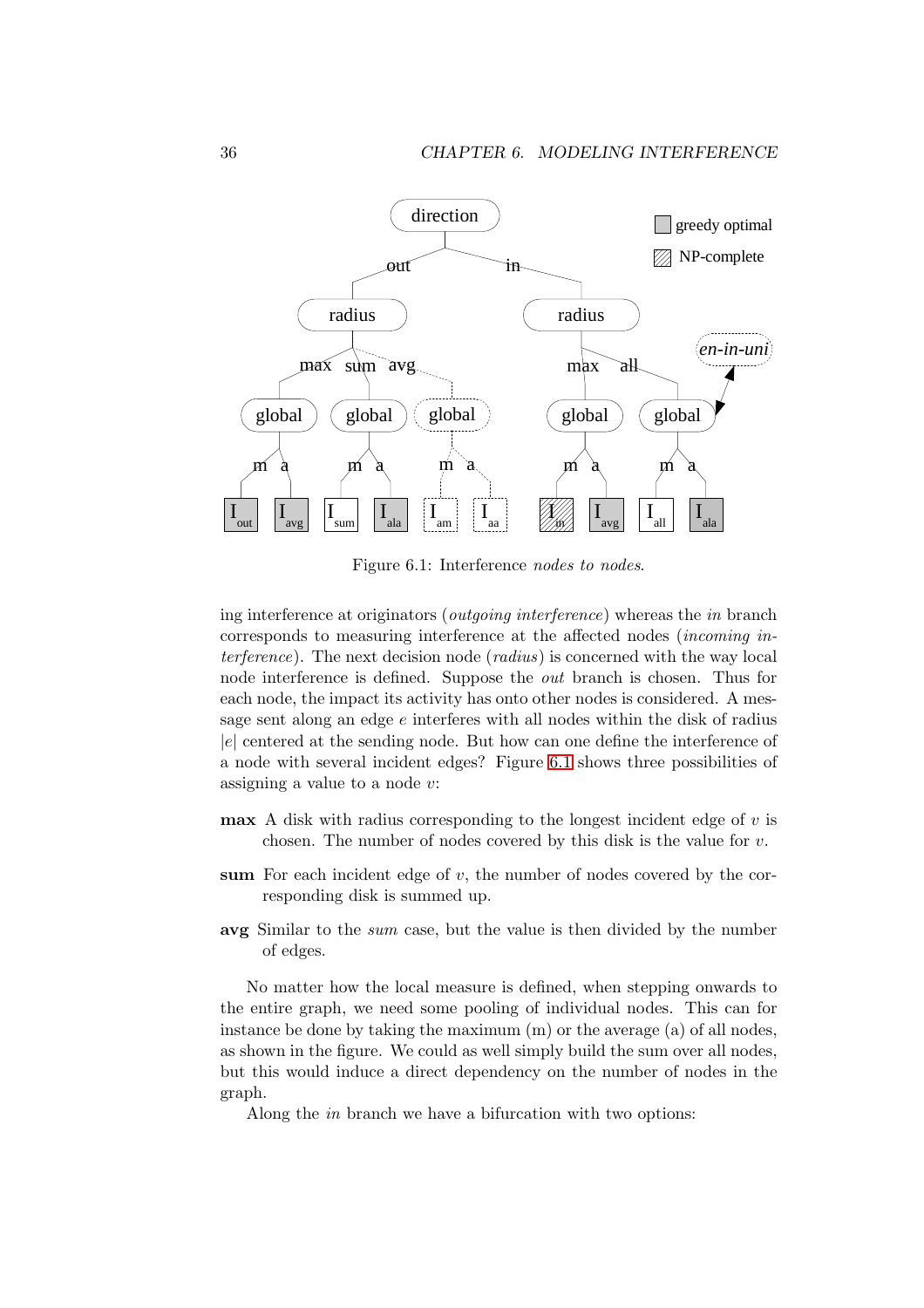Figure 6.1: Interference *nodes to nodes*.

ing interference at originators (*outgoing interference*) whereas the *in* branch corresponds to measuring interference at the affected nodes (*incoming interference*). The next decision node (*radius*) is concerned with the way local node interference is defined. Suppose the *out* branch is chosen. Thus for each node, the impact its activity has onto other nodes is considered. A message sent along an edge $e$ interferes with all nodes within the disk of radius $|e|$ centered at the sending node. But how can one define the interference of a node with several incident edges? Figure 6.1 shows three possibilities of assigning a value to a node $v$:

**max** A disk with radius corresponding to the longest incident edge of $v$ is chosen. The number of nodes covered by this disk is the value for $v$.

**sum** For each incident edge of $v$, the number of nodes covered by the corresponding disk is summed up.

**avg** Similar to the *sum* case, but the value is then divided by the number of edges.

No matter how the local measure is defined, when stepping onwards to the entire graph, we need some pooling of individual nodes. This can for instance be done by taking the maximum (m) or the average (a) of all nodes, as shown in the figure. We could as well simply build the sum over all nodes, but this would induce a direct dependency on the number of nodes in the graph.

Along the *in* branch we have a bifurcation with two options: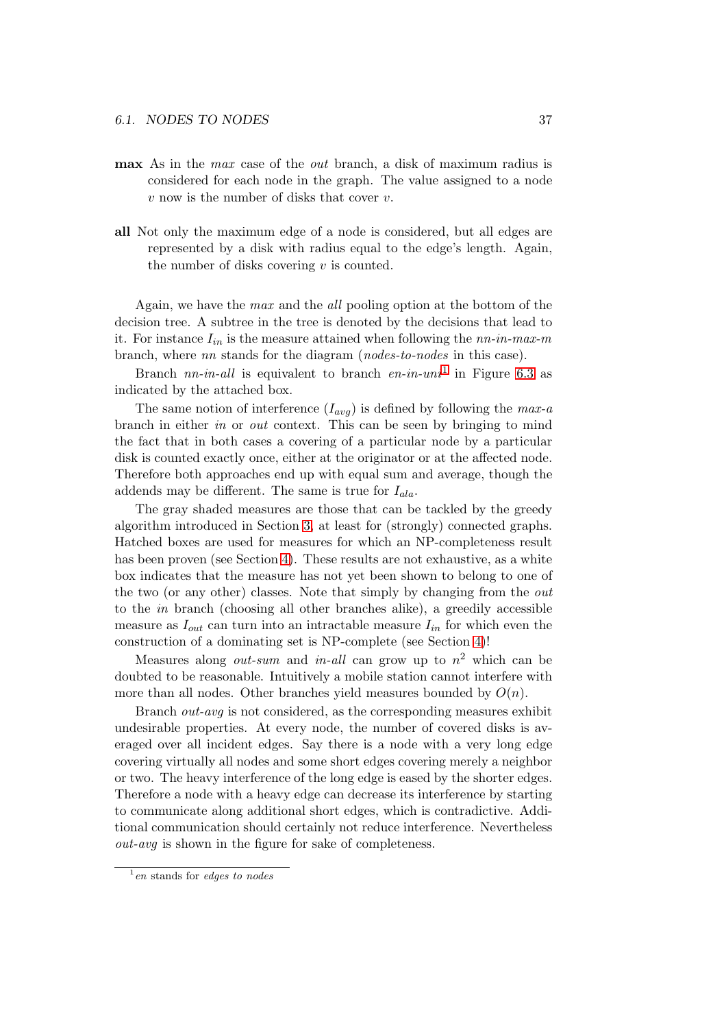**max** As in the *max* case of the *out* branch, a disk of maximum radius is considered for each node in the graph. The value assigned to a node $v$ now is the number of disks that cover $v$.

**all** Not only the maximum edge of a node is considered, but all edges are represented by a disk with radius equal to the edge's length. Again, the number of disks covering $v$ is counted.

Again, we have the *max* and the *all* pooling option at the bottom of the decision tree. A subtree in the tree is denoted by the decisions that lead to it. For instance $I_{in}$ is the measure attained when following the *nn-in-max-m* branch, where *nn* stands for the diagram (*nodes-to-nodes* in this case).

Branch *nn-in-all* is equivalent to branch *en-in-uni*[1] in Figure 6.3 as indicated by the attached box.

The same notion of interference ($I_{avg}$) is defined by following the *max-a* branch in either *in* or *out* context. This can be seen by bringing to mind the fact that in both cases a covering of a particular node by a particular disk is counted exactly once, either at the originator or at the affected node. Therefore both approaches end up with equal sum and average, though the addends may be different. The same is true for $I_{ala}$.

The gray shaded measures are those that can be tackled by the greedy algorithm introduced in Section 3, at least for (strongly) connected graphs. Hatched boxes are used for measures for which an NP-completeness result has been proven (see Section 4). These results are not exhaustive, as a white box indicates that the measure has not yet been shown to belong to one of the two (or any other) classes. Note that simply by changing from the *out* to the *in* branch (choosing all other branches alike), a greedily accessible measure as $I_{out}$ can turn into an intractable measure $I_{in}$ for which even the construction of a dominating set is NP-complete (see Section 4)!

Measures along *out-sum* and *in-all* can grow up to $n^2$ which can be doubted to be reasonable. Intuitively a mobile station cannot interfere with more than all nodes. Other branches yield measures bounded by $O(n)$.

Branch *out-avg* is not considered, as the corresponding measures exhibit undesirable properties. At every node, the number of covered disks is averaged over all incident edges. Say there is a node with a very long edge covering virtually all nodes and some short edges covering merely a neighbor or two. The heavy interference of the long edge is eased by the shorter edges. Therefore a node with a heavy edge can decrease its interference by starting to communicate along additional short edges, which is contradictive. Additional communication should certainly not reduce interference. Nevertheless *out-avg* is shown in the figure for sake of completeness.

---

[1] *en* stands for *edges to nodes*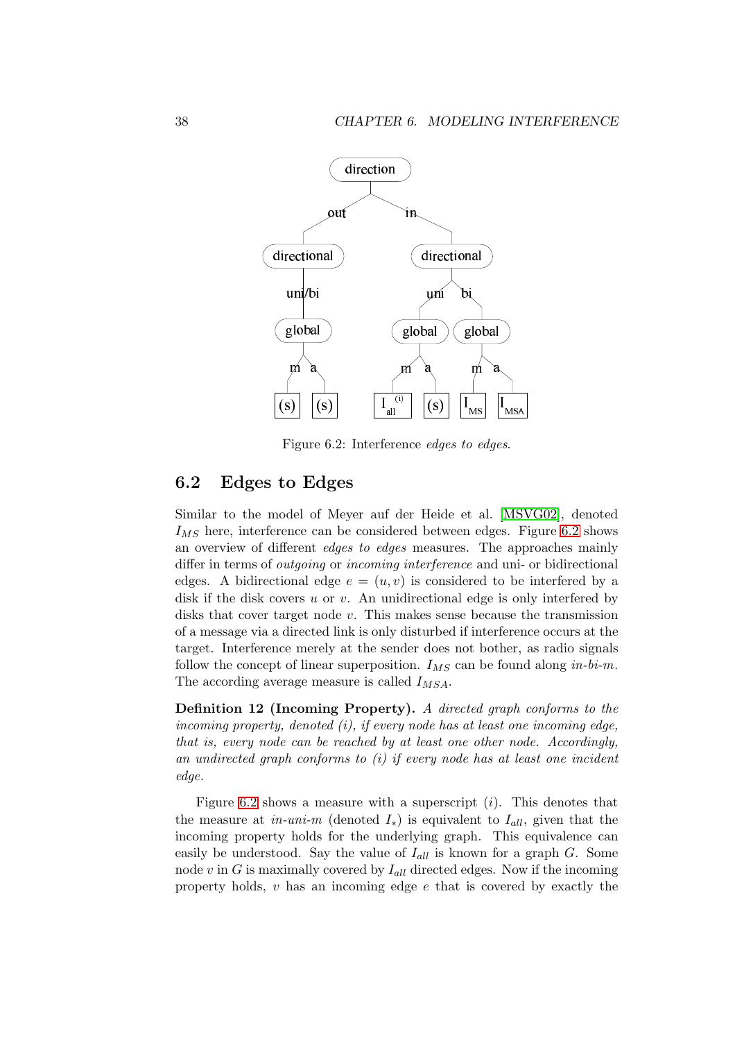Figure 6.2: Interference *edges to edges*.

## 6.2 Edges to Edges

Similar to the model of Meyer auf der Heide et al. [MSVG02], denoted $I_{MS}$ here, interference can be considered between edges. Figure 6.2 shows an overview of different *edges to edges* measures. The approaches mainly differ in terms of *outgoing* or *incoming interference* and uni- or bidirectional edges. A bidirectional edge $e = (u, v)$ is considered to be interfered by a disk if the disk covers $u$ or $v$. An unidirectional edge is only interfered by disks that cover target node $v$. This makes sense because the transmission of a message via a directed link is only disturbed if interference occurs at the target. Interference merely at the sender does not bother, as radio signals follow the concept of linear superposition. $I_{MS}$ can be found along *in-bi-m*. The according average measure is called $I_{MSA}$.

**Definition 12 (Incoming Property).** *A directed graph conforms to the incoming property, denoted (i), if every node has at least one incoming edge, that is, every node can be reached by at least one other node. Accordingly, an undirected graph conforms to (i) if every node has at least one incident edge.*

Figure 6.2 shows a measure with a superscript $(i)$. This denotes that the measure at *in-uni-m* (denoted $I_*$) is equivalent to $I_{all}$, given that the incoming property holds for the underlying graph. This equivalence can easily be understood. Say the value of $I_{all}$ is known for a graph $G$. Some node $v$ in $G$ is maximally covered by $I_{all}$ directed edges. Now if the incoming property holds, $v$ has an incoming edge $e$ that is covered by exactly the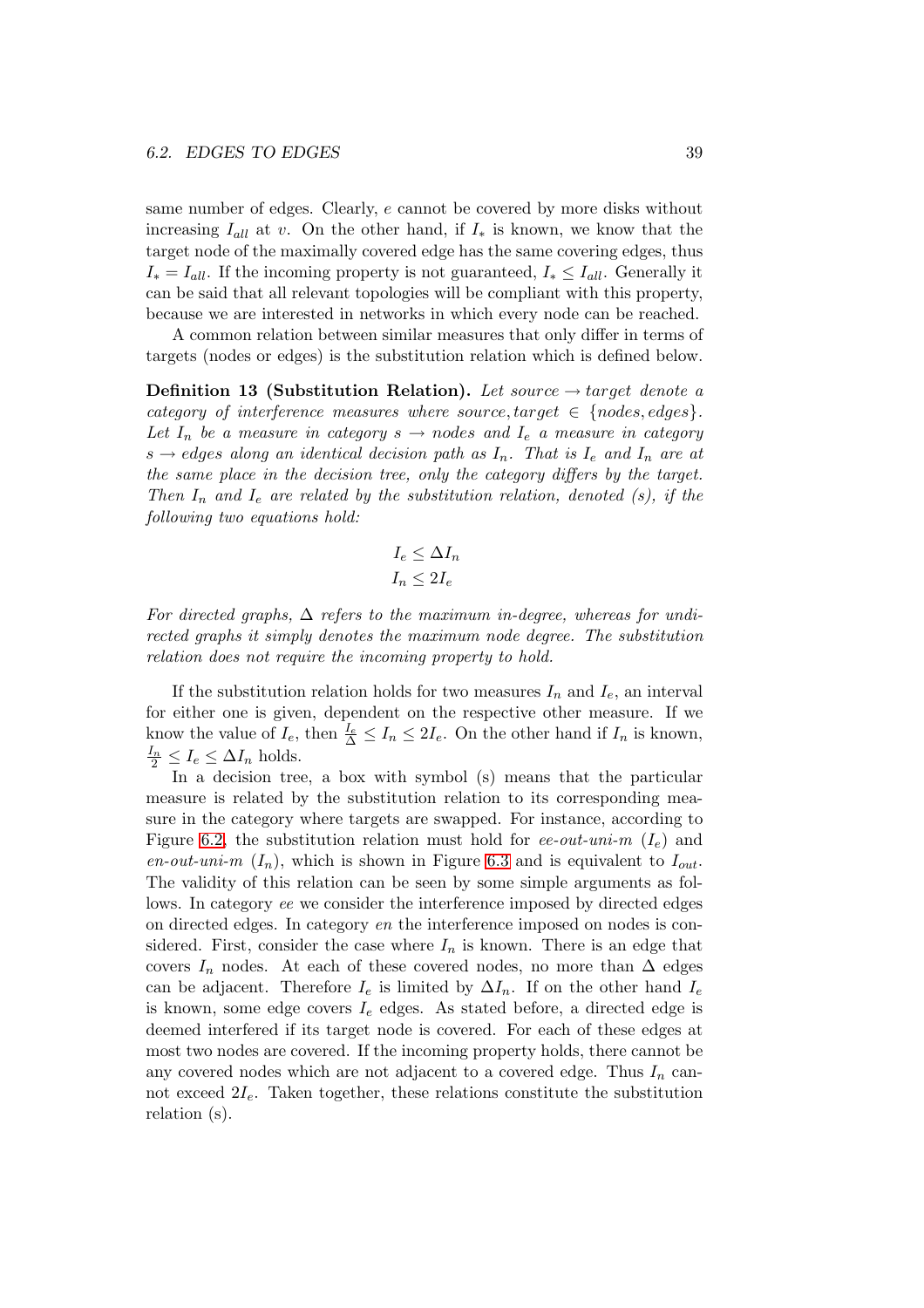same number of edges. Clearly, $e$ cannot be covered by more disks without increasing $I_{all}$ at $v$. On the other hand, if $I_*$ is known, we know that the target node of the maximally covered edge has the same covering edges, thus $I_* = I_{all}$. If the incoming property is not guaranteed, $I_* \leq I_{all}$. Generally it can be said that all relevant topologies will be compliant with this property, because we are interested in networks in which every node can be reached.

A common relation between similar measures that only differ in terms of targets (nodes or edges) is the substitution relation which is defined below.

**Definition 13 (Substitution Relation).** *Let $source \rightarrow target$ denote a category of interference measures where $source, target \in \{nodes, edges\}$. Let $I_n$ be a measure in category $s \rightarrow nodes$ and $I_e$ a measure in category $s \rightarrow edges$ along an identical decision path as $I_n$. That is $I_e$ and $I_n$ are at the same place in the decision tree, only the category differs by the target. Then $I_n$ and $I_e$ are related by the substitution relation, denoted (s), if the following two equations hold:*

$$I_e \leq \Delta I_n$$
$$I_n \leq 2I_e$$

*For directed graphs, $\Delta$ refers to the maximum in-degree, whereas for undirected graphs it simply denotes the maximum node degree. The substitution relation does not require the incoming property to hold.*

If the substitution relation holds for two measures $I_n$ and $I_e$, an interval for either one is given, dependent on the respective other measure. If we know the value of $I_e$, then $\frac{I_e}{\Delta} \leq I_n \leq 2I_e$. On the other hand if $I_n$ is known, $\frac{I_n}{2} \leq I_e \leq \Delta I_n$ holds.

In a decision tree, a box with symbol (s) means that the particular measure is related by the substitution relation to its corresponding measure in the category where targets are swapped. For instance, according to Figure 6.2, the substitution relation must hold for *ee-out-uni-m* ($I_e$) and *en-out-uni-m* ($I_n$), which is shown in Figure 6.3 and is equivalent to $I_{out}$. The validity of this relation can be seen by some simple arguments as follows. In category *ee* we consider the interference imposed by directed edges on directed edges. In category *en* the interference imposed on nodes is considered. First, consider the case where $I_n$ is known. There is an edge that covers $I_n$ nodes. At each of these covered nodes, no more than $\Delta$ edges can be adjacent. Therefore $I_e$ is limited by $\Delta I_n$. If on the other hand $I_e$ is known, some edge covers $I_e$ edges. As stated before, a directed edge is deemed interfered if its target node is covered. For each of these edges at most two nodes are covered. If the incoming property holds, there cannot be any covered nodes which are not adjacent to a covered edge. Thus $I_n$ cannot exceed $2I_e$. Taken together, these relations constitute the substitution relation (s).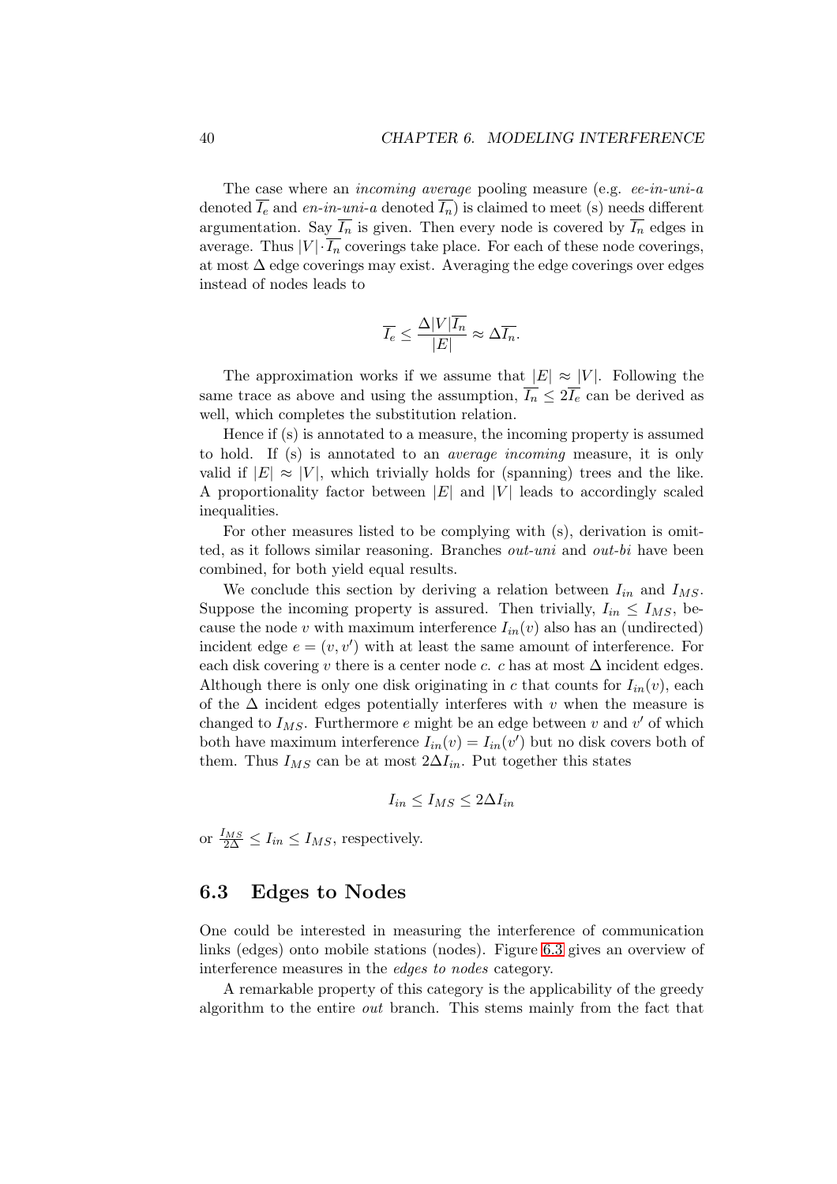The case where an *incoming average* pooling measure (e.g. *ee-in-uni-a* denoted $\overline{I_e}$ and *en-in-uni-a* denoted $\overline{I_n}$) is claimed to meet (s) needs different argumentation. Say $\overline{I_n}$ is given. Then every node is covered by $\overline{I_n}$ edges in average. Thus $|V| \cdot \overline{I_n}$ coverings take place. For each of these node coverings, at most $\Delta$ edge coverings may exist. Averaging the edge coverings over edges instead of nodes leads to

$$\overline{I_e} \leq \frac{\Delta |V| \overline{I_n}}{|E|} \approx \Delta \overline{I_n}.$$

The approximation works if we assume that $|E| \approx |V|$. Following the same trace as above and using the assumption, $\overline{I_n} \leq 2\overline{I_e}$ can be derived as well, which completes the substitution relation.

Hence if (s) is annotated to a measure, the incoming property is assumed to hold. If (s) is annotated to an *average incoming* measure, it is only valid if $|E| \approx |V|$, which trivially holds for (spanning) trees and the like. A proportionality factor between $|E|$ and $|V|$ leads to accordingly scaled inequalities.

For other measures listed to be complying with (s), derivation is omitted, as it follows similar reasoning. Branches *out-uni* and *out-bi* have been combined, for both yield equal results.

We conclude this section by deriving a relation between $I_{in}$ and $I_{MS}$. Suppose the incoming property is assured. Then trivially, $I_{in} \leq I_{MS}$, because the node $v$ with maximum interference $I_{in}(v)$ also has an (undirected) incident edge $e = (v, v')$ with at least the same amount of interference. For each disk covering $v$ there is a center node $c$. $c$ has at most $\Delta$ incident edges. Although there is only one disk originating in $c$ that counts for $I_{in}(v)$, each of the $\Delta$ incident edges potentially interferes with $v$ when the measure is changed to $I_{MS}$. Furthermore $e$ might be an edge between $v$ and $v'$ of which both have maximum interference $I_{in}(v) = I_{in}(v')$ but no disk covers both of them. Thus $I_{MS}$ can be at most $2\Delta I_{in}$. Put together this states

$$I_{in} \leq I_{MS} \leq 2\Delta I_{in}$$

or $\frac{I_{MS}}{2\Delta} \leq I_{in} \leq I_{MS}$, respectively.

## 6.3 Edges to Nodes

One could be interested in measuring the interference of communication links (edges) onto mobile stations (nodes). Figure 6.3 gives an overview of interference measures in the *edges to nodes* category.

A remarkable property of this category is the applicability of the greedy algorithm to the entire *out* branch. This stems mainly from the fact that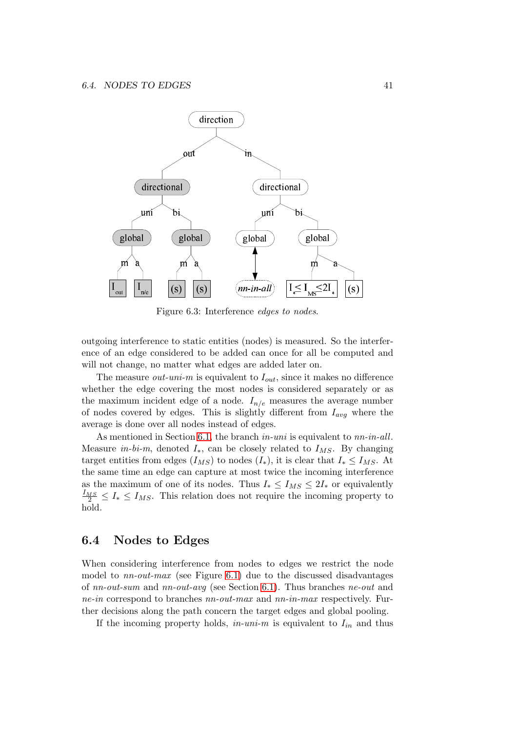Figure 6.3: Interference *edges to nodes*.

outgoing interference to static entities (nodes) is measured. So the interference of an edge considered to be added can once for all be computed and will not change, no matter what edges are added later on.

The measure *out-uni-m* is equivalent to $I_{out}$, since it makes no difference whether the edge covering the most nodes is considered separately or as the maximum incident edge of a node. $I_{n/e}$ measures the average number of nodes covered by edges. This is slightly different from $I_{avg}$ where the average is done over all nodes instead of edges.

As mentioned in Section 6.1, the branch *in-uni* is equivalent to *nn-in-all*. Measure *in-bi-m*, denoted $I_*$, can be closely related to $I_{MS}$. By changing target entities from edges ($I_{MS}$) to nodes ($I_*$), it is clear that $I_* \leq I_{MS}$. At the same time an edge can capture at most twice the incoming interference as the maximum of one of its nodes. Thus $I_* \leq I_{MS} \leq 2I_*$ or equivalently $\frac{I_{MS}}{2} \leq I_* \leq I_{MS}$. This relation does not require the incoming property to hold.

## 6.4 Nodes to Edges

When considering interference from nodes to edges we restrict the node model to *nn-out-max* (see Figure 6.1) due to the discussed disadvantages of *nn-out-sum* and *nn-out-avg* (see Section 6.1). Thus branches *ne-out* and *ne-in* correspond to branches *nn-out-max* and *nn-in-max* respectively. Further decisions along the path concern the target edges and global pooling.

If the incoming property holds, *in-uni-m* is equivalent to $I_{in}$ and thus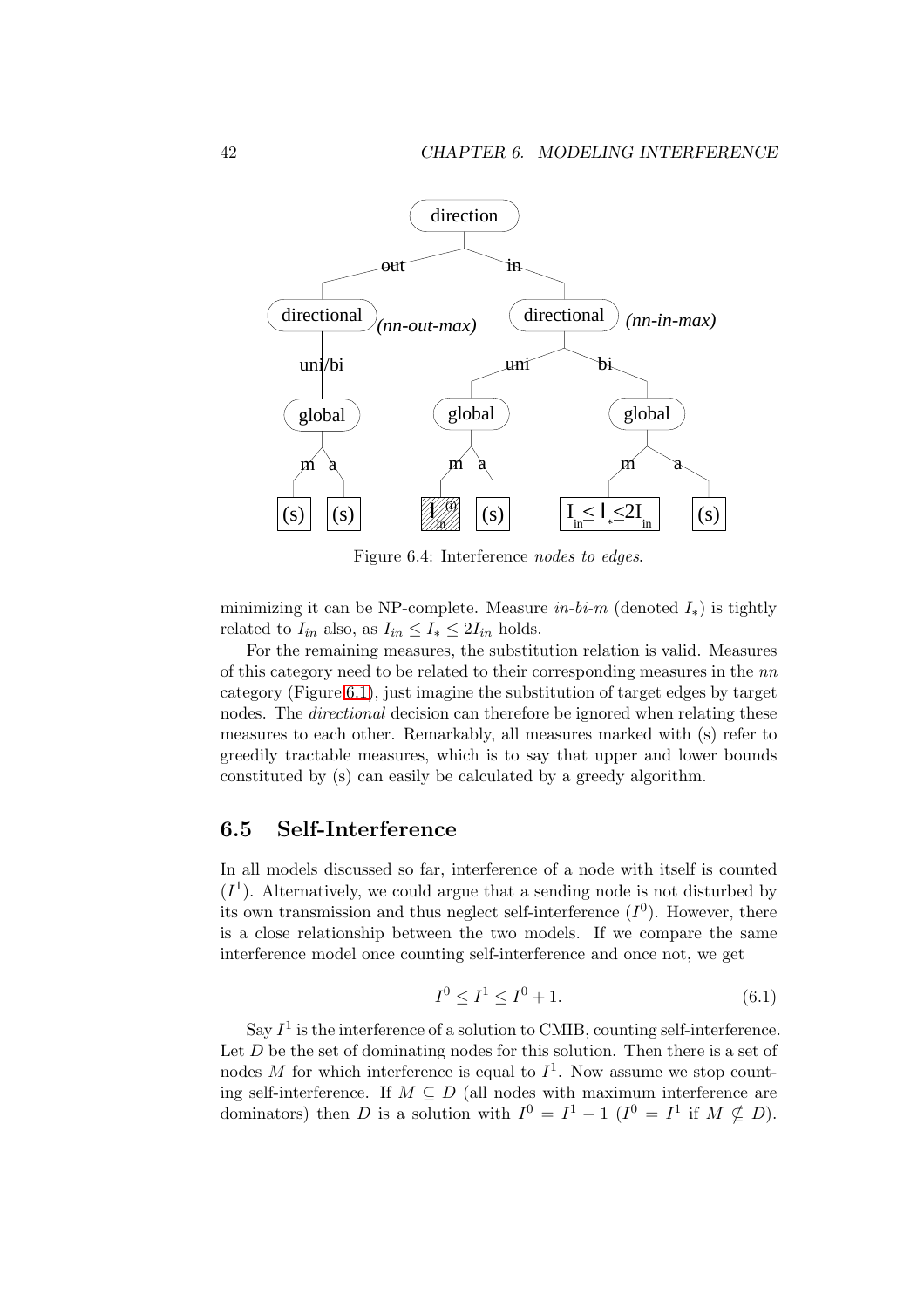Figure 6.4: Interference *nodes to edges*.

minimizing it can be NP-complete. Measure *in-bi-m* (denoted $I_*$) is tightly related to $I_{in}$ also, as $I_{in} \leq I_* \leq 2I_{in}$ holds.

For the remaining measures, the substitution relation is valid. Measures of this category need to be related to their corresponding measures in the *nn* category (Figure 6.1), just imagine the substitution of target edges by target nodes. The *directional* decision can therefore be ignored when relating these measures to each other. Remarkably, all measures marked with (s) refer to greedily tractable measures, which is to say that upper and lower bounds constituted by (s) can easily be calculated by a greedy algorithm.

## 6.5 Self-Interference

In all models discussed so far, interference of a node with itself is counted ($I^1$). Alternatively, we could argue that a sending node is not disturbed by its own transmission and thus neglect self-interference ($I^0$). However, there is a close relationship between the two models. If we compare the same interference model once counting self-interference and once not, we get

$$I^0 \leq I^1 \leq I^0 + 1. \tag{6.1}$$

Say $I^1$ is the interference of a solution to CMIB, counting self-interference. Let $D$ be the set of dominating nodes for this solution. Then there is a set of nodes $M$ for which interference is equal to $I^1$. Now assume we stop counting self-interference. If $M \subseteq D$ (all nodes with maximum interference are dominators) then $D$ is a solution with $I^0 = I^1 - 1$ ($I^0 = I^1$ if $M \nsubseteq D$).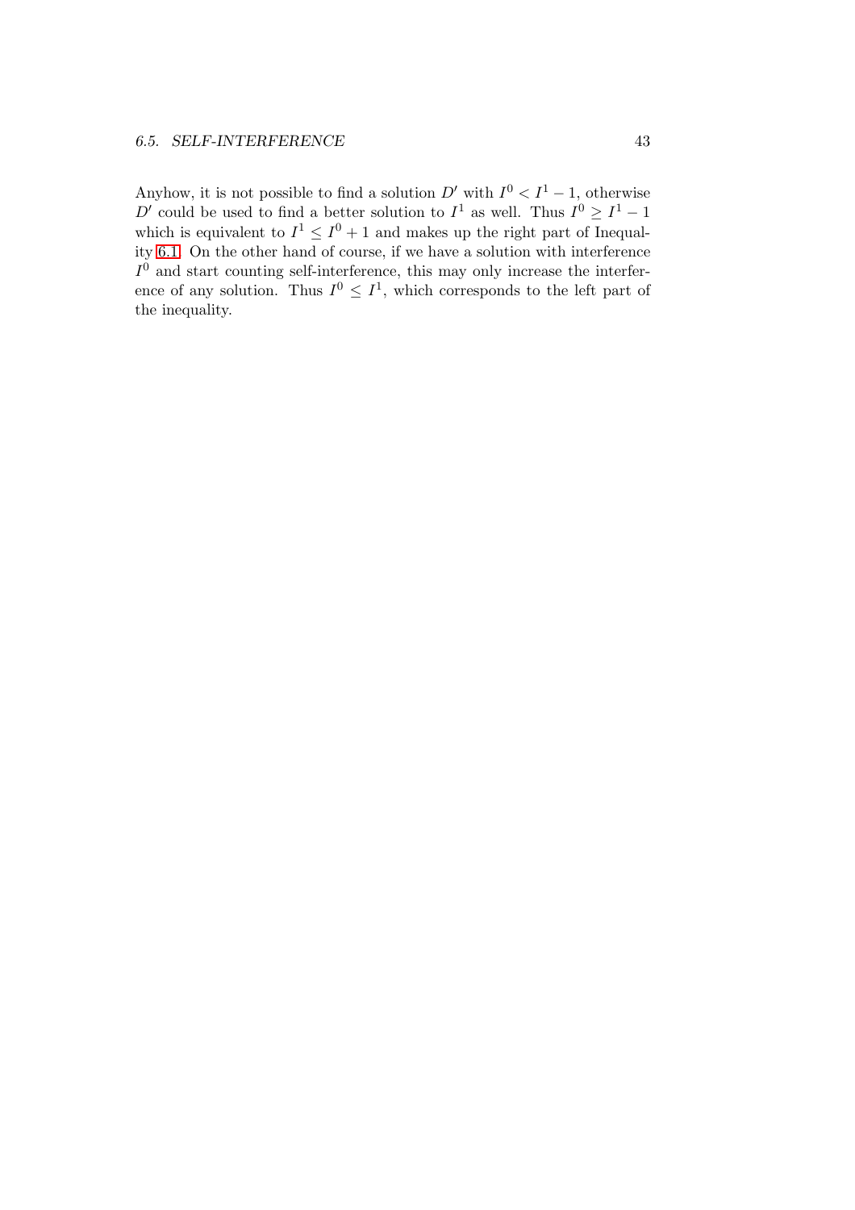Anyhow, it is not possible to find a solution $D'$ with $I^0 < I^1 - 1$, otherwise $D'$ could be used to find a better solution to $I^1$ as well. Thus $I^0 \geq I^1 - 1$ which is equivalent to $I^1 \leq I^0 + 1$ and makes up the right part of Inequality 6.1. On the other hand of course, if we have a solution with interference $I^0$ and start counting self-interference, this may only increase the interference of any solution. Thus $I^0 \leq I^1$, which corresponds to the left part of the inequality.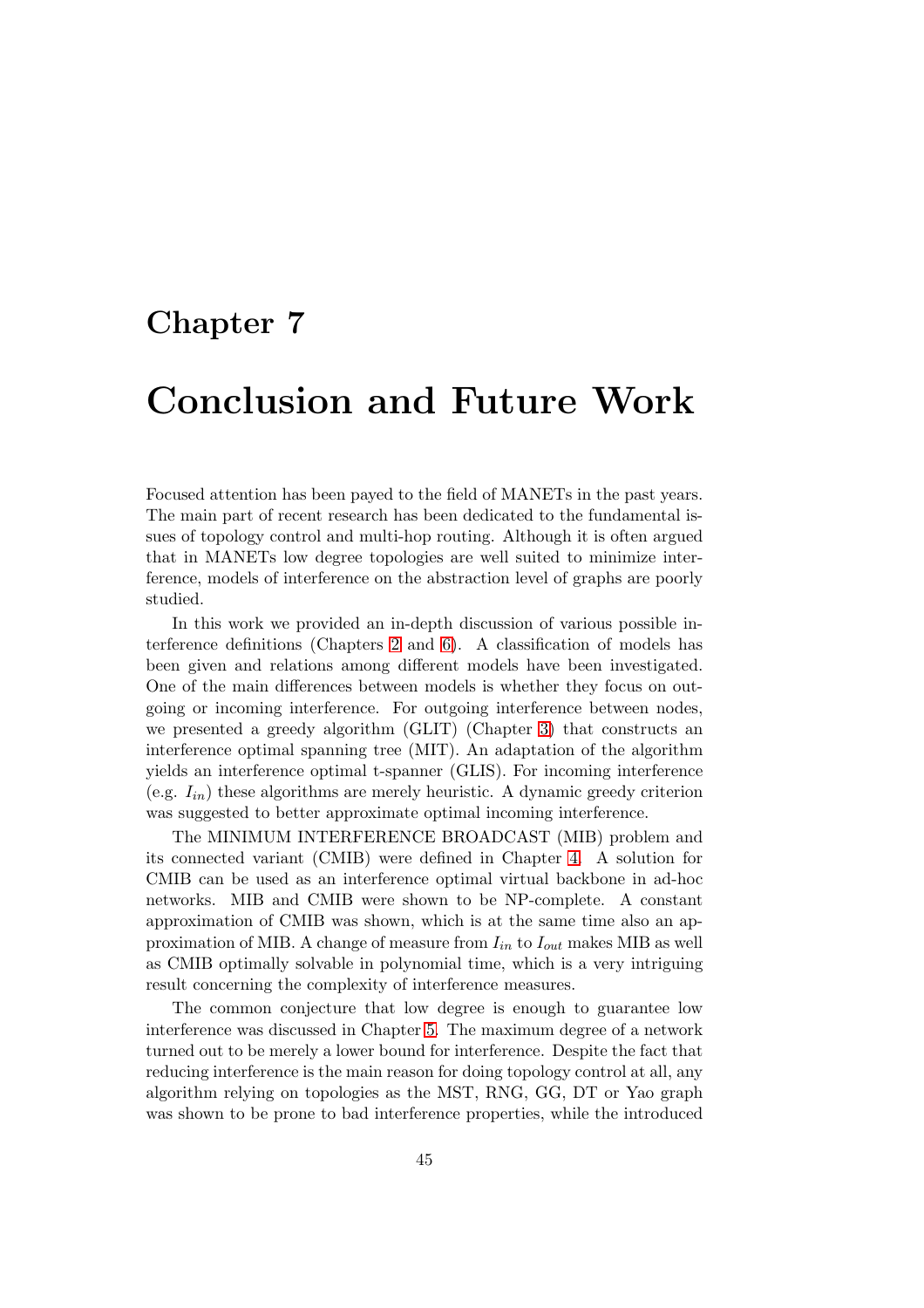# Chapter 7

# Conclusion and Future Work

Focused attention has been payed to the field of MANETs in the past years. The main part of recent research has been dedicated to the fundamental issues of topology control and multi-hop routing. Although it is often argued that in MANETs low degree topologies are well suited to minimize interference, models of interference on the abstraction level of graphs are poorly studied.

In this work we provided an in-depth discussion of various possible interference definitions (Chapters 2 and 6). A classification of models has been given and relations among different models have been investigated. One of the main differences between models is whether they focus on outgoing or incoming interference. For outgoing interference between nodes, we presented a greedy algorithm (GLIT) (Chapter 3) that constructs an interference optimal spanning tree (MIT). An adaptation of the algorithm yields an interference optimal t-spanner (GLIS). For incoming interference (e.g. $I_{in}$) these algorithms are merely heuristic. A dynamic greedy criterion was suggested to better approximate optimal incoming interference.

The MINIMUM INTERFERENCE BROADCAST (MIB) problem and its connected variant (CMIB) were defined in Chapter 4. A solution for CMIB can be used as an interference optimal virtual backbone in ad-hoc networks. MIB and CMIB were shown to be NP-complete. A constant approximation of CMIB was shown, which is at the same time also an approximation of MIB. A change of measure from $I_{in}$ to $I_{out}$ makes MIB as well as CMIB optimally solvable in polynomial time, which is a very intriguing result concerning the complexity of interference measures.

The common conjecture that low degree is enough to guarantee low interference was discussed in Chapter 5. The maximum degree of a network turned out to be merely a lower bound for interference. Despite the fact that reducing interference is the main reason for doing topology control at all, any algorithm relying on topologies as the MST, RNG, GG, DT or Yao graph was shown to be prone to bad interference properties, while the introduced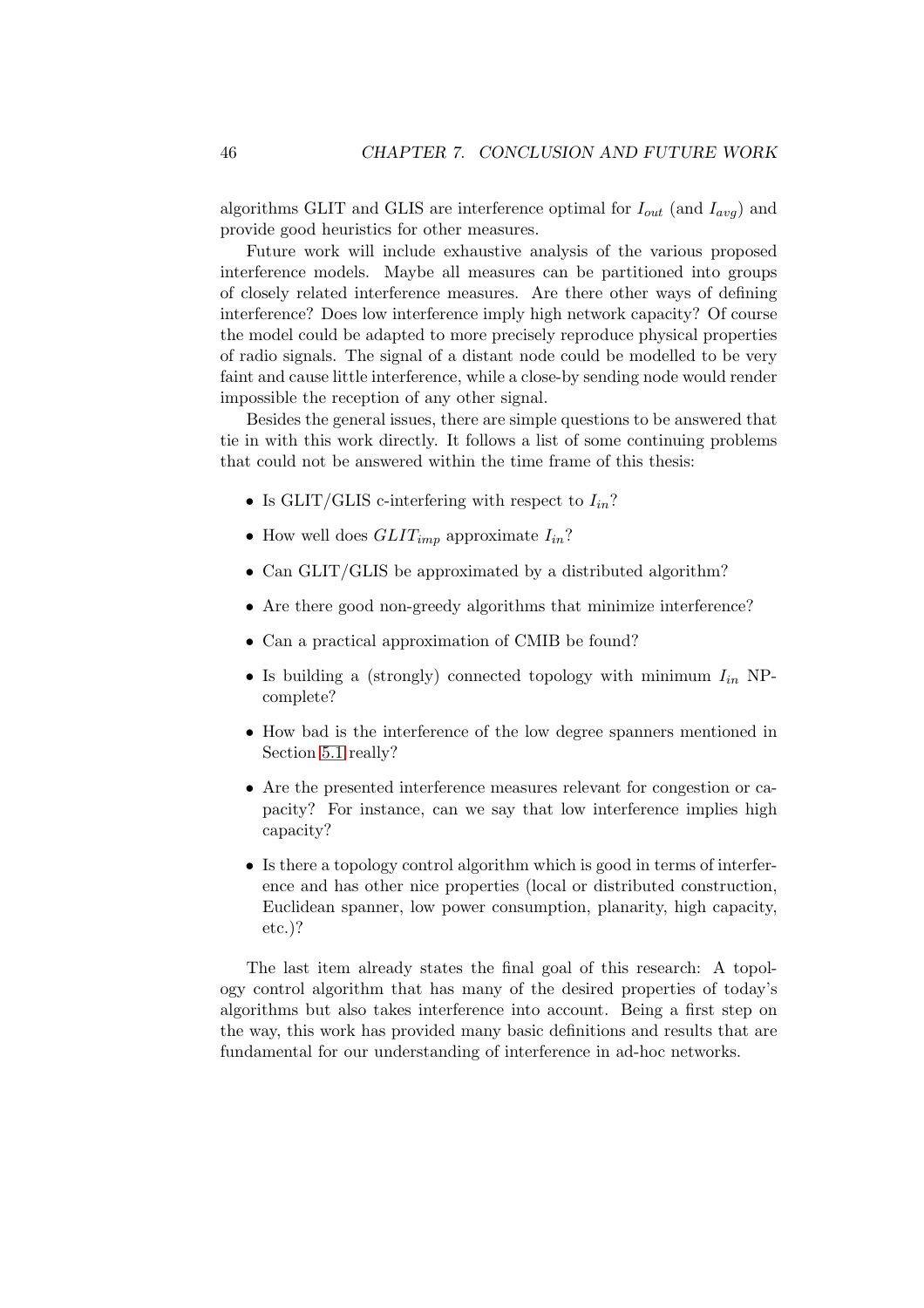algorithms GLIT and GLIS are interference optimal for $I_{out}$ (and $I_{avg}$) and provide good heuristics for other measures.

Future work will include exhaustive analysis of the various proposed interference models. Maybe all measures can be partitioned into groups of closely related interference measures. Are there other ways of defining interference? Does low interference imply high network capacity? Of course the model could be adapted to more precisely reproduce physical properties of radio signals. The signal of a distant node could be modelled to be very faint and cause little interference, while a close-by sending node would render impossible the reception of any other signal.

Besides the general issues, there are simple questions to be answered that tie in with this work directly. It follows a list of some continuing problems that could not be answered within the time frame of this thesis:

- Is GLIT/GLIS c-interfering with respect to $I_{in}$?
- How well does $GLIT_{imp}$ approximate $I_{in}$?
- Can GLIT/GLIS be approximated by a distributed algorithm?
- Are there good non-greedy algorithms that minimize interference?
- Can a practical approximation of CMIB be found?
- Is building a (strongly) connected topology with minimum $I_{in}$ NP-complete?
- How bad is the interference of the low degree spanners mentioned in Section 5.1 really?
- Are the presented interference measures relevant for congestion or capacity? For instance, can we say that low interference implies high capacity?
- Is there a topology control algorithm which is good in terms of interference and has other nice properties (local or distributed construction, Euclidean spanner, low power consumption, planarity, high capacity, etc.)?

The last item already states the final goal of this research: A topology control algorithm that has many of the desired properties of today's algorithms but also takes interference into account. Being a first step on the way, this work has provided many basic definitions and results that are fundamental for our understanding of interference in ad-hoc networks.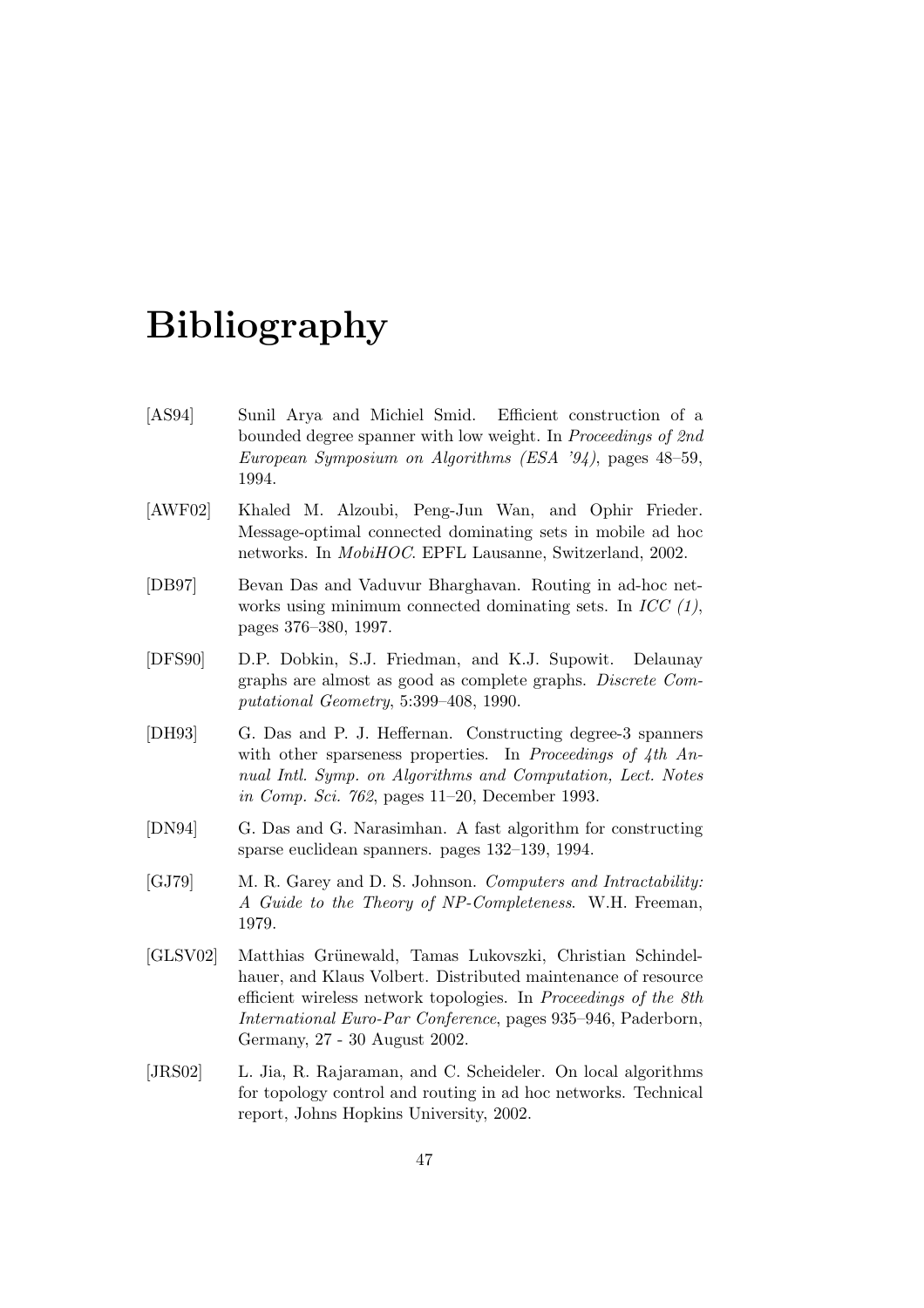# Bibliography

[AS94] Sunil Arya and Michiel Smid. Efficient construction of a bounded degree spanner with low weight. In *Proceedings of 2nd European Symposium on Algorithms (ESA '94)*, pages 48–59, 1994.

[AWF02] Khaled M. Alzoubi, Peng-Jun Wan, and Ophir Frieder. Message-optimal connected dominating sets in mobile ad hoc networks. In *MobiHOC*. EPFL Lausanne, Switzerland, 2002.

[DB97] Bevan Das and Vaduvur Bharghavan. Routing in ad-hoc networks using minimum connected dominating sets. In *ICC (1)*, pages 376–380, 1997.

[DFS90] D.P. Dobkin, S.J. Friedman, and K.J. Supowit. Delaunay graphs are almost as good as complete graphs. *Discrete Computational Geometry*, 5:399–408, 1990.

[DH93] G. Das and P. J. Heffernan. Constructing degree-3 spanners with other sparseness properties. In *Proceedings of 4th Annual Intl. Symp. on Algorithms and Computation, Lect. Notes in Comp. Sci. 762*, pages 11–20, December 1993.

[DN94] G. Das and G. Narasimhan. A fast algorithm for constructing sparse euclidean spanners. pages 132–139, 1994.

[GJ79] M. R. Garey and D. S. Johnson. *Computers and Intractability: A Guide to the Theory of NP-Completeness*. W.H. Freeman, 1979.

[GLSV02] Matthias Grünewald, Tamas Lukovszki, Christian Schindelhauer, and Klaus Volbert. Distributed maintenance of resource efficient wireless network topologies. In *Proceedings of the 8th International Euro-Par Conference*, pages 935–946, Paderborn, Germany, 27 - 30 August 2002.

[JRS02] L. Jia, R. Rajaraman, and C. Scheideler. On local algorithms for topology control and routing in ad hoc networks. Technical report, Johns Hopkins University, 2002.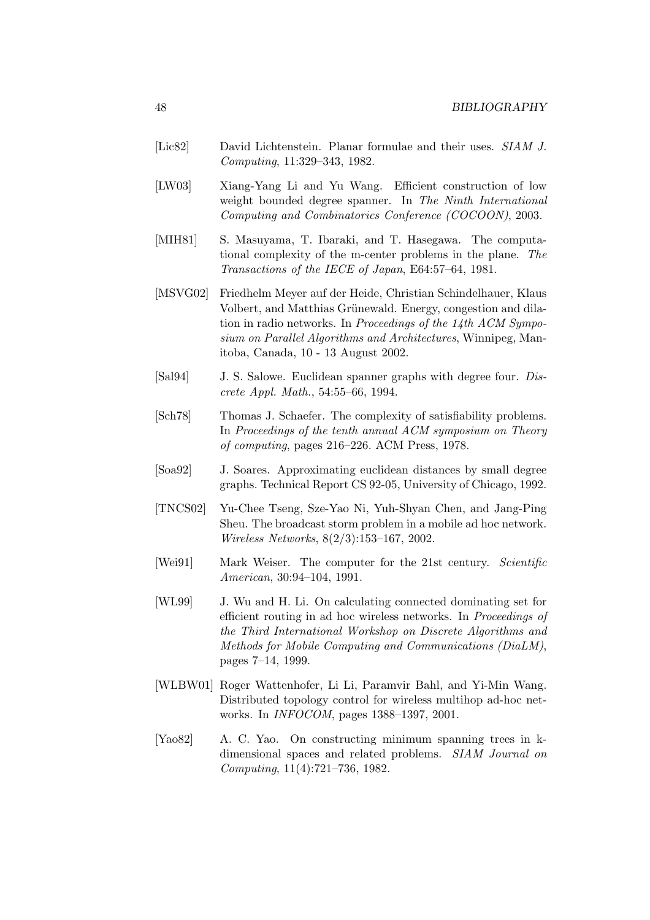[Lic82] David Lichtenstein. Planar formulae and their uses. *SIAM J. Computing*, 11:329–343, 1982.

[LW03] Xiang-Yang Li and Yu Wang. Efficient construction of low weight bounded degree spanner. In *The Ninth International Computing and Combinatorics Conference (COCOON)*, 2003.

[MIH81] S. Masuyama, T. Ibaraki, and T. Hasegawa. The computational complexity of the m-center problems in the plane. *The Transactions of the IECE of Japan*, E64:57–64, 1981.

[MSVG02] Friedhelm Meyer auf der Heide, Christian Schindelhauer, Klaus Volbert, and Matthias Grünewald. Energy, congestion and dilation in radio networks. In *Proceedings of the 14th ACM Symposium on Parallel Algorithms and Architectures*, Winnipeg, Manitoba, Canada, 10 - 13 August 2002.

[Sal94] J. S. Salowe. Euclidean spanner graphs with degree four. *Discrete Appl. Math.*, 54:55–66, 1994.

[Sch78] Thomas J. Schaefer. The complexity of satisfiability problems. In *Proceedings of the tenth annual ACM symposium on Theory of computing*, pages 216–226. ACM Press, 1978.

[Soa92] J. Soares. Approximating euclidean distances by small degree graphs. Technical Report CS 92-05, University of Chicago, 1992.

[TNCS02] Yu-Chee Tseng, Sze-Yao Ni, Yuh-Shyan Chen, and Jang-Ping Sheu. The broadcast storm problem in a mobile ad hoc network. *Wireless Networks*, 8(2/3):153–167, 2002.

[Wei91] Mark Weiser. The computer for the 21st century. *Scientific American*, 30:94–104, 1991.

[WL99] J. Wu and H. Li. On calculating connected dominating set for efficient routing in ad hoc wireless networks. In *Proceedings of the Third International Workshop on Discrete Algorithms and Methods for Mobile Computing and Communications (DiaLM)*, pages 7–14, 1999.

[WLBW01] Roger Wattenhofer, Li Li, Paramvir Bahl, and Yi-Min Wang. Distributed topology control for wireless multihop ad-hoc networks. In *INFOCOM*, pages 1388–1397, 2001.

[Yao82] A. C. Yao. On constructing minimum spanning trees in k-dimensional spaces and related problems. *SIAM Journal on Computing*, 11(4):721–736, 1982.